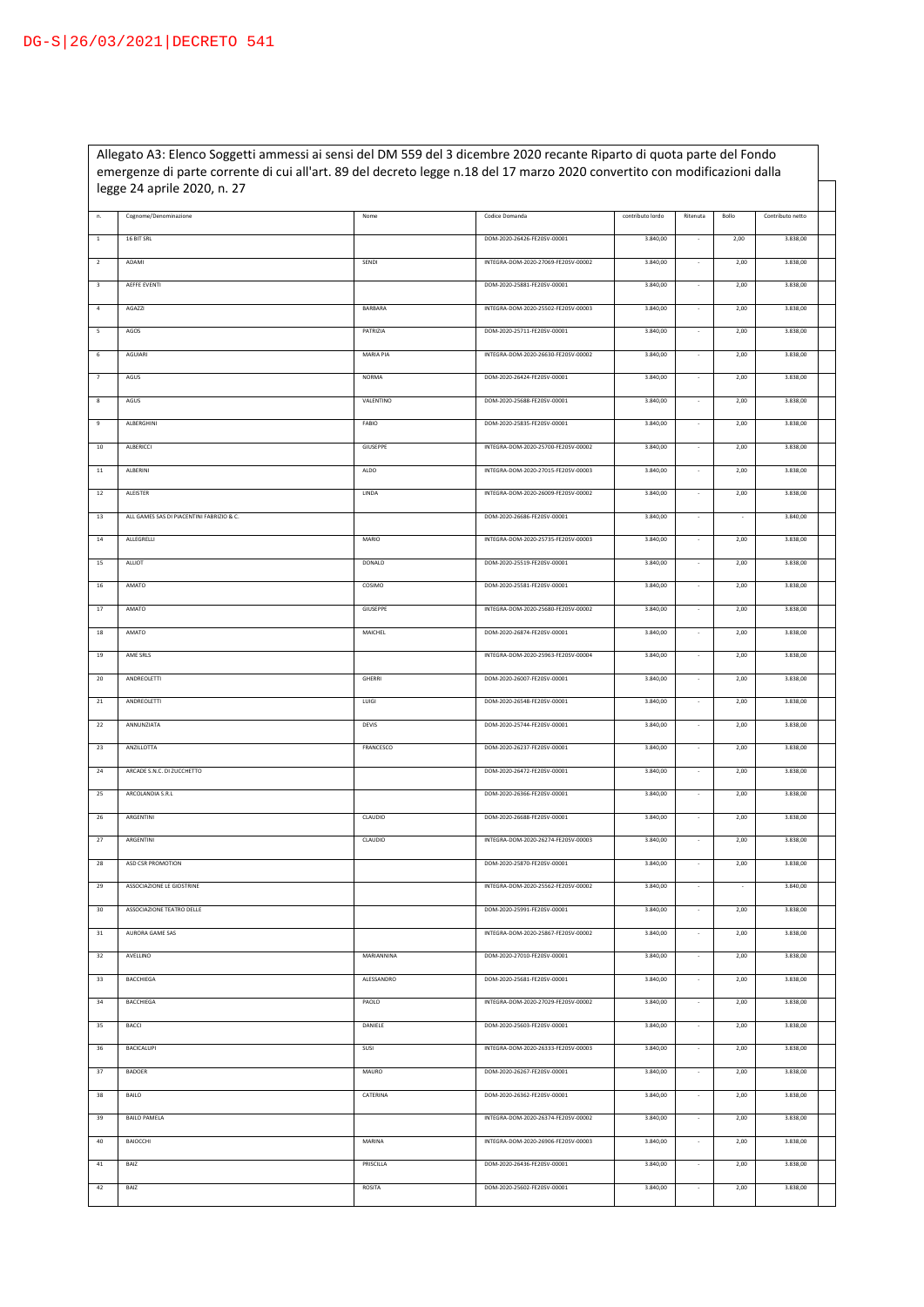DG-S|26/03/2021|DECRETO 541

Allegato A3: Elenco Soggetti ammessi ai sensi del DM 559 del 3 dicembre 2020 recante Riparto di quota parte del Fondo emergenze di parte corrente di cui all'art. 89 del decreto legge n.18 del 17 marzo 2020 convertito con modificazioni dalla legge 24 aprile 2020, n. 27

| n. | Cognome/Denominazione | Nome | Codice Domanda | contributo lordo | Ritenuta | Bollo | Contributo netto |
|---|---|---|---|---|---|---|---|
| 1 | 16 BIT SRL | | DOM-2020-26426-FE20SV-00001 | 3.840,00 | - | 2,00 | 3.838,00 |
| 2 | ADAMI | SENDI | INTEGRA-DOM-2020-27069-FE20SV-00002 | 3.840,00 | - | 2,00 | 3.838,00 |
| 3 | AEFFE EVENTI | | DOM-2020-25881-FE20SV-00001 | 3.840,00 | - | 2,00 | 3.838,00 |
| 4 | AGAZZI | BARBARA | INTEGRA-DOM-2020-25502-FE20SV-00003 | 3.840,00 | - | 2,00 | 3.838,00 |
| 5 | AGOS | PATRIZIA | DOM-2020-25711-FE20SV-00001 | 3.840,00 | - | 2,00 | 3.838,00 |
| 6 | AGUIARI | MARIA PIA | INTEGRA-DOM-2020-26630-FE20SV-00002 | 3.840,00 | - | 2,00 | 3.838,00 |
| 7 | AGUS | NORMA | DOM-2020-26424-FE20SV-00001 | 3.840,00 | - | 2,00 | 3.838,00 |
| 8 | AGUS | VALENTINO | DOM-2020-25688-FE20SV-00001 | 3.840,00 | - | 2,00 | 3.838,00 |
| 9 | ALBERGHINI | FABIO | DOM-2020-25835-FE20SV-00001 | 3.840,00 | - | 2,00 | 3.838,00 |
| 10 | ALBERICCI | GIUSEPPE | INTEGRA-DOM-2020-25700-FE20SV-00002 | 3.840,00 | - | 2,00 | 3.838,00 |
| 11 | ALBERINI | ALDO | INTEGRA-DOM-2020-27015-FE20SV-00003 | 3.840,00 | - | 2,00 | 3.838,00 |
| 12 | ALEISTER | LINDA | INTEGRA-DOM-2020-26009-FE20SV-00002 | 3.840,00 | - | 2,00 | 3.838,00 |
| 13 | ALL GAMES SAS DI PIACENTINI FABRIZIO & C. | | DOM-2020-26686-FE20SV-00001 | 3.840,00 | - | - | 3.840,00 |
| 14 | ALLEGRELLI | MARIO | INTEGRA-DOM-2020-25735-FE20SV-00003 | 3.840,00 | - | 2,00 | 3.838,00 |
| 15 | ALLIOT | DONALD | DOM-2020-25519-FE20SV-00001 | 3.840,00 | - | 2,00 | 3.838,00 |
| 16 | AMATO | COSIMO | DOM-2020-25581-FE20SV-00001 | 3.840,00 | - | 2,00 | 3.838,00 |
| 17 | AMATO | GIUSEPPE | INTEGRA-DOM-2020-25680-FE20SV-00002 | 3.840,00 | - | 2,00 | 3.838,00 |
| 18 | AMATO | MAICHEL | DOM-2020-26874-FE20SV-00001 | 3.840,00 | - | 2,00 | 3.838,00 |
| 19 | AME SRLS | | INTEGRA-DOM-2020-25963-FE20SV-00004 | 3.840,00 | - | 2,00 | 3.838,00 |
| 20 | ANDREOLETTI | GHERRI | DOM-2020-26007-FE20SV-00001 | 3.840,00 | - | 2,00 | 3.838,00 |
| 21 | ANDREOLETTI | LUIGI | DOM-2020-26548-FE20SV-00001 | 3.840,00 | - | 2,00 | 3.838,00 |
| 22 | ANNUNZIATA | DEVIS | DOM-2020-25744-FE20SV-00001 | 3.840,00 | - | 2,00 | 3.838,00 |
| 23 | ANZILLOTTA | FRANCESCO | DOM-2020-26237-FE20SV-00001 | 3.840,00 | - | 2,00 | 3.838,00 |
| 24 | ARCADE S.N.C. DI ZUCCHETTO | | DOM-2020-26472-FE20SV-00001 | 3.840,00 | - | 2,00 | 3.838,00 |
| 25 | ARCOLANDIA S.R.L | | DOM-2020-26366-FE20SV-00001 | 3.840,00 | - | 2,00 | 3.838,00 |
| 26 | ARGENTINI | CLAUDIO | DOM-2020-26688-FE20SV-00001 | 3.840,00 | - | 2,00 | 3.838,00 |
| 27 | ARGENTINI | CLAUDIO | INTEGRA-DOM-2020-26274-FE20SV-00003 | 3.840,00 | - | 2,00 | 3.838,00 |
| 28 | ASD CSR PROMOTION | | DOM-2020-25870-FE20SV-00001 | 3.840,00 | - | 2,00 | 3.838,00 |
| 29 | ASSOCIAZIONE LE GIOSTRINE | | INTEGRA-DOM-2020-25562-FE20SV-00002 | 3.840,00 | - | - | 3.840,00 |
| 30 | ASSOCIAZIONE TEATRO DELLE | | DOM-2020-25991-FE20SV-00001 | 3.840,00 | - | 2,00 | 3.838,00 |
| 31 | AURORA GAME SAS | | INTEGRA-DOM-2020-25867-FE20SV-00002 | 3.840,00 | - | 2,00 | 3.838,00 |
| 32 | AVELLINO | MARIANNINA | DOM-2020-27010-FE20SV-00001 | 3.840,00 | - | 2,00 | 3.838,00 |
| 33 | BACCHIEGA | ALESSANDRO | DOM-2020-25681-FE20SV-00001 | 3.840,00 | - | 2,00 | 3.838,00 |
| 34 | BACCHIEGA | PAOLO | INTEGRA-DOM-2020-27029-FE20SV-00002 | 3.840,00 | - | 2,00 | 3.838,00 |
| 35 | BACCI | DANIELE | DOM-2020-25603-FE20SV-00001 | 3.840,00 | - | 2,00 | 3.838,00 |
| 36 | BACICALUPI | SUSI | INTEGRA-DOM-2020-26333-FE20SV-00003 | 3.840,00 | - | 2,00 | 3.838,00 |
| 37 | BADOER | MAURO | DOM-2020-26267-FE20SV-00001 | 3.840,00 | - | 2,00 | 3.838,00 |
| 38 | BAILO | CATERINA | DOM-2020-26362-FE20SV-00001 | 3.840,00 | - | 2,00 | 3.838,00 |
| 39 | BAILO PAMELA | | INTEGRA-DOM-2020-26374-FE20SV-00002 | 3.840,00 | - | 2,00 | 3.838,00 |
| 40 | BAIOCCHI | MARINA | INTEGRA-DOM-2020-26906-FE20SV-00003 | 3.840,00 | - | 2,00 | 3.838,00 |
| 41 | BAIZ | PRISCILLA | DOM-2020-26436-FE20SV-00001 | 3.840,00 | - | 2,00 | 3.838,00 |
| 42 | BAIZ | ROSITA | DOM-2020-25602-FE20SV-00001 | 3.840,00 | - | 2,00 | 3.838,00 |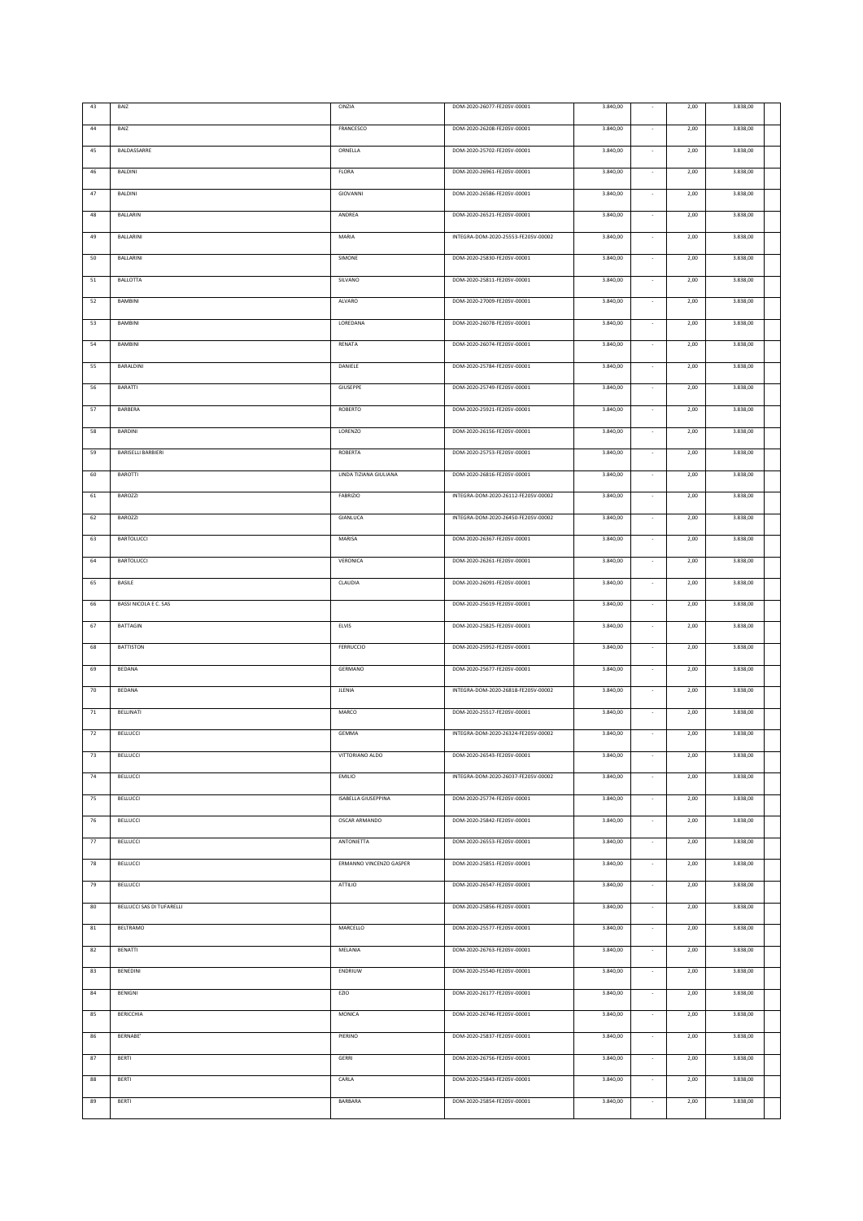| 43 | BAIZ | CINZIA | DOM-2020-26077-FE20SV-00001 | 3.840,00 | - | 2,00 | 3.838,00 | |
|---|---|---|---|---|---|---|---|---|
| 44 | BAIZ | FRANCESCO | DOM-2020-26208-FE20SV-00001 | 3.840,00 | - | 2,00 | 3.838,00 | |
| 45 | BALDASSARRE | ORNELLA | DOM-2020-25702-FE20SV-00001 | 3.840,00 | - | 2,00 | 3.838,00 | |
| 46 | BALDINI | FLORA | DOM-2020-26961-FE20SV-00001 | 3.840,00 | - | 2,00 | 3.838,00 | |
| 47 | BALDINI | GIOVANNI | DOM-2020-26586-FE20SV-00001 | 3.840,00 | - | 2,00 | 3.838,00 | |
| 48 | BALLARIN | ANDREA | DOM-2020-26521-FE20SV-00001 | 3.840,00 | - | 2,00 | 3.838,00 | |
| 49 | BALLARINI | MARIA | INTEGRA-DOM-2020-25553-FE20SV-00002 | 3.840,00 | - | 2,00 | 3.838,00 | |
| 50 | BALLARINI | SIMONE | DOM-2020-25830-FE20SV-00001 | 3.840,00 | - | 2,00 | 3.838,00 | |
| 51 | BALLOTTA | SILVANO | DOM-2020-25811-FE20SV-00001 | 3.840,00 | - | 2,00 | 3.838,00 | |
| 52 | BAMBINI | ALVARO | DOM-2020-27009-FE20SV-00001 | 3.840,00 | - | 2,00 | 3.838,00 | |
| 53 | BAMBINI | LOREDANA | DOM-2020-26078-FE20SV-00001 | 3.840,00 | - | 2,00 | 3.838,00 | |
| 54 | BAMBINI | RENATA | DOM-2020-26074-FE20SV-00001 | 3.840,00 | - | 2,00 | 3.838,00 | |
| 55 | BARALDINI | DANIELE | DOM-2020-25784-FE20SV-00001 | 3.840,00 | - | 2,00 | 3.838,00 | |
| 56 | BARATTI | GIUSEPPE | DOM-2020-25749-FE20SV-00001 | 3.840,00 | - | 2,00 | 3.838,00 | |
| 57 | BARBERA | ROBERTO | DOM-2020-25921-FE20SV-00001 | 3.840,00 | - | 2,00 | 3.838,00 | |
| 58 | BARDINI | LORENZO | DOM-2020-26156-FE20SV-00001 | 3.840,00 | - | 2,00 | 3.838,00 | |
| 59 | BARISELLI BARBIERI | ROBERTA | DOM-2020-25753-FE20SV-00001 | 3.840,00 | - | 2,00 | 3.838,00 | |
| 60 | BAROTTI | LINDA TIZIANA GIULIANA | DOM-2020-26816-FE20SV-00001 | 3.840,00 | - | 2,00 | 3.838,00 | |
| 61 | BAROZZI | FABRIZIO | INTEGRA-DOM-2020-26112-FE20SV-00002 | 3.840,00 | - | 2,00 | 3.838,00 | |
| 62 | BAROZZI | GIANLUCA | INTEGRA-DOM-2020-26450-FE20SV-00002 | 3.840,00 | - | 2,00 | 3.838,00 | |
| 63 | BARTOLUCCI | MARISA | DOM-2020-26367-FE20SV-00001 | 3.840,00 | - | 2,00 | 3.838,00 | |
| 64 | BARTOLUCCI | VERONICA | DOM-2020-26261-FE20SV-00001 | 3.840,00 | - | 2,00 | 3.838,00 | |
| 65 | BASILE | CLAUDIA | DOM-2020-26091-FE20SV-00001 | 3.840,00 | - | 2,00 | 3.838,00 | |
| 66 | BASSI NICOLA E C. SAS | | DOM-2020-25619-FE20SV-00001 | 3.840,00 | - | 2,00 | 3.838,00 | |
| 67 | BATTAGIN | ELVIS | DOM-2020-25825-FE20SV-00001 | 3.840,00 | - | 2,00 | 3.838,00 | |
| 68 | BATTISTON | FERRUCCIO | DOM-2020-25952-FE20SV-00001 | 3.840,00 | - | 2,00 | 3.838,00 | |
| 69 | BEDANA | GERMANO | DOM-2020-25677-FE20SV-00001 | 3.840,00 | - | 2,00 | 3.838,00 | |
| 70 | BEDANA | JLENIA | INTEGRA-DOM-2020-26818-FE20SV-00002 | 3.840,00 | - | 2,00 | 3.838,00 | |
| 71 | BELLINATI | MARCO | DOM-2020-25517-FE20SV-00001 | 3.840,00 | - | 2,00 | 3.838,00 | |
| 72 | BELLUCCI | GEMMA | INTEGRA-DOM-2020-26324-FE20SV-00002 | 3.840,00 | - | 2,00 | 3.838,00 | |
| 73 | BELLUCCI | VITTORIANO ALDO | DOM-2020-26543-FE20SV-00001 | 3.840,00 | - | 2,00 | 3.838,00 | |
| 74 | BELLUCCI | EMILIO | INTEGRA-DOM-2020-26037-FE20SV-00002 | 3.840,00 | - | 2,00 | 3.838,00 | |
| 75 | BELLUCCI | ISABELLA GIUSEPPINA | DOM-2020-25774-FE20SV-00001 | 3.840,00 | - | 2,00 | 3.838,00 | |
| 76 | BELLUCCI | OSCAR ARMANDO | DOM-2020-25842-FE20SV-00001 | 3.840,00 | - | 2,00 | 3.838,00 | |
| 77 | BELLUCCI | ANTONIETTA | DOM-2020-26553-FE20SV-00001 | 3.840,00 | - | 2,00 | 3.838,00 | |
| 78 | BELLUCCI | ERMANNO VINCENZO GASPER | DOM-2020-25851-FE20SV-00001 | 3.840,00 | - | 2,00 | 3.838,00 | |
| 79 | BELLUCCI | ATTILIO | DOM-2020-26547-FE20SV-00001 | 3.840,00 | - | 2,00 | 3.838,00 | |
| 80 | BELLUCCI SAS DI TUFARELLI | | DOM-2020-25856-FE20SV-00001 | 3.840,00 | - | 2,00 | 3.838,00 | |
| 81 | BELTRAMO | MARCELLO | DOM-2020-25577-FE20SV-00001 | 3.840,00 | - | 2,00 | 3.838,00 | |
| 82 | BENATTI | MELANIA | DOM-2020-26763-FE20SV-00001 | 3.840,00 | - | 2,00 | 3.838,00 | |
| 83 | BENEDINI | ENDRIUW | DOM-2020-25540-FE20SV-00001 | 3.840,00 | - | 2,00 | 3.838,00 | |
| 84 | BENIGNI | EZIO | DOM-2020-26177-FE20SV-00001 | 3.840,00 | - | 2,00 | 3.838,00 | |
| 85 | BERICCHIA | MONICA | DOM-2020-26746-FE20SV-00001 | 3.840,00 | - | 2,00 | 3.838,00 | |
| 86 | BERNABE' | PIERINO | DOM-2020-25837-FE20SV-00001 | 3.840,00 | - | 2,00 | 3.838,00 | |
| 87 | BERTI | GERRI | DOM-2020-26756-FE20SV-00001 | 3.840,00 | - | 2,00 | 3.838,00 | |
| 88 | BERTI | CARLA | DOM-2020-25843-FE20SV-00001 | 3.840,00 | - | 2,00 | 3.838,00 | |
| 89 | BERTI | BARBARA | DOM-2020-25854-FE20SV-00001 | 3.840,00 | - | 2,00 | 3.838,00 | |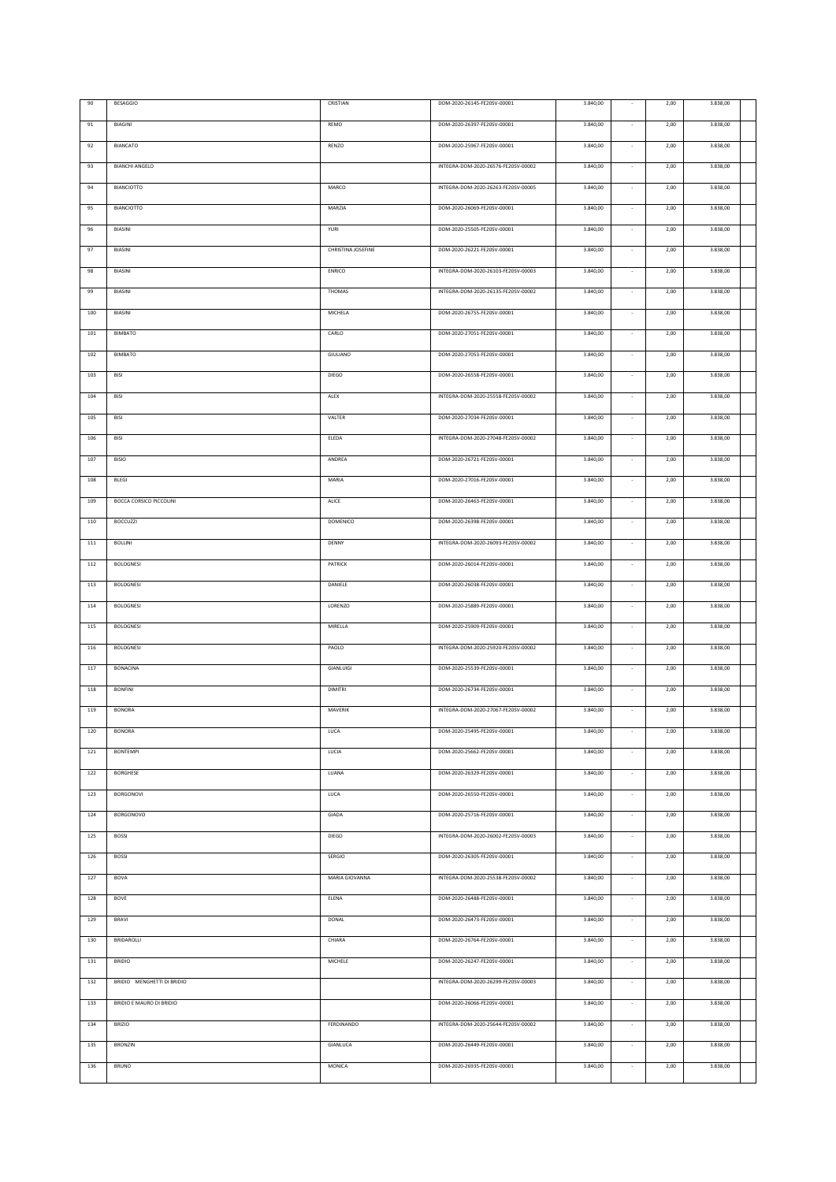| 90 | BESAGGIO | CRISTIAN | DOM-2020-26145-FE20SV-00001 | 3.840,00 | - | 2,00 | 3.838,00 | |
|---|---|---|---|---|---|---|---|---|
| 91 | BIAGINI | REMO | DOM-2020-26397-FE20SV-00001 | 3.840,00 | - | 2,00 | 3.838,00 | |
| 92 | BIANCATO | RENZO | DOM-2020-25967-FE20SV-00001 | 3.840,00 | - | 2,00 | 3.838,00 | |
| 93 | BIANCHI ANGELO | | INTEGRA-DOM-2020-26576-FE20SV-00002 | 3.840,00 | - | 2,00 | 3.838,00 | |
| 94 | BIANCIOTTO | MARCO | INTEGRA-DOM-2020-26263-FE20SV-00005 | 3.840,00 | - | 2,00 | 3.838,00 | |
| 95 | BIANCIOTTO | MARZIA | DOM-2020-26069-FE20SV-00001 | 3.840,00 | - | 2,00 | 3.838,00 | |
| 96 | BIASINI | YURI | DOM-2020-25505-FE20SV-00001 | 3.840,00 | - | 2,00 | 3.838,00 | |
| 97 | BIASINI | CHRISTINA JOSEFINE | DOM-2020-26221-FE20SV-00001 | 3.840,00 | - | 2,00 | 3.838,00 | |
| 98 | BIASINI | ENRICO | INTEGRA-DOM-2020-26103-FE20SV-00003 | 3.840,00 | - | 2,00 | 3.838,00 | |
| 99 | BIASINI | THOMAS | INTEGRA-DOM-2020-26135-FE20SV-00002 | 3.840,00 | - | 2,00 | 3.838,00 | |
| 100 | BIASINI | MICHELA | DOM-2020-26755-FE20SV-00001 | 3.840,00 | - | 2,00 | 3.838,00 | |
| 101 | BIMBATO | CARLO | DOM-2020-27051-FE20SV-00001 | 3.840,00 | - | 2,00 | 3.838,00 | |
| 102 | BIMBATO | GIULIANO | DOM-2020-27053-FE20SV-00001 | 3.840,00 | - | 2,00 | 3.838,00 | |
| 103 | BISI | DIEGO | DOM-2020-26558-FE20SV-00001 | 3.840,00 | - | 2,00 | 3.838,00 | |
| 104 | BISI | ALEX | INTEGRA-DOM-2020-25558-FE20SV-00002 | 3.840,00 | - | 2,00 | 3.838,00 | |
| 105 | BISI | VALTER | DOM-2020-27034-FE20SV-00001 | 3.840,00 | - | 2,00 | 3.838,00 | |
| 106 | BISI | ELEDA | INTEGRA-DOM-2020-27048-FE20SV-00002 | 3.840,00 | - | 2,00 | 3.838,00 | |
| 107 | BISIO | ANDREA | DOM-2020-26721-FE20SV-00001 | 3.840,00 | - | 2,00 | 3.838,00 | |
| 108 | BLEGI | MARIA | DOM-2020-27016-FE20SV-00001 | 3.840,00 | - | 2,00 | 3.838,00 | |
| 109 | BOCCA CORSICO PICCOLINI | ALICE | DOM-2020-26463-FE20SV-00001 | 3.840,00 | - | 2,00 | 3.838,00 | |
| 110 | BOCCUZZI | DOMENICO | DOM-2020-26398-FE20SV-00001 | 3.840,00 | - | 2,00 | 3.838,00 | |
| 111 | BOLLINI | DENNY | INTEGRA-DOM-2020-26093-FE20SV-00002 | 3.840,00 | - | 2,00 | 3.838,00 | |
| 112 | BOLOGNESI | PATRICK | DOM-2020-26014-FE20SV-00001 | 3.840,00 | - | 2,00 | 3.838,00 | |
| 113 | BOLOGNESI | DANIELE | DOM-2020-26038-FE20SV-00001 | 3.840,00 | - | 2,00 | 3.838,00 | |
| 114 | BOLOGNESI | LORENZO | DOM-2020-25889-FE20SV-00001 | 3.840,00 | - | 2,00 | 3.838,00 | |
| 115 | BOLOGNESI | MIRELLA | DOM-2020-25909-FE20SV-00001 | 3.840,00 | - | 2,00 | 3.838,00 | |
| 116 | BOLOGNESI | PAOLO | INTEGRA-DOM-2020-25920-FE20SV-00002 | 3.840,00 | - | 2,00 | 3.838,00 | |
| 117 | BONACINA | GIANLUIGI | DOM-2020-25539-FE20SV-00001 | 3.840,00 | - | 2,00 | 3.838,00 | |
| 118 | BONFINI | DIMITRI | DOM-2020-26734-FE20SV-00001 | 3.840,00 | - | 2,00 | 3.838,00 | |
| 119 | BONORA | MAVERIK | INTEGRA-DOM-2020-27067-FE20SV-00002 | 3.840,00 | - | 2,00 | 3.838,00 | |
| 120 | BONORA | LUCA | DOM-2020-25495-FE20SV-00001 | 3.840,00 | - | 2,00 | 3.838,00 | |
| 121 | BONTEMPI | LUCIA | DOM-2020-25662-FE20SV-00001 | 3.840,00 | - | 2,00 | 3.838,00 | |
| 122 | BORGHESE | LUANA | DOM-2020-26329-FE20SV-00001 | 3.840,00 | - | 2,00 | 3.838,00 | |
| 123 | BORGONOVI | LUCA | DOM-2020-26550-FE20SV-00001 | 3.840,00 | - | 2,00 | 3.838,00 | |
| 124 | BORGONOVO | GIADA | DOM-2020-25716-FE20SV-00001 | 3.840,00 | - | 2,00 | 3.838,00 | |
| 125 | BOSSI | DIEGO | INTEGRA-DOM-2020-26002-FE20SV-00003 | 3.840,00 | - | 2,00 | 3.838,00 | |
| 126 | BOSSI | SERGIO | DOM-2020-26305-FE20SV-00001 | 3.840,00 | - | 2,00 | 3.838,00 | |
| 127 | BOVA | MARIA GIOVANNA | INTEGRA-DOM-2020-25538-FE20SV-00002 | 3.840,00 | - | 2,00 | 3.838,00 | |
| 128 | BOVE | ELENA | DOM-2020-26488-FE20SV-00001 | 3.840,00 | - | 2,00 | 3.838,00 | |
| 129 | BRAVI | DONAL | DOM-2020-26473-FE20SV-00001 | 3.840,00 | - | 2,00 | 3.838,00 | |
| 130 | BRIDAROLLI | CHIARA | DOM-2020-26764-FE20SV-00001 | 3.840,00 | - | 2,00 | 3.838,00 | |
| 131 | BRIDIO | MICHELE | DOM-2020-26247-FE20SV-00001 | 3.840,00 | - | 2,00 | 3.838,00 | |
| 132 | BRIDIO MENGHETTI DI BRIDIO | | INTEGRA-DOM-2020-26299-FE20SV-00003 | 3.840,00 | - | 2,00 | 3.838,00 | |
| 133 | BRIDIO E MAURO DI BRIDIO | | DOM-2020-26066-FE20SV-00001 | 3.840,00 | - | 2,00 | 3.838,00 | |
| 134 | BRIZIO | FERDINANDO | INTEGRA-DOM-2020-25644-FE20SV-00002 | 3.840,00 | - | 2,00 | 3.838,00 | |
| 135 | BRONZIN | GIANLUCA | DOM-2020-26449-FE20SV-00001 | 3.840,00 | - | 2,00 | 3.838,00 | |
| 136 | BRUNO | MONICA | DOM-2020-26935-FE20SV-00001 | 3.840,00 | - | 2,00 | 3.838,00 | |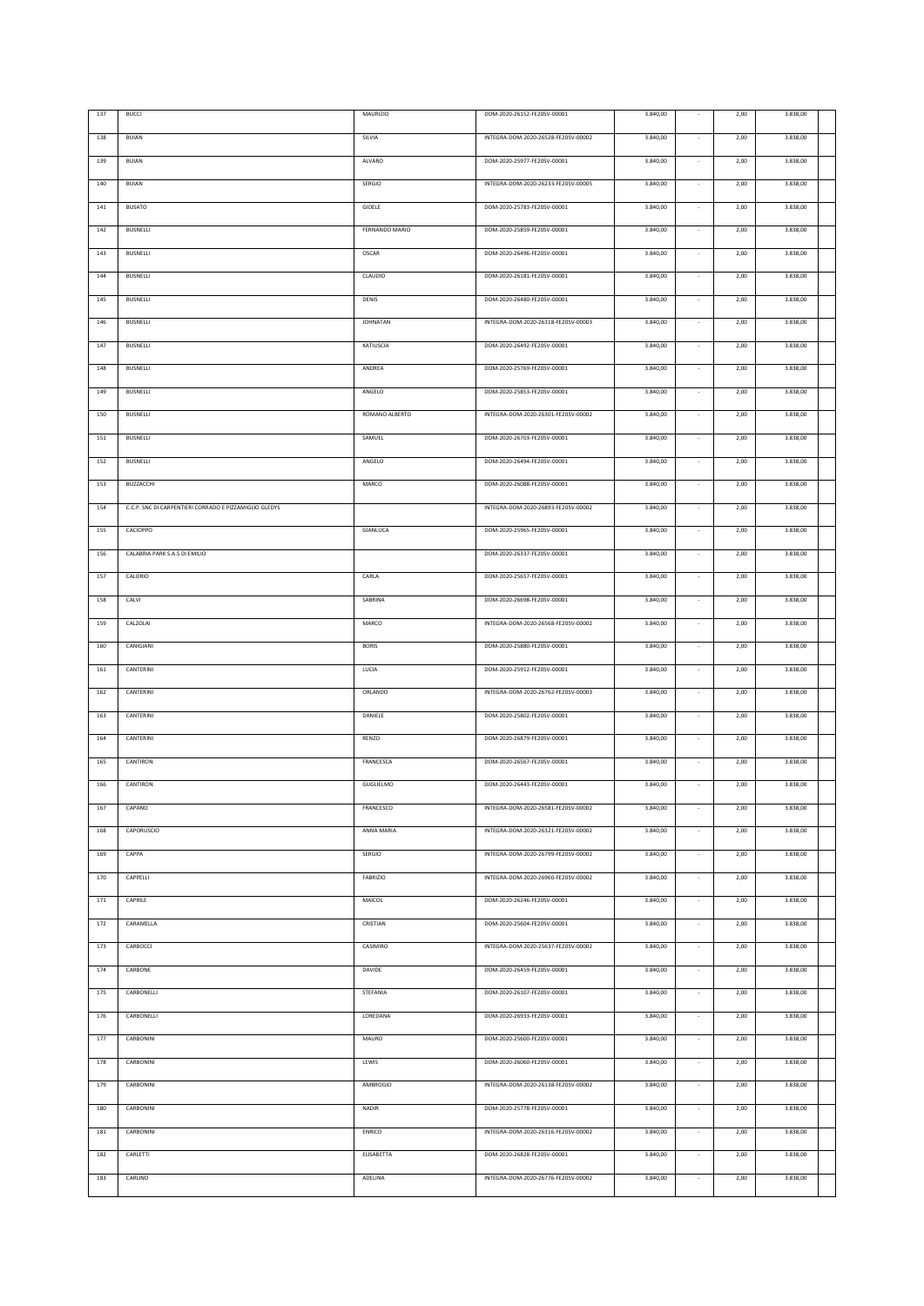| 137 | BUCCI | MAURIZIO | DOM-2020-26152-FE20SV-00001 | 3.840,00 | - | 2,00 | 3.838,00 | |
|---|---|---|---|---|---|---|---|---|
| 138 | BUIAN | SILVIA | INTEGRA-DOM-2020-26528-FE20SV-00002 | 3.840,00 | - | 2,00 | 3.838,00 | |
| 139 | BUIAN | ALVARO | DOM-2020-25977-FE20SV-00001 | 3.840,00 | - | 2,00 | 3.838,00 | |
| 140 | BUIAN | SERGIO | INTEGRA-DOM-2020-26233-FE20SV-00005 | 3.840,00 | - | 2,00 | 3.838,00 | |
| 141 | BUSATO | GIOELE | DOM-2020-25783-FE20SV-00001 | 3.840,00 | - | 2,00 | 3.838,00 | |
| 142 | BUSNELLI | FERNANDO MARIO | DOM-2020-25859-FE20SV-00001 | 3.840,00 | - | 2,00 | 3.838,00 | |
| 143 | BUSNELLI | OSCAR | DOM-2020-26496-FE20SV-00001 | 3.840,00 | - | 2,00 | 3.838,00 | |
| 144 | BUSNELLI | CLAUDIO | DOM-2020-26181-FE20SV-00001 | 3.840,00 | - | 2,00 | 3.838,00 | |
| 145 | BUSNELLI | DENIS | DOM-2020-26480-FE20SV-00001 | 3.840,00 | - | 2,00 | 3.838,00 | |
| 146 | BUSNELLI | JOHNATAN | INTEGRA-DOM-2020-26318-FE20SV-00003 | 3.840,00 | - | 2,00 | 3.838,00 | |
| 147 | BUSNELLI | KATIUSCIA | DOM-2020-26492-FE20SV-00001 | 3.840,00 | - | 2,00 | 3.838,00 | |
| 148 | BUSNELLI | ANDREA | DOM-2020-25769-FE20SV-00001 | 3.840,00 | - | 2,00 | 3.838,00 | |
| 149 | BUSNELLI | ANGELO | DOM-2020-25853-FE20SV-00001 | 3.840,00 | - | 2,00 | 3.838,00 | |
| 150 | BUSNELLI | ROMANO ALBERTO | INTEGRA-DOM-2020-26301-FE20SV-00002 | 3.840,00 | - | 2,00 | 3.838,00 | |
| 151 | BUSNELLI | SAMUEL | DOM-2020-26703-FE20SV-00001 | 3.840,00 | - | 2,00 | 3.838,00 | |
| 152 | BUSNELLI | ANGELO | DOM-2020-26494-FE20SV-00001 | 3.840,00 | - | 2,00 | 3.838,00 | |
| 153 | BUZZACCHI | MARCO | DOM-2020-26088-FE20SV-00001 | 3.840,00 | - | 2,00 | 3.838,00 | |
| 154 | C.C.P. SNC DI CARPENTIERI CORRADO E PIZZAMIGLIO GLEDYS | | INTEGRA-DOM-2020-26893-FE20SV-00002 | 3.840,00 | - | 2,00 | 3.838,00 | |
| 155 | CACIOPPO | GIANLUCA | DOM-2020-25965-FE20SV-00001 | 3.840,00 | - | 2,00 | 3.838,00 | |
| 156 | CALABRIA PARK S.A.S DI EMILIO | | DOM-2020-26337-FE20SV-00001 | 3.840,00 | - | 2,00 | 3.838,00 | |
| 157 | CALORIO | CARLA | DOM-2020-25657-FE20SV-00001 | 3.840,00 | - | 2,00 | 3.838,00 | |
| 158 | CALVI | SABRINA | DOM-2020-26698-FE20SV-00001 | 3.840,00 | - | 2,00 | 3.838,00 | |
| 159 | CALZOLAI | MARCO | INTEGRA-DOM-2020-26568-FE20SV-00002 | 3.840,00 | - | 2,00 | 3.838,00 | |
| 160 | CANIGIANI | BORIS | DOM-2020-25880-FE20SV-00001 | 3.840,00 | - | 2,00 | 3.838,00 | |
| 161 | CANTERINI | LUCIA | DOM-2020-25912-FE20SV-00001 | 3.840,00 | - | 2,00 | 3.838,00 | |
| 162 | CANTERINI | ORLANDO | INTEGRA-DOM-2020-26762-FE20SV-00003 | 3.840,00 | - | 2,00 | 3.838,00 | |
| 163 | CANTERINI | DANIELE | DOM-2020-25802-FE20SV-00001 | 3.840,00 | - | 2,00 | 3.838,00 | |
| 164 | CANTERINI | RENZO | DOM-2020-26879-FE20SV-00001 | 3.840,00 | - | 2,00 | 3.838,00 | |
| 165 | CANTIRON | FRANCESCA | DOM-2020-26567-FE20SV-00001 | 3.840,00 | - | 2,00 | 3.838,00 | |
| 166 | CANTIRON | GUGLIELMO | DOM-2020-26443-FE20SV-00001 | 3.840,00 | - | 2,00 | 3.838,00 | |
| 167 | CAPANO | FRANCESCO | INTEGRA-DOM-2020-26581-FE20SV-00002 | 3.840,00 | - | 2,00 | 3.838,00 | |
| 168 | CAPORUSCIO | ANNA MARIA | INTEGRA-DOM-2020-26321-FE20SV-00002 | 3.840,00 | - | 2,00 | 3.838,00 | |
| 169 | CAPPA | SERGIO | INTEGRA-DOM-2020-26799-FE20SV-00002 | 3.840,00 | - | 2,00 | 3.838,00 | |
| 170 | CAPPELLI | FABRIZIO | INTEGRA-DOM-2020-26960-FE20SV-00002 | 3.840,00 | - | 2,00 | 3.838,00 | |
| 171 | CAPRILE | MAICOL | DOM-2020-26246-FE20SV-00001 | 3.840,00 | - | 2,00 | 3.838,00 | |
| 172 | CARAMELLA | CRISTIAN | DOM-2020-25604-FE20SV-00001 | 3.840,00 | - | 2,00 | 3.838,00 | |
| 173 | CARBOCCI | CASIMIRO | INTEGRA-DOM-2020-25637-FE20SV-00002 | 3.840,00 | - | 2,00 | 3.838,00 | |
| 174 | CARBONE | DAVIDE | DOM-2020-26459-FE20SV-00001 | 3.840,00 | - | 2,00 | 3.838,00 | |
| 175 | CARBONELLI | STEFANIA | DOM-2020-26107-FE20SV-00001 | 3.840,00 | - | 2,00 | 3.838,00 | |
| 176 | CARBONELLI | LOREDANA | DOM-2020-26933-FE20SV-00001 | 3.840,00 | - | 2,00 | 3.838,00 | |
| 177 | CARBONINI | MAURO | DOM-2020-25600-FE20SV-00001 | 3.840,00 | - | 2,00 | 3.838,00 | |
| 178 | CARBONINI | LEWIS | DOM-2020-26060-FE20SV-00001 | 3.840,00 | - | 2,00 | 3.838,00 | |
| 179 | CARBONINI | AMBROGIO | INTEGRA-DOM-2020-26138-FE20SV-00002 | 3.840,00 | - | 2,00 | 3.838,00 | |
| 180 | CARBONINI | NADIR | DOM-2020-25778-FE20SV-00001 | 3.840,00 | - | 2,00 | 3.838,00 | |
| 181 | CARBONINI | ENRICO | INTEGRA-DOM-2020-26316-FE20SV-00002 | 3.840,00 | - | 2,00 | 3.838,00 | |
| 182 | CARLETTI | ELISABETTA | DOM-2020-26828-FE20SV-00001 | 3.840,00 | - | 2,00 | 3.838,00 | |
| 183 | CARLINO | ADELINA | INTEGRA-DOM-2020-26776-FE20SV-00002 | 3.840,00 | - | 2,00 | 3.838,00 | |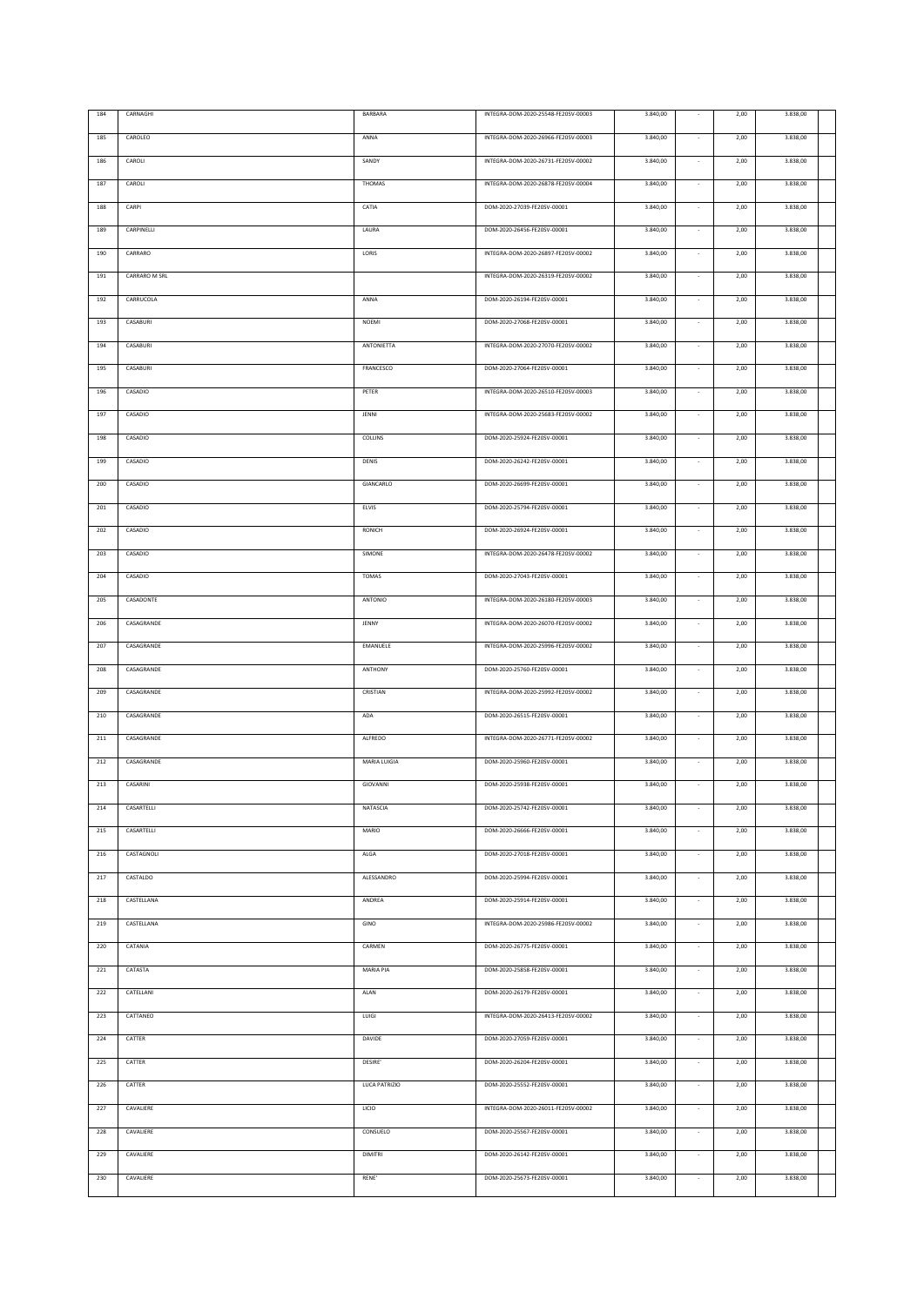| 184 | CARNAGHI | BARBARA | INTEGRA-DOM-2020-25548-FE20SV-00003 | 3.840,00 | - | 2,00 | 3.838,00 | |
|---|---|---|---|---|---|---|---|---|
| 185 | CAROLEO | ANNA | INTEGRA-DOM-2020-26966-FE20SV-00003 | 3.840,00 | - | 2,00 | 3.838,00 | |
| 186 | CAROLI | SANDY | INTEGRA-DOM-2020-26731-FE20SV-00002 | 3.840,00 | - | 2,00 | 3.838,00 | |
| 187 | CAROLI | THOMAS | INTEGRA-DOM-2020-26878-FE20SV-00004 | 3.840,00 | - | 2,00 | 3.838,00 | |
| 188 | CARPI | CATIA | DOM-2020-27039-FE20SV-00001 | 3.840,00 | - | 2,00 | 3.838,00 | |
| 189 | CARPINELLI | LAURA | DOM-2020-26456-FE20SV-00001 | 3.840,00 | - | 2,00 | 3.838,00 | |
| 190 | CARRARO | LORIS | INTEGRA-DOM-2020-26897-FE20SV-00002 | 3.840,00 | - | 2,00 | 3.838,00 | |
| 191 | CARRARO M SRL | | INTEGRA-DOM-2020-26319-FE20SV-00002 | 3.840,00 | - | 2,00 | 3.838,00 | |
| 192 | CARRUCOLA | ANNA | DOM-2020-26194-FE20SV-00001 | 3.840,00 | - | 2,00 | 3.838,00 | |
| 193 | CASABURI | NOEMI | DOM-2020-27068-FE20SV-00001 | 3.840,00 | - | 2,00 | 3.838,00 | |
| 194 | CASABURI | ANTONIETTA | INTEGRA-DOM-2020-27070-FE20SV-00002 | 3.840,00 | - | 2,00 | 3.838,00 | |
| 195 | CASABURI | FRANCESCO | DOM-2020-27064-FE20SV-00001 | 3.840,00 | - | 2,00 | 3.838,00 | |
| 196 | CASADIO | PETER | INTEGRA-DOM-2020-26510-FE20SV-00003 | 3.840,00 | - | 2,00 | 3.838,00 | |
| 197 | CASADIO | JENNI | INTEGRA-DOM-2020-25683-FE20SV-00002 | 3.840,00 | - | 2,00 | 3.838,00 | |
| 198 | CASADIO | COLLINS | DOM-2020-25924-FE20SV-00001 | 3.840,00 | - | 2,00 | 3.838,00 | |
| 199 | CASADIO | DENIS | DOM-2020-26242-FE20SV-00001 | 3.840,00 | - | 2,00 | 3.838,00 | |
| 200 | CASADIO | GIANCARLO | DOM-2020-26699-FE20SV-00001 | 3.840,00 | - | 2,00 | 3.838,00 | |
| 201 | CASADIO | ELVIS | DOM-2020-25794-FE20SV-00001 | 3.840,00 | - | 2,00 | 3.838,00 | |
| 202 | CASADIO | RONICH | DOM-2020-26924-FE20SV-00001 | 3.840,00 | - | 2,00 | 3.838,00 | |
| 203 | CASADIO | SIMONE | INTEGRA-DOM-2020-26478-FE20SV-00002 | 3.840,00 | - | 2,00 | 3.838,00 | |
| 204 | CASADIO | TOMAS | DOM-2020-27043-FE20SV-00001 | 3.840,00 | - | 2,00 | 3.838,00 | |
| 205 | CASADONTE | ANTONIO | INTEGRA-DOM-2020-26180-FE20SV-00003 | 3.840,00 | - | 2,00 | 3.838,00 | |
| 206 | CASAGRANDE | JENNY | INTEGRA-DOM-2020-26070-FE20SV-00002 | 3.840,00 | - | 2,00 | 3.838,00 | |
| 207 | CASAGRANDE | EMANUELE | INTEGRA-DOM-2020-25996-FE20SV-00002 | 3.840,00 | - | 2,00 | 3.838,00 | |
| 208 | CASAGRANDE | ANTHONY | DOM-2020-25760-FE20SV-00001 | 3.840,00 | - | 2,00 | 3.838,00 | |
| 209 | CASAGRANDE | CRISTIAN | INTEGRA-DOM-2020-25992-FE20SV-00002 | 3.840,00 | - | 2,00 | 3.838,00 | |
| 210 | CASAGRANDE | ADA | DOM-2020-26515-FE20SV-00001 | 3.840,00 | - | 2,00 | 3.838,00 | |
| 211 | CASAGRANDE | ALFREDO | INTEGRA-DOM-2020-26771-FE20SV-00002 | 3.840,00 | - | 2,00 | 3.838,00 | |
| 212 | CASAGRANDE | MARIA LUIGIA | DOM-2020-25960-FE20SV-00001 | 3.840,00 | - | 2,00 | 3.838,00 | |
| 213 | CASARINI | GIOVANNI | DOM-2020-25938-FE20SV-00001 | 3.840,00 | - | 2,00 | 3.838,00 | |
| 214 | CASARTELLI | NATASCIA | DOM-2020-25742-FE20SV-00001 | 3.840,00 | - | 2,00 | 3.838,00 | |
| 215 | CASARTELLI | MARIO | DOM-2020-26666-FE20SV-00001 | 3.840,00 | - | 2,00 | 3.838,00 | |
| 216 | CASTAGNOLI | ALGA | DOM-2020-27018-FE20SV-00001 | 3.840,00 | - | 2,00 | 3.838,00 | |
| 217 | CASTALDO | ALESSANDRO | DOM-2020-25994-FE20SV-00001 | 3.840,00 | - | 2,00 | 3.838,00 | |
| 218 | CASTELLANA | ANDREA | DOM-2020-25914-FE20SV-00001 | 3.840,00 | - | 2,00 | 3.838,00 | |
| 219 | CASTELLANA | GINO | INTEGRA-DOM-2020-25986-FE20SV-00002 | 3.840,00 | - | 2,00 | 3.838,00 | |
| 220 | CATANIA | CARMEN | DOM-2020-26775-FE20SV-00001 | 3.840,00 | - | 2,00 | 3.838,00 | |
| 221 | CATASTA | MARIA PIA | DOM-2020-25858-FE20SV-00001 | 3.840,00 | - | 2,00 | 3.838,00 | |
| 222 | CATELLANI | ALAN | DOM-2020-26179-FE20SV-00001 | 3.840,00 | - | 2,00 | 3.838,00 | |
| 223 | CATTANEO | LUIGI | INTEGRA-DOM-2020-26413-FE20SV-00002 | 3.840,00 | - | 2,00 | 3.838,00 | |
| 224 | CATTER | DAVIDE | DOM-2020-27059-FE20SV-00001 | 3.840,00 | - | 2,00 | 3.838,00 | |
| 225 | CATTER | DESIRE' | DOM-2020-26204-FE20SV-00001 | 3.840,00 | - | 2,00 | 3.838,00 | |
| 226 | CATTER | LUCA PATRIZIO | DOM-2020-25552-FE20SV-00001 | 3.840,00 | - | 2,00 | 3.838,00 | |
| 227 | CAVALIERE | LICIO | INTEGRA-DOM-2020-26011-FE20SV-00002 | 3.840,00 | - | 2,00 | 3.838,00 | |
| 228 | CAVALIERE | CONSUELO | DOM-2020-25567-FE20SV-00001 | 3.840,00 | - | 2,00 | 3.838,00 | |
| 229 | CAVALIERE | DIMITRI | DOM-2020-26142-FE20SV-00001 | 3.840,00 | - | 2,00 | 3.838,00 | |
| 230 | CAVALIERE | RENE' | DOM-2020-25673-FE20SV-00001 | 3.840,00 | - | 2,00 | 3.838,00 | |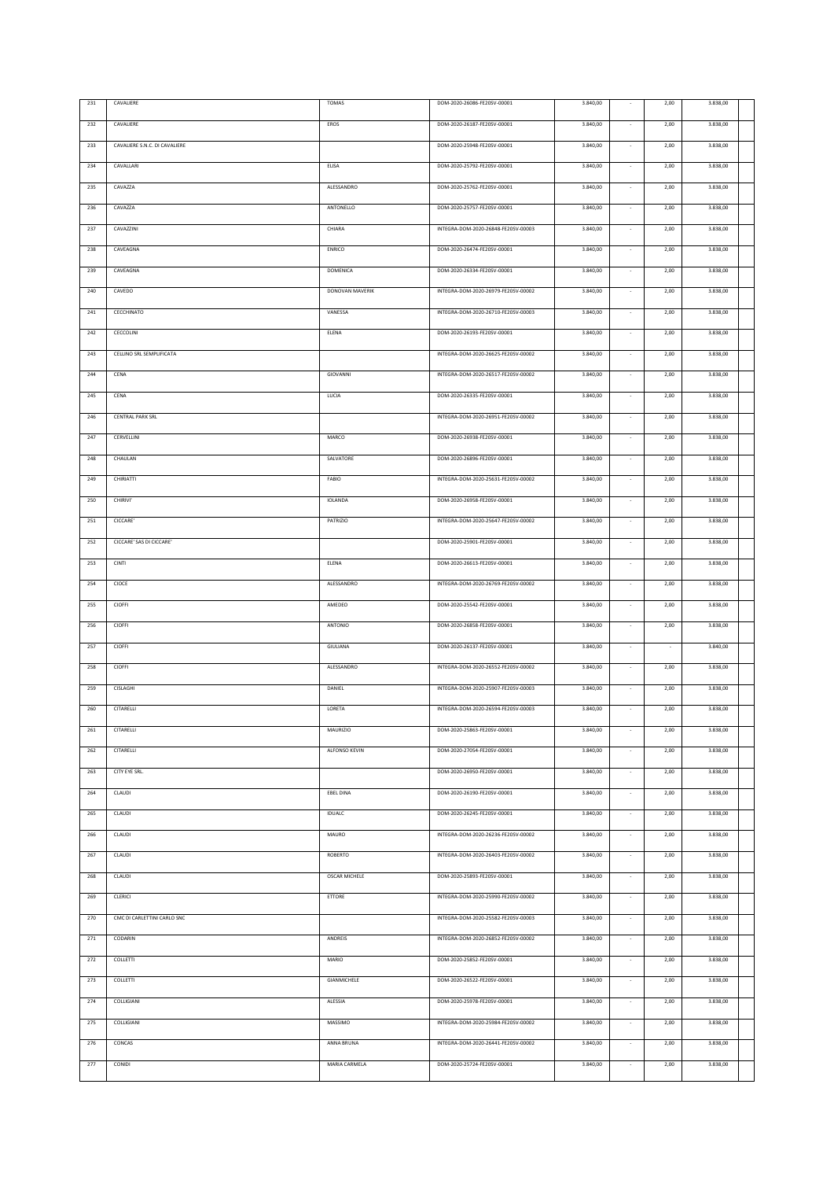| 231 | CAVALIERE | TOMAS | DOM-2020-26086-FE20SV-00001 | 3.840,00 | - | 2,00 | 3.838,00 | |
|---|---|---|---|---|---|---|---|---|
| 232 | CAVALIERE | EROS | DOM-2020-26187-FE20SV-00001 | 3.840,00 | - | 2,00 | 3.838,00 | |
| 233 | CAVALIERE S.N.C. DI CAVALIERE | | DOM-2020-25948-FE20SV-00001 | 3.840,00 | - | 2,00 | 3.838,00 | |
| 234 | CAVALLARI | ELISA | DOM-2020-25792-FE20SV-00001 | 3.840,00 | - | 2,00 | 3.838,00 | |
| 235 | CAVAZZA | ALESSANDRO | DOM-2020-25762-FE20SV-00001 | 3.840,00 | - | 2,00 | 3.838,00 | |
| 236 | CAVAZZA | ANTONELLO | DOM-2020-25757-FE20SV-00001 | 3.840,00 | - | 2,00 | 3.838,00 | |
| 237 | CAVAZZINI | CHIARA | INTEGRA-DOM-2020-26848-FE20SV-00003 | 3.840,00 | - | 2,00 | 3.838,00 | |
| 238 | CAVEAGNA | ENRICO | DOM-2020-26474-FE20SV-00001 | 3.840,00 | - | 2,00 | 3.838,00 | |
| 239 | CAVEAGNA | DOMENICA | DOM-2020-26334-FE20SV-00001 | 3.840,00 | - | 2,00 | 3.838,00 | |
| 240 | CAVEDO | DONOVAN MAVERIK | INTEGRA-DOM-2020-26979-FE20SV-00002 | 3.840,00 | - | 2,00 | 3.838,00 | |
| 241 | CECCHINATO | VANESSA | INTEGRA-DOM-2020-26710-FE20SV-00003 | 3.840,00 | - | 2,00 | 3.838,00 | |
| 242 | CECCOLINI | ELENA | DOM-2020-26193-FE20SV-00001 | 3.840,00 | - | 2,00 | 3.838,00 | |
| 243 | CELLINO SRL SEMPLIFICATA | | INTEGRA-DOM-2020-26625-FE20SV-00002 | 3.840,00 | - | 2,00 | 3.838,00 | |
| 244 | CENA | GIOVANNI | INTEGRA-DOM-2020-26517-FE20SV-00002 | 3.840,00 | - | 2,00 | 3.838,00 | |
| 245 | CENA | LUCIA | DOM-2020-26335-FE20SV-00001 | 3.840,00 | - | 2,00 | 3.838,00 | |
| 246 | CENTRAL PARK SRL | | INTEGRA-DOM-2020-26951-FE20SV-00002 | 3.840,00 | - | 2,00 | 3.838,00 | |
| 247 | CERVELLINI | MARCO | DOM-2020-26938-FE20SV-00001 | 3.840,00 | - | 2,00 | 3.838,00 | |
| 248 | CHAULAN | SALVATORE | DOM-2020-26896-FE20SV-00001 | 3.840,00 | - | 2,00 | 3.838,00 | |
| 249 | CHIRIATTI | FABIO | INTEGRA-DOM-2020-25631-FE20SV-00002 | 3.840,00 | - | 2,00 | 3.838,00 | |
| 250 | CHIRIVI' | IOLANDA | DOM-2020-26958-FE20SV-00001 | 3.840,00 | - | 2,00 | 3.838,00 | |
| 251 | CICCARE' | PATRIZIO | INTEGRA-DOM-2020-25647-FE20SV-00002 | 3.840,00 | - | 2,00 | 3.838,00 | |
| 252 | CICCARE' SAS DI CICCARE' | | DOM-2020-25901-FE20SV-00001 | 3.840,00 | - | 2,00 | 3.838,00 | |
| 253 | CINTI | ELENA | DOM-2020-26613-FE20SV-00001 | 3.840,00 | - | 2,00 | 3.838,00 | |
| 254 | CIOCE | ALESSANDRO | INTEGRA-DOM-2020-26769-FE20SV-00002 | 3.840,00 | - | 2,00 | 3.838,00 | |
| 255 | CIOFFI | AMEDEO | DOM-2020-25542-FE20SV-00001 | 3.840,00 | - | 2,00 | 3.838,00 | |
| 256 | CIOFFI | ANTONIO | DOM-2020-26858-FE20SV-00001 | 3.840,00 | - | 2,00 | 3.838,00 | |
| 257 | CIOFFI | GIULIANA | DOM-2020-26137-FE20SV-00001 | 3.840,00 | - | - | 3.840,00 | |
| 258 | CIOFFI | ALESSANDRO | INTEGRA-DOM-2020-26552-FE20SV-00002 | 3.840,00 | - | 2,00 | 3.838,00 | |
| 259 | CISLAGHI | DANIEL | INTEGRA-DOM-2020-25907-FE20SV-00003 | 3.840,00 | - | 2,00 | 3.838,00 | |
| 260 | CITARELLI | LORETA | INTEGRA-DOM-2020-26594-FE20SV-00003 | 3.840,00 | - | 2,00 | 3.838,00 | |
| 261 | CITARELLI | MAURIZIO | DOM-2020-25863-FE20SV-00001 | 3.840,00 | - | 2,00 | 3.838,00 | |
| 262 | CITARELLI | ALFONSO KEVIN | DOM-2020-27054-FE20SV-00001 | 3.840,00 | - | 2,00 | 3.838,00 | |
| 263 | CITY EYE SRL. | | DOM-2020-26950-FE20SV-00001 | 3.840,00 | - | 2,00 | 3.838,00 | |
| 264 | CLAUDI | EBEL DINA | DOM-2020-26190-FE20SV-00001 | 3.840,00 | - | 2,00 | 3.838,00 | |
| 265 | CLAUDI | IDUALC | DOM-2020-26245-FE20SV-00001 | 3.840,00 | - | 2,00 | 3.838,00 | |
| 266 | CLAUDI | MAURO | INTEGRA-DOM-2020-26236-FE20SV-00002 | 3.840,00 | - | 2,00 | 3.838,00 | |
| 267 | CLAUDI | ROBERTO | INTEGRA-DOM-2020-26403-FE20SV-00002 | 3.840,00 | - | 2,00 | 3.838,00 | |
| 268 | CLAUDI | OSCAR MICHELE | DOM-2020-25893-FE20SV-00001 | 3.840,00 | - | 2,00 | 3.838,00 | |
| 269 | CLERICI | ETTORE | INTEGRA-DOM-2020-25990-FE20SV-00002 | 3.840,00 | - | 2,00 | 3.838,00 | |
| 270 | CMC DI CARLETTINI CARLO SNC | | INTEGRA-DOM-2020-25582-FE20SV-00003 | 3.840,00 | - | 2,00 | 3.838,00 | |
| 271 | CODARIN | ANDREIS | INTEGRA-DOM-2020-26852-FE20SV-00002 | 3.840,00 | - | 2,00 | 3.838,00 | |
| 272 | COLLETTI | MARIO | DOM-2020-25852-FE20SV-00001 | 3.840,00 | - | 2,00 | 3.838,00 | |
| 273 | COLLETTI | GIANMICHELE | DOM-2020-26522-FE20SV-00001 | 3.840,00 | - | 2,00 | 3.838,00 | |
| 274 | COLLIGIANI | ALESSIA | DOM-2020-25978-FE20SV-00001 | 3.840,00 | - | 2,00 | 3.838,00 | |
| 275 | COLLIGIANI | MASSIMO | INTEGRA-DOM-2020-25984-FE20SV-00002 | 3.840,00 | - | 2,00 | 3.838,00 | |
| 276 | CONCAS | ANNA BRUNA | INTEGRA-DOM-2020-26441-FE20SV-00002 | 3.840,00 | - | 2,00 | 3.838,00 | |
| 277 | CONIDI | MARIA CARMELA | DOM-2020-25724-FE20SV-00001 | 3.840,00 | - | 2,00 | 3.838,00 | |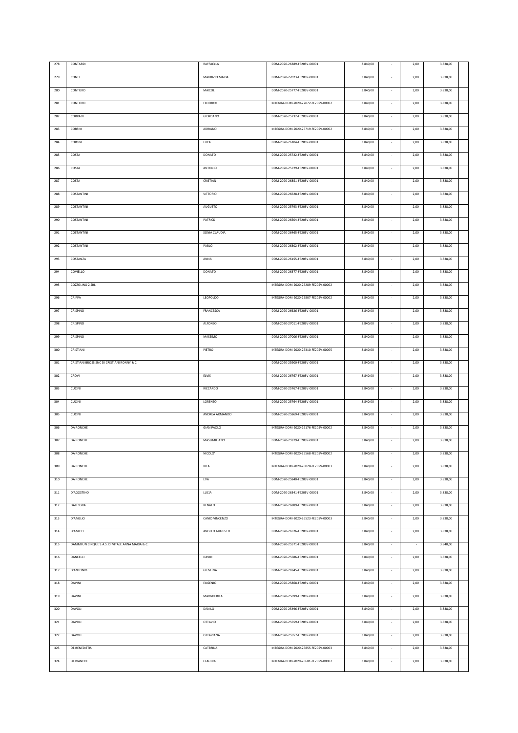| | | | | | | | | |
|---|---|---|---|---|---|---|---|---|
| 278 | CONTARDI | RAFFAELLA | DOM-2020-26389-FE20SV-00001 | 3.840,00 | - | 2,00 | 3.838,00 | |
| 279 | CONTI | MAURIZIO MARIA | DOM-2020-27023-FE20SV-00001 | 3.840,00 | - | 2,00 | 3.838,00 | |
| 280 | CONTIERO | MAICOL | DOM-2020-25777-FE20SV-00001 | 3.840,00 | - | 2,00 | 3.838,00 | |
| 281 | CONTIERO | FEDERICO | INTEGRA-DOM-2020-27072-FE20SV-00002 | 3.840,00 | - | 2,00 | 3.838,00 | |
| 282 | CORRADI | GIORDANO | DOM-2020-25732-FE20SV-00001 | 3.840,00 | - | 2,00 | 3.838,00 | |
| 283 | CORSINI | ADRIANO | INTEGRA-DOM-2020-25719-FE20SV-00002 | 3.840,00 | - | 2,00 | 3.838,00 | |
| 284 | CORSINI | LUCA | DOM-2020-26104-FE20SV-00001 | 3.840,00 | - | 2,00 | 3.838,00 | |
| 285 | COSTA | DONATO | DOM-2020-25722-FE20SV-00001 | 3.840,00 | - | 2,00 | 3.838,00 | |
| 286 | COSTA | ANTONIO | DOM-2020-25729-FE20SV-00001 | 3.840,00 | - | 2,00 | 3.838,00 | |
| 287 | COSTA | CRISTIAN | DOM-2020-26851-FE20SV-00001 | 3.840,00 | - | 2,00 | 3.838,00 | |
| 288 | COSTANTINI | VITTORIO | DOM-2020-26628-FE20SV-00001 | 3.840,00 | - | 2,00 | 3.838,00 | |
| 289 | COSTANTINI | AUGUSTO | DOM-2020-25793-FE20SV-00001 | 3.840,00 | - | 2,00 | 3.838,00 | |
| 290 | COSTANTINI | PATRICK | DOM-2020-26504-FE20SV-00001 | 3.840,00 | - | 2,00 | 3.838,00 | |
| 291 | COSTANTINI | SONIA CLAUDIA | DOM-2020-26465-FE20SV-00001 | 3.840,00 | - | 2,00 | 3.838,00 | |
| 292 | COSTANTINI | PABLO | DOM-2020-26302-FE20SV-00001 | 3.840,00 | - | 2,00 | 3.838,00 | |
| 293 | COSTANZA | ANNA | DOM-2020-26155-FE20SV-00001 | 3.840,00 | - | 2,00 | 3.838,00 | |
| 294 | COVIELLO | DONATO | DOM-2020-26377-FE20SV-00001 | 3.840,00 | - | 2,00 | 3.838,00 | |
| 295 | COZZOLINO 2 SRL | | INTEGRA-DOM-2020-26289-FE20SV-00002 | 3.840,00 | - | 2,00 | 3.838,00 | |
| 296 | CRIPPA | LEOPOLDO | INTEGRA-DOM-2020-25807-FE20SV-00002 | 3.840,00 | - | 2,00 | 3.838,00 | |
| 297 | CRISPINO | FRANCESCA | DOM-2020-26626-FE20SV-00001 | 3.840,00 | - | 2,00 | 3.838,00 | |
| 298 | CRISPINO | ALFONSO | DOM-2020-27011-FE20SV-00001 | 3.840,00 | - | 2,00 | 3.838,00 | |
| 299 | CRISPINO | MASSIMO | DOM-2020-27006-FE20SV-00001 | 3.840,00 | - | 2,00 | 3.838,00 | |
| 300 | CRISTIANI | PIETRO | INTEGRA-DOM-2020-26310-FE20SV-00005 | 3.840,00 | - | 2,00 | 3.838,00 | |
| 301 | CRISTIANI BROSS SNC DI CRISTIANI RONNY & C. | | DOM-2020-25900-FE20SV-00001 | 3.840,00 | - | 2,00 | 3.838,00 | |
| 302 | CROVI | ELVIS | DOM-2020-26767-FE20SV-00001 | 3.840,00 | - | 2,00 | 3.838,00 | |
| 303 | CUCINI | RICCARDO | DOM-2020-25767-FE20SV-00001 | 3.840,00 | - | 2,00 | 3.838,00 | |
| 304 | CUCINI | LORENZO | DOM-2020-25764-FE20SV-00001 | 3.840,00 | - | 2,00 | 3.838,00 | |
| 305 | CUCINI | ANDREA ARMANDO | DOM-2020-25869-FE20SV-00001 | 3.840,00 | - | 2,00 | 3.838,00 | |
| 306 | DA RONCHE | GIAN PAOLO | INTEGRA-DOM-2020-26176-FE20SV-00002 | 3.840,00 | - | 2,00 | 3.838,00 | |
| 307 | DA RONCHE | MASSIMILIANO | DOM-2020-25979-FE20SV-00001 | 3.840,00 | - | 2,00 | 3.838,00 | |
| 308 | DA RONCHE | NICOLO' | INTEGRA-DOM-2020-25568-FE20SV-00002 | 3.840,00 | - | 2,00 | 3.838,00 | |
| 309 | DA RONCHE | RITA | INTEGRA-DOM-2020-26028-FE20SV-00003 | 3.840,00 | - | 2,00 | 3.838,00 | |
| 310 | DA RONCHE | EVA | DOM-2020-25840-FE20SV-00001 | 3.840,00 | - | 2,00 | 3.838,00 | |
| 311 | D'AGOSTINO | LUCIA | DOM-2020-26341-FE20SV-00001 | 3.840,00 | - | 2,00 | 3.838,00 | |
| 312 | DALL'IGNA | RENATO | DOM-2020-26889-FE20SV-00001 | 3.840,00 | - | 2,00 | 3.838,00 | |
| 313 | D'AMELIO | CANIO VINCENZO | INTEGRA-DOM-2020-26523-FE20SV-00003 | 3.840,00 | - | 2,00 | 3.838,00 | |
| 314 | D'AMICO | ANGELO AUGUSTO | DOM-2020-26526-FE20SV-00001 | 3.840,00 | - | 2,00 | 3.838,00 | |
| 315 | DAMMI UN CINQUE S.A.S. DI VITALE ANNA MARIA & C. | | DOM-2020-25571-FE20SV-00001 | 3.840,00 | - | - | 3.840,00 | |
| 316 | DANCELLI | DAVID | DOM-2020-25586-FE20SV-00001 | 3.840,00 | - | 2,00 | 3.838,00 | |
| 317 | D'ANTONIO | GIUSTINA | DOM-2020-26945-FE20SV-00001 | 3.840,00 | - | 2,00 | 3.838,00 | |
| 318 | DAVINI | EUGENIO | DOM-2020-25868-FE20SV-00001 | 3.840,00 | - | 2,00 | 3.838,00 | |
| 319 | DAVINI | MARGHERITA | DOM-2020-25699-FE20SV-00001 | 3.840,00 | - | 2,00 | 3.838,00 | |
| 320 | DAVOLI | DANILO | DOM-2020-25496-FE20SV-00001 | 3.840,00 | - | 2,00 | 3.838,00 | |
| 321 | DAVOLI | OTTAVIO | DOM-2020-25559-FE20SV-00001 | 3.840,00 | - | 2,00 | 3.838,00 | |
| 322 | DAVOLI | OTTAVIANA | DOM-2020-25557-FE20SV-00001 | 3.840,00 | - | 2,00 | 3.838,00 | |
| 323 | DE BENEDITTIS | CATERINA | INTEGRA-DOM-2020-26855-FE20SV-00003 | 3.840,00 | - | 2,00 | 3.838,00 | |
| 324 | DE BIANCHI | CLAUDIA | INTEGRA-DOM-2020-26681-FE20SV-00002 | 3.840,00 | - | 2,00 | 3.838,00 | |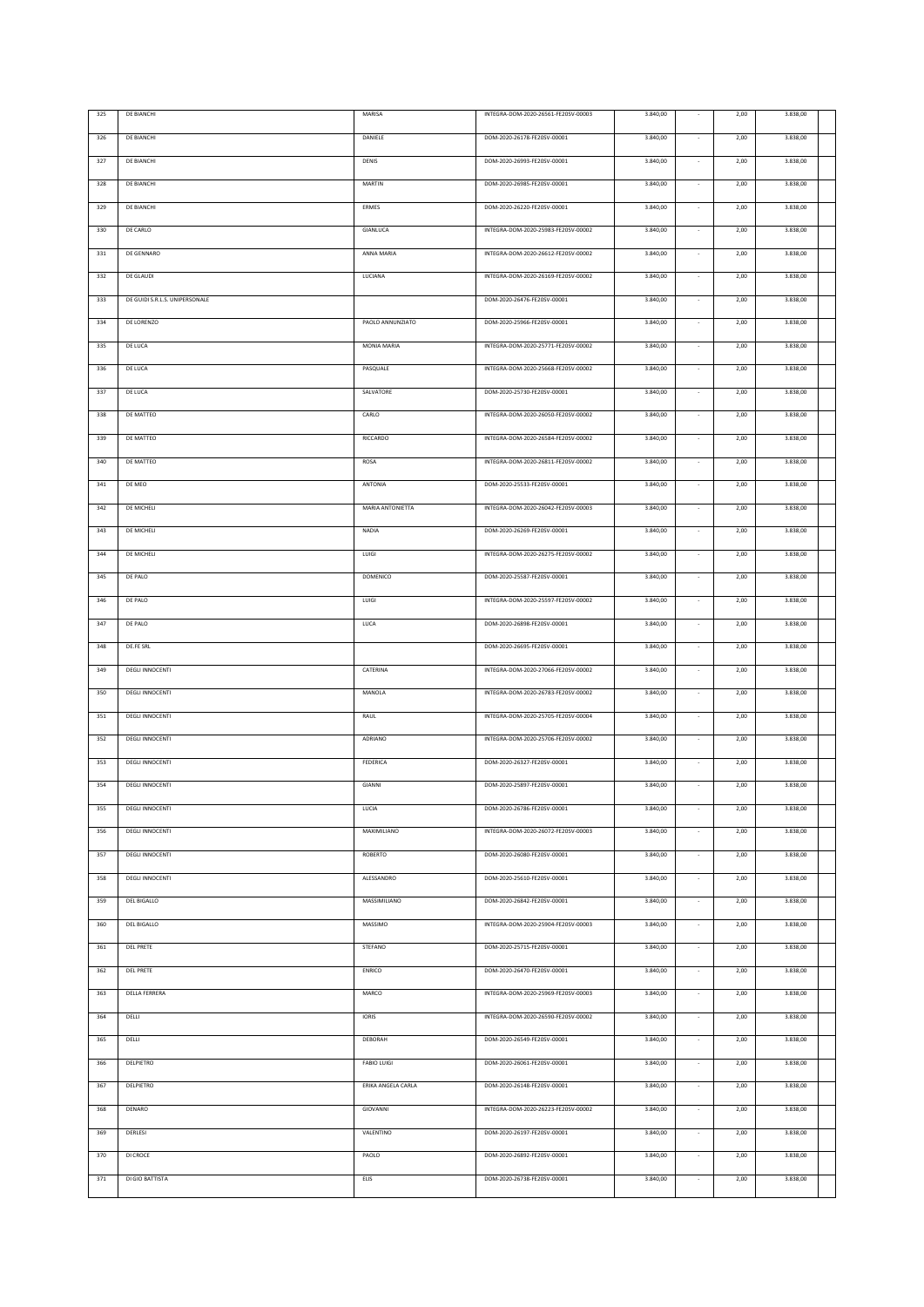| 325 | DE BIANCHI | MARISA | INTEGRA-DOM-2020-26561-FE20SV-00003 | 3.840,00 | - | 2,00 | 3.838,00 | |
|---|---|---|---|---|---|---|---|---|
| 326 | DE BIANCHI | DANIELE | DOM-2020-26178-FE20SV-00001 | 3.840,00 | - | 2,00 | 3.838,00 | |
| 327 | DE BIANCHI | DENIS | DOM-2020-26993-FE20SV-00001 | 3.840,00 | - | 2,00 | 3.838,00 | |
| 328 | DE BIANCHI | MARTIN | DOM-2020-26985-FE20SV-00001 | 3.840,00 | - | 2,00 | 3.838,00 | |
| 329 | DE BIANCHI | ERMES | DOM-2020-26220-FE20SV-00001 | 3.840,00 | - | 2,00 | 3.838,00 | |
| 330 | DE CARLO | GIANLUCA | INTEGRA-DOM-2020-25983-FE20SV-00002 | 3.840,00 | - | 2,00 | 3.838,00 | |
| 331 | DE GENNARO | ANNA MARIA | INTEGRA-DOM-2020-26612-FE20SV-00002 | 3.840,00 | - | 2,00 | 3.838,00 | |
| 332 | DE GLAUDI | LUCIANA | INTEGRA-DOM-2020-26169-FE20SV-00002 | 3.840,00 | - | 2,00 | 3.838,00 | |
| 333 | DE GUIDI S.R.L.S. UNIPERSONALE | | DOM-2020-26476-FE20SV-00001 | 3.840,00 | - | 2,00 | 3.838,00 | |
| 334 | DE LORENZO | PAOLO ANNUNZIATO | DOM-2020-25966-FE20SV-00001 | 3.840,00 | - | 2,00 | 3.838,00 | |
| 335 | DE LUCA | MONIA MARIA | INTEGRA-DOM-2020-25771-FE20SV-00002 | 3.840,00 | - | 2,00 | 3.838,00 | |
| 336 | DE LUCA | PASQUALE | INTEGRA-DOM-2020-25668-FE20SV-00002 | 3.840,00 | - | 2,00 | 3.838,00 | |
| 337 | DE LUCA | SALVATORE | DOM-2020-25730-FE20SV-00001 | 3.840,00 | - | 2,00 | 3.838,00 | |
| 338 | DE MATTEO | CARLO | INTEGRA-DOM-2020-26050-FE20SV-00002 | 3.840,00 | - | 2,00 | 3.838,00 | |
| 339 | DE MATTEO | RICCARDO | INTEGRA-DOM-2020-26584-FE20SV-00002 | 3.840,00 | - | 2,00 | 3.838,00 | |
| 340 | DE MATTEO | ROSA | INTEGRA-DOM-2020-26811-FE20SV-00002 | 3.840,00 | - | 2,00 | 3.838,00 | |
| 341 | DE MEO | ANTONIA | DOM-2020-25533-FE20SV-00001 | 3.840,00 | - | 2,00 | 3.838,00 | |
| 342 | DE MICHELI | MARIA ANTONIETTA | INTEGRA-DOM-2020-26042-FE20SV-00003 | 3.840,00 | - | 2,00 | 3.838,00 | |
| 343 | DE MICHELI | NADIA | DOM-2020-26269-FE20SV-00001 | 3.840,00 | - | 2,00 | 3.838,00 | |
| 344 | DE MICHELI | LUIGI | INTEGRA-DOM-2020-26275-FE20SV-00002 | 3.840,00 | - | 2,00 | 3.838,00 | |
| 345 | DE PALO | DOMENICO | DOM-2020-25587-FE20SV-00001 | 3.840,00 | - | 2,00 | 3.838,00 | |
| 346 | DE PALO | LUIGI | INTEGRA-DOM-2020-25597-FE20SV-00002 | 3.840,00 | - | 2,00 | 3.838,00 | |
| 347 | DE PALO | LUCA | DOM-2020-26898-FE20SV-00001 | 3.840,00 | - | 2,00 | 3.838,00 | |
| 348 | DE.FE SRL | | DOM-2020-26695-FE20SV-00001 | 3.840,00 | - | 2,00 | 3.838,00 | |
| 349 | DEGLI INNOCENTI | CATERINA | INTEGRA-DOM-2020-27066-FE20SV-00002 | 3.840,00 | - | 2,00 | 3.838,00 | |
| 350 | DEGLI INNOCENTI | MANOLA | INTEGRA-DOM-2020-26783-FE20SV-00002 | 3.840,00 | - | 2,00 | 3.838,00 | |
| 351 | DEGLI INNOCENTI | RAUL | INTEGRA-DOM-2020-25705-FE20SV-00004 | 3.840,00 | - | 2,00 | 3.838,00 | |
| 352 | DEGLI INNOCENTI | ADRIANO | INTEGRA-DOM-2020-25706-FE20SV-00002 | 3.840,00 | - | 2,00 | 3.838,00 | |
| 353 | DEGLI INNOCENTI | FEDERICA | DOM-2020-26327-FE20SV-00001 | 3.840,00 | - | 2,00 | 3.838,00 | |
| 354 | DEGLI INNOCENTI | GIANNI | DOM-2020-25897-FE20SV-00001 | 3.840,00 | - | 2,00 | 3.838,00 | |
| 355 | DEGLI INNOCENTI | LUCIA | DOM-2020-26786-FE20SV-00001 | 3.840,00 | - | 2,00 | 3.838,00 | |
| 356 | DEGLI INNOCENTI | MAXIMILIANO | INTEGRA-DOM-2020-26072-FE20SV-00003 | 3.840,00 | - | 2,00 | 3.838,00 | |
| 357 | DEGLI INNOCENTI | ROBERTO | DOM-2020-26080-FE20SV-00001 | 3.840,00 | - | 2,00 | 3.838,00 | |
| 358 | DEGLI INNOCENTI | ALESSANDRO | DOM-2020-25610-FE20SV-00001 | 3.840,00 | - | 2,00 | 3.838,00 | |
| 359 | DEL BIGALLO | MASSIMILIANO | DOM-2020-26842-FE20SV-00001 | 3.840,00 | - | 2,00 | 3.838,00 | |
| 360 | DEL BIGALLO | MASSIMO | INTEGRA-DOM-2020-25904-FE20SV-00003 | 3.840,00 | - | 2,00 | 3.838,00 | |
| 361 | DEL PRETE | STEFANO | DOM-2020-25715-FE20SV-00001 | 3.840,00 | - | 2,00 | 3.838,00 | |
| 362 | DEL PRETE | ENRICO | DOM-2020-26470-FE20SV-00001 | 3.840,00 | - | 2,00 | 3.838,00 | |
| 363 | DELLA FERRERA | MARCO | INTEGRA-DOM-2020-25969-FE20SV-00003 | 3.840,00 | - | 2,00 | 3.838,00 | |
| 364 | DELLI | IORIS | INTEGRA-DOM-2020-26590-FE20SV-00002 | 3.840,00 | - | 2,00 | 3.838,00 | |
| 365 | DELLI | DEBORAH | DOM-2020-26549-FE20SV-00001 | 3.840,00 | - | 2,00 | 3.838,00 | |
| 366 | DELPIETRO | FABIO LUIGI | DOM-2020-26061-FE20SV-00001 | 3.840,00 | - | 2,00 | 3.838,00 | |
| 367 | DELPIETRO | ERIKA ANGELA CARLA | DOM-2020-26148-FE20SV-00001 | 3.840,00 | - | 2,00 | 3.838,00 | |
| 368 | DENARO | GIOVANNI | INTEGRA-DOM-2020-26223-FE20SV-00002 | 3.840,00 | - | 2,00 | 3.838,00 | |
| 369 | DERLESI | VALENTINO | DOM-2020-26197-FE20SV-00001 | 3.840,00 | - | 2,00 | 3.838,00 | |
| 370 | DI CROCE | PAOLO | DOM-2020-26892-FE20SV-00001 | 3.840,00 | - | 2,00 | 3.838,00 | |
| 371 | DI GIO BATTISTA | ELIS | DOM-2020-26738-FE20SV-00001 | 3.840,00 | - | 2,00 | 3.838,00 | |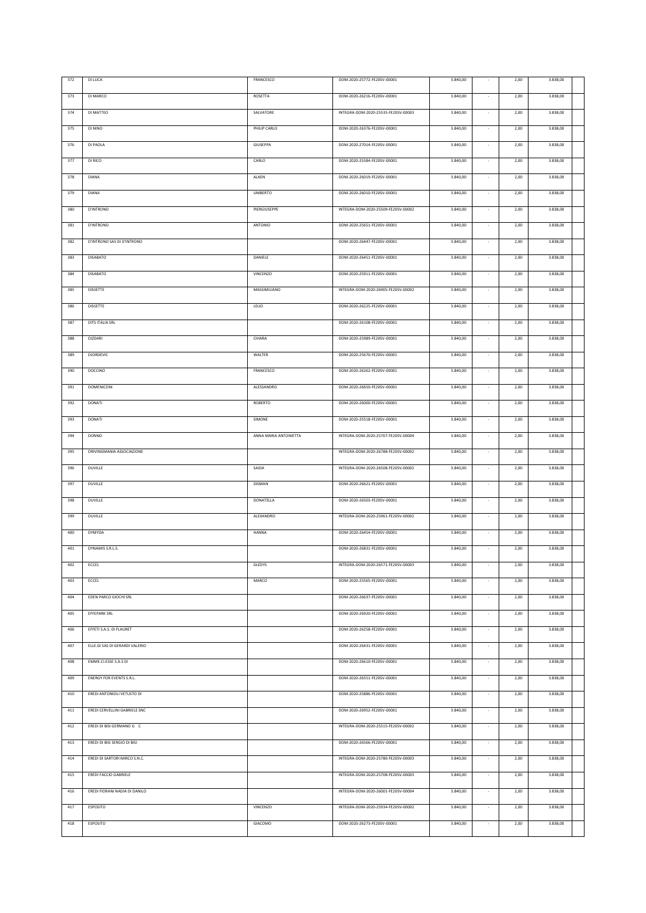| 372 | DI LUCA | FRANCESCO | DOM-2020-25772-FE20SV-00001 | 3.840,00 | - | 2,00 | 3.838,00 | |
|---|---|---|---|---|---|---|---|---|
| 373 | DI MARCO | ROSETTA | DOM-2020-26216-FE20SV-00001 | 3.840,00 | - | 2,00 | 3.838,00 | |
| 374 | DI MATTEO | SALVATORE | INTEGRA-DOM-2020-25535-FE20SV-00003 | 3.840,00 | - | 2,00 | 3.838,00 | |
| 375 | DI NINO | PHILIP CARLO | DOM-2020-26376-FE20SV-00001 | 3.840,00 | - | 2,00 | 3.838,00 | |
| 376 | DI PAOLA | GIUSEPPA | DOM-2020-27014-FE20SV-00001 | 3.840,00 | - | 2,00 | 3.838,00 | |
| 377 | DI RICO | CARLO | DOM-2020-25584-FE20SV-00001 | 3.840,00 | - | 2,00 | 3.838,00 | |
| 378 | DIANA | ALAEN | DOM-2020-26019-FE20SV-00001 | 3.840,00 | - | 2,00 | 3.838,00 | |
| 379 | DIANA | UMBERTO | DOM-2020-26010-FE20SV-00001 | 3.840,00 | - | 2,00 | 3.838,00 | |
| 380 | D'INTRONO | PIERGIUSEPPE | INTEGRA-DOM-2020-25509-FE20SV-00002 | 3.840,00 | - | 2,00 | 3.838,00 | |
| 381 | D'INTRONO | ANTONIO | DOM-2020-25651-FE20SV-00001 | 3.840,00 | - | 2,00 | 3.838,00 | |
| 382 | D'INTRONO SAS DI D'INTRONO | | DOM-2020-26447-FE20SV-00001 | 3.840,00 | - | 2,00 | 3.838,00 | |
| 383 | DISABATO | DANIELE | DOM-2020-26451-FE20SV-00001 | 3.840,00 | - | 2,00 | 3.838,00 | |
| 384 | DISABATO | VINCENZO | DOM-2020-25911-FE20SV-00001 | 3.840,00 | - | 2,00 | 3.838,00 | |
| 385 | DISSETTE | MASSIMILIANO | INTEGRA-DOM-2020-26905-FE20SV-00002 | 3.840,00 | - | 2,00 | 3.838,00 | |
| 386 | DISSETTE | LELIO | DOM-2020-26225-FE20SV-00001 | 3.840,00 | - | 2,00 | 3.838,00 | |
| 387 | DITS ITALIA SRL | | DOM-2020-26108-FE20SV-00001 | 3.840,00 | - | 2,00 | 3.838,00 | |
| 388 | DIZDARI | CHIARA | DOM-2020-25989-FE20SV-00001 | 3.840,00 | - | 2,00 | 3.838,00 | |
| 389 | DJORDEVIC | WALTER | DOM-2020-25670-FE20SV-00001 | 3.840,00 | - | 2,00 | 3.838,00 | |
| 390 | DOCCINO | FRANCESCO | DOM-2020-26262-FE20SV-00001 | 3.840,00 | - | 2,00 | 3.838,00 | |
| 391 | DOMENICONI | ALESSANDRO | DOM-2020-26650-FE20SV-00001 | 3.840,00 | - | 2,00 | 3.838,00 | |
| 392 | DONATI | ROBERTO | DOM-2020-26000-FE20SV-00001 | 3.840,00 | - | 2,00 | 3.838,00 | |
| 393 | DONATI | SIMONE | DOM-2020-25518-FE20SV-00001 | 3.840,00 | - | 2,00 | 3.838,00 | |
| 394 | DONNO | ANNA MARIA ANTONIETTA | INTEGRA-DOM-2020-25707-FE20SV-00004 | 3.840,00 | - | 2,00 | 3.838,00 | |
| 395 | DRIVINGMANIA ASSOCIAZIONE | | INTEGRA-DOM-2020-26788-FE20SV-00002 | 3.840,00 | - | 2,00 | 3.838,00 | |
| 396 | DUVILLE | SAIDA | INTEGRA-DOM-2020-26508-FE20SV-00002 | 3.840,00 | - | 2,00 | 3.838,00 | |
| 397 | DUVILLE | DISMAN | DOM-2020-26621-FE20SV-00001 | 3.840,00 | - | 2,00 | 3.838,00 | |
| 398 | DUVILLE | DONATELLA | DOM-2020-26503-FE20SV-00001 | 3.840,00 | - | 2,00 | 3.838,00 | |
| 399 | DUVILLE | ALEXANDRO | INTEGRA-DOM-2020-25961-FE20SV-00002 | 3.840,00 | - | 2,00 | 3.838,00 | |
| 400 | DYMYDA | HANNA | DOM-2020-26454-FE20SV-00001 | 3.840,00 | - | 2,00 | 3.838,00 | |
| 401 | DYNAMIS S.R.L.S. | | DOM-2020-26831-FE20SV-00001 | 3.840,00 | - | 2,00 | 3.838,00 | |
| 402 | ECCEL | GLEDYS | INTEGRA-DOM-2020-26571-FE20SV-00003 | 3.840,00 | - | 2,00 | 3.838,00 | |
| 403 | ECCEL | MARCO | DOM-2020-25565-FE20SV-00001 | 3.840,00 | - | 2,00 | 3.838,00 | |
| 404 | EDEN PARCO GIOCHI SRL | | DOM-2020-26637-FE20SV-00001 | 3.840,00 | - | 2,00 | 3.838,00 | |
| 405 | EFFEPARK SRL | | DOM-2020-26920-FE20SV-00001 | 3.840,00 | - | 2,00 | 3.838,00 | |
| 406 | EFFETI S.A.S. DI FLAURET | | DOM-2020-26258-FE20SV-00001 | 3.840,00 | - | 2,00 | 3.838,00 | |
| 407 | ELLE.GI SAS DI GERARDI VALERIO | | DOM-2020-26431-FE20SV-00001 | 3.840,00 | - | 2,00 | 3.838,00 | |
| 408 | EMME.CI.ESSE S.A.S DI | | DOM-2020-26610-FE20SV-00001 | 3.840,00 | - | 2,00 | 3.838,00 | |
| 409 | ENERGY FOR EVENTS S.R.L. | | DOM-2020-26551-FE20SV-00001 | 3.840,00 | - | 2,00 | 3.838,00 | |
| 410 | EREDI ANTONIOLI VETUSTO DI | | DOM-2020-25886-FE20SV-00001 | 3.840,00 | - | 2,00 | 3.838,00 | |
| 411 | EREDI CERVELLINI GABRIELE SNC | | DOM-2020-26952-FE20SV-00001 | 3.840,00 | - | 2,00 | 3.838,00 | |
| 412 | EREDI DI BISI GERMANO G C | | INTEGRA-DOM-2020-25515-FE20SV-00002 | 3.840,00 | - | 2,00 | 3.838,00 | |
| 413 | EREDI DI BISI SERGIO DI BISI | | DOM-2020-26566-FE20SV-00001 | 3.840,00 | - | 2,00 | 3.838,00 | |
| 414 | EREDI DI SARTORI MIRCO S.N.C. | | INTEGRA-DOM-2020-25780-FE20SV-00003 | 3.840,00 | - | 2,00 | 3.838,00 | |
| 415 | EREDI FACCIO GABRIELE | | INTEGRA-DOM-2020-25708-FE20SV-00003 | 3.840,00 | - | 2,00 | 3.838,00 | |
| 416 | EREDI FIORANI NADIA DI DANILO | | INTEGRA-DOM-2020-26001-FE20SV-00004 | 3.840,00 | - | 2,00 | 3.838,00 | |
| 417 | ESPOSITO | VINCENZO | INTEGRA-DOM-2020-25934-FE20SV-00002 | 3.840,00 | - | 2,00 | 3.838,00 | |
| 418 | ESPOSITO | GIACOMO | DOM-2020-26273-FE20SV-00001 | 3.840,00 | - | 2,00 | 3.838,00 | |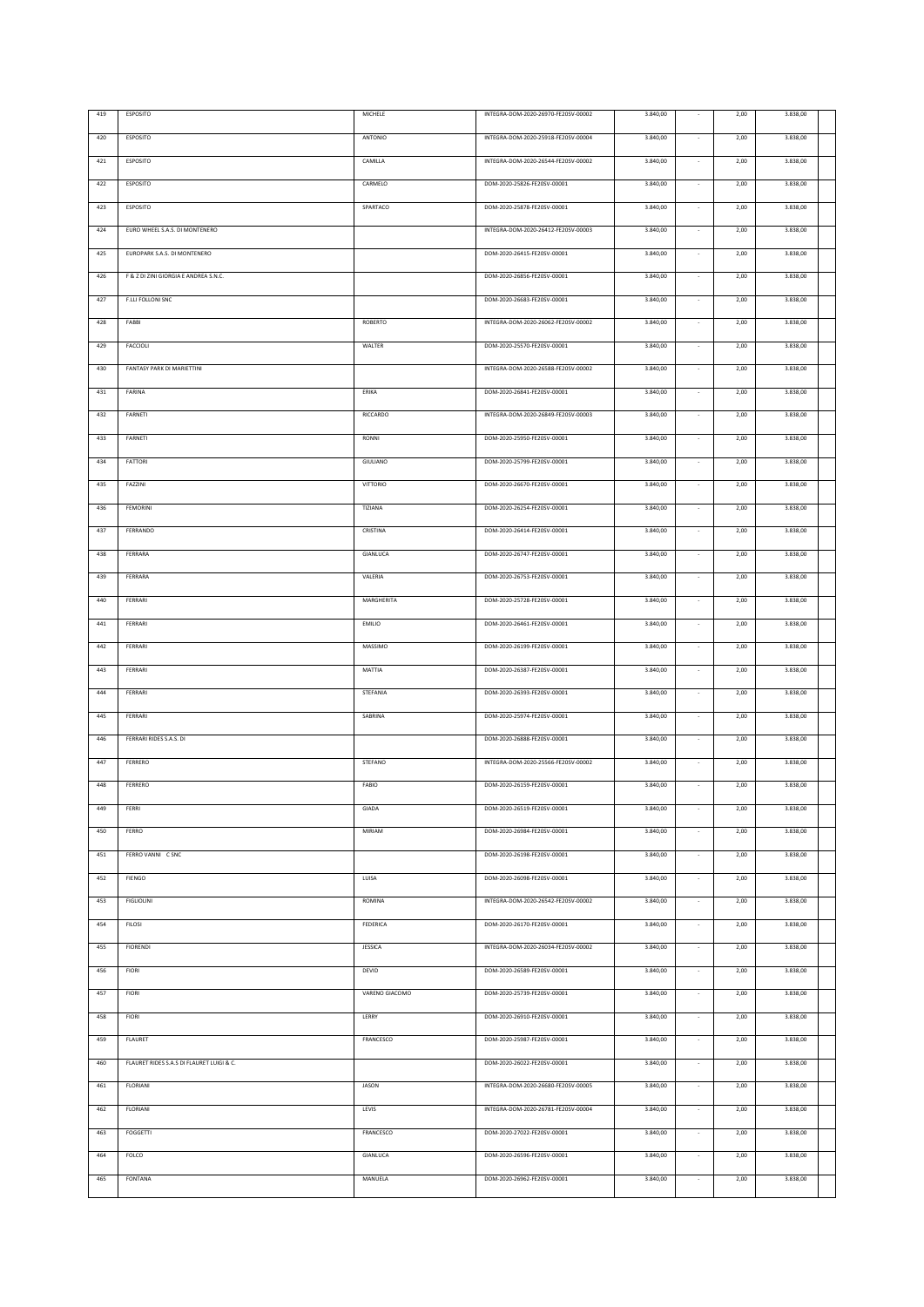| 419 | ESPOSITO | MICHELE | INTEGRA-DOM-2020-26970-FE20SV-00002 | 3.840,00 | - | 2,00 | 3.838,00 | |
|---|---|---|---|---|---|---|---|---|
| 420 | ESPOSITO | ANTONIO | INTEGRA-DOM-2020-25918-FE20SV-00004 | 3.840,00 | - | 2,00 | 3.838,00 | |
| 421 | ESPOSITO | CAMILLA | INTEGRA-DOM-2020-26544-FE20SV-00002 | 3.840,00 | - | 2,00 | 3.838,00 | |
| 422 | ESPOSITO | CARMELO | DOM-2020-25826-FE20SV-00001 | 3.840,00 | - | 2,00 | 3.838,00 | |
| 423 | ESPOSITO | SPARTACO | DOM-2020-25878-FE20SV-00001 | 3.840,00 | - | 2,00 | 3.838,00 | |
| 424 | EURO WHEEL S.A.S. DI MONTENERO | | INTEGRA-DOM-2020-26412-FE20SV-00003 | 3.840,00 | - | 2,00 | 3.838,00 | |
| 425 | EUROPARK S.A.S. DI MONTENERO | | DOM-2020-26415-FE20SV-00001 | 3.840,00 | - | 2,00 | 3.838,00 | |
| 426 | F & Z DI ZINI GIORGIA E ANDREA S.N.C. | | DOM-2020-26856-FE20SV-00001 | 3.840,00 | - | 2,00 | 3.838,00 | |
| 427 | F.LLI FOLLONI SNC | | DOM-2020-26683-FE20SV-00001 | 3.840,00 | - | 2,00 | 3.838,00 | |
| 428 | FABBI | ROBERTO | INTEGRA-DOM-2020-26062-FE20SV-00002 | 3.840,00 | - | 2,00 | 3.838,00 | |
| 429 | FACCIOLI | WALTER | DOM-2020-25570-FE20SV-00001 | 3.840,00 | - | 2,00 | 3.838,00 | |
| 430 | FANTASY PARK DI MARIETTINI | | INTEGRA-DOM-2020-26588-FE20SV-00002 | 3.840,00 | - | 2,00 | 3.838,00 | |
| 431 | FARINA | ERIKA | DOM-2020-26841-FE20SV-00001 | 3.840,00 | - | 2,00 | 3.838,00 | |
| 432 | FARNETI | RICCARDO | INTEGRA-DOM-2020-26849-FE20SV-00003 | 3.840,00 | - | 2,00 | 3.838,00 | |
| 433 | FARNETI | RONNI | DOM-2020-25950-FE20SV-00001 | 3.840,00 | - | 2,00 | 3.838,00 | |
| 434 | FATTORI | GIULIANO | DOM-2020-25799-FE20SV-00001 | 3.840,00 | - | 2,00 | 3.838,00 | |
| 435 | FAZZINI | VITTORIO | DOM-2020-26670-FE20SV-00001 | 3.840,00 | - | 2,00 | 3.838,00 | |
| 436 | FEMORINI | TIZIANA | DOM-2020-26254-FE20SV-00001 | 3.840,00 | - | 2,00 | 3.838,00 | |
| 437 | FERRANDO | CRISTINA | DOM-2020-26414-FE20SV-00001 | 3.840,00 | - | 2,00 | 3.838,00 | |
| 438 | FERRARA | GIANLUCA | DOM-2020-26747-FE20SV-00001 | 3.840,00 | - | 2,00 | 3.838,00 | |
| 439 | FERRARA | VALERIA | DOM-2020-26753-FE20SV-00001 | 3.840,00 | - | 2,00 | 3.838,00 | |
| 440 | FERRARI | MARGHERITA | DOM-2020-25728-FE20SV-00001 | 3.840,00 | - | 2,00 | 3.838,00 | |
| 441 | FERRARI | EMILIO | DOM-2020-26461-FE20SV-00001 | 3.840,00 | - | 2,00 | 3.838,00 | |
| 442 | FERRARI | MASSIMO | DOM-2020-26199-FE20SV-00001 | 3.840,00 | - | 2,00 | 3.838,00 | |
| 443 | FERRARI | MATTIA | DOM-2020-26387-FE20SV-00001 | 3.840,00 | - | 2,00 | 3.838,00 | |
| 444 | FERRARI | STEFANIA | DOM-2020-26393-FE20SV-00001 | 3.840,00 | - | 2,00 | 3.838,00 | |
| 445 | FERRARI | SABRINA | DOM-2020-25974-FE20SV-00001 | 3.840,00 | - | 2,00 | 3.838,00 | |
| 446 | FERRARI RIDES S.A.S. DI | | DOM-2020-26888-FE20SV-00001 | 3.840,00 | - | 2,00 | 3.838,00 | |
| 447 | FERRERO | STEFANO | INTEGRA-DOM-2020-25566-FE20SV-00002 | 3.840,00 | - | 2,00 | 3.838,00 | |
| 448 | FERRERO | FABIO | DOM-2020-26159-FE20SV-00001 | 3.840,00 | - | 2,00 | 3.838,00 | |
| 449 | FERRI | GIADA | DOM-2020-26519-FE20SV-00001 | 3.840,00 | - | 2,00 | 3.838,00 | |
| 450 | FERRO | MIRIAM | DOM-2020-26984-FE20SV-00001 | 3.840,00 | - | 2,00 | 3.838,00 | |
| 451 | FERRO VANNI C SNC | | DOM-2020-26198-FE20SV-00001 | 3.840,00 | - | 2,00 | 3.838,00 | |
| 452 | FIENGO | LUISA | DOM-2020-26098-FE20SV-00001 | 3.840,00 | - | 2,00 | 3.838,00 | |
| 453 | FIGLIOLINI | ROMINA | INTEGRA-DOM-2020-26542-FE20SV-00002 | 3.840,00 | - | 2,00 | 3.838,00 | |
| 454 | FILOSI | FEDERICA | DOM-2020-26170-FE20SV-00001 | 3.840,00 | - | 2,00 | 3.838,00 | |
| 455 | FIORENDI | JESSICA | INTEGRA-DOM-2020-26034-FE20SV-00002 | 3.840,00 | - | 2,00 | 3.838,00 | |
| 456 | FIORI | DEVID | DOM-2020-26589-FE20SV-00001 | 3.840,00 | - | 2,00 | 3.838,00 | |
| 457 | FIORI | VARENO GIACOMO | DOM-2020-25739-FE20SV-00001 | 3.840,00 | - | 2,00 | 3.838,00 | |
| 458 | FIORI | LERRY | DOM-2020-26910-FE20SV-00001 | 3.840,00 | - | 2,00 | 3.838,00 | |
| 459 | FLAURET | FRANCESCO | DOM-2020-25987-FE20SV-00001 | 3.840,00 | - | 2,00 | 3.838,00 | |
| 460 | FLAURET RIDES S.A.S DI FLAURET LUIGI & C. | | DOM-2020-26022-FE20SV-00001 | 3.840,00 | - | 2,00 | 3.838,00 | |
| 461 | FLORIANI | JASON | INTEGRA-DOM-2020-26680-FE20SV-00005 | 3.840,00 | - | 2,00 | 3.838,00 | |
| 462 | FLORIANI | LEVIS | INTEGRA-DOM-2020-26781-FE20SV-00004 | 3.840,00 | - | 2,00 | 3.838,00 | |
| 463 | FOGGETTI | FRANCESCO | DOM-2020-27022-FE20SV-00001 | 3.840,00 | - | 2,00 | 3.838,00 | |
| 464 | FOLCO | GIANLUCA | DOM-2020-26596-FE20SV-00001 | 3.840,00 | - | 2,00 | 3.838,00 | |
| 465 | FONTANA | MANUELA | DOM-2020-26962-FE20SV-00001 | 3.840,00 | - | 2,00 | 3.838,00 | |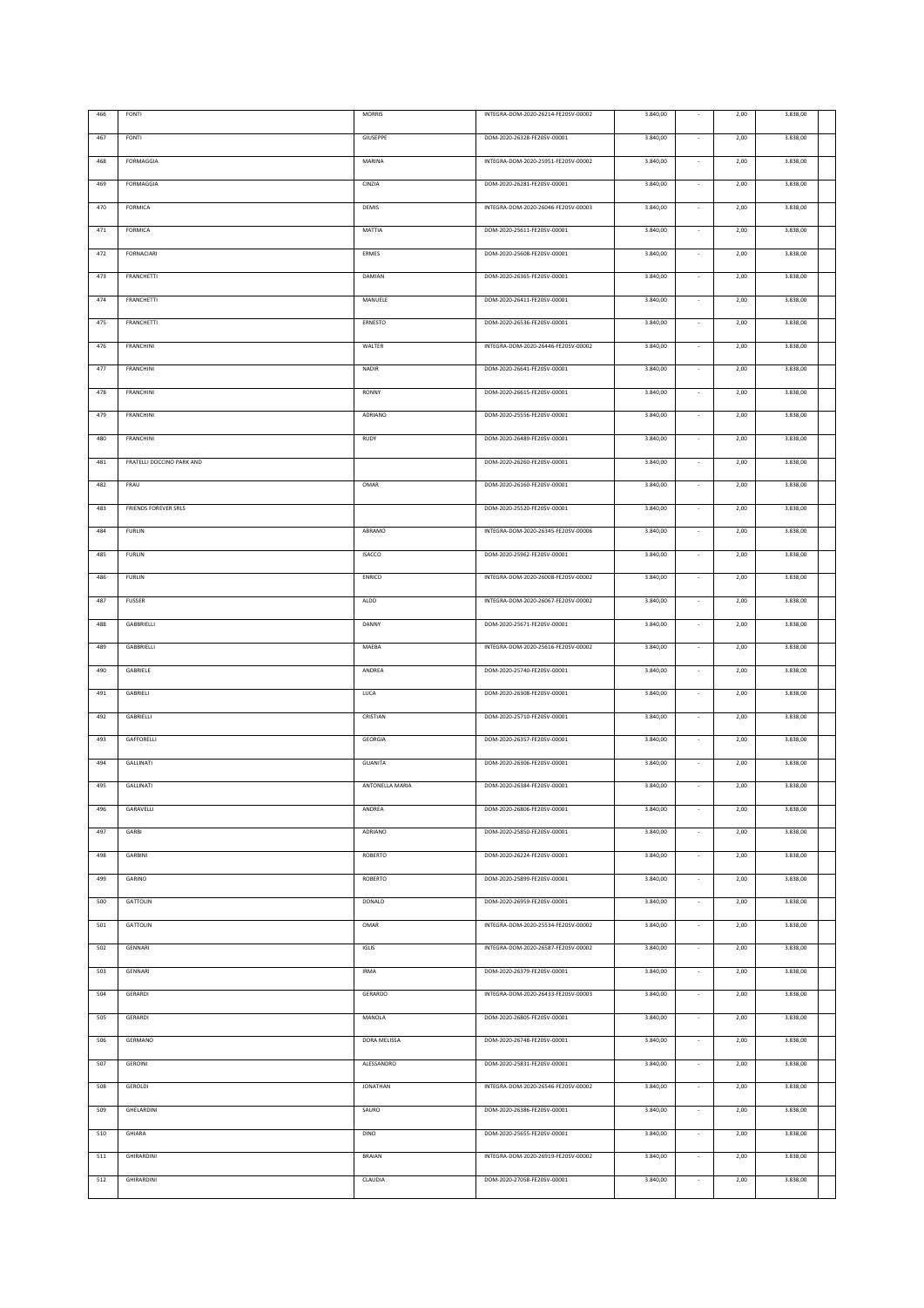| | | | | | | | | |
|---|---|---|---|---|---|---|---|---|
| 466 | FONTI | MORRIS | INTEGRA-DOM-2020-26214-FE20SV-00002 | 3.840,00 | - | 2,00 | 3.838,00 | |
| 467 | FONTI | GIUSEPPE | DOM-2020-26328-FE20SV-00001 | 3.840,00 | - | 2,00 | 3.838,00 | |
| 468 | FORMAGGIA | MARINA | INTEGRA-DOM-2020-25951-FE20SV-00002 | 3.840,00 | - | 2,00 | 3.838,00 | |
| 469 | FORMAGGIA | CINZIA | DOM-2020-26281-FE20SV-00001 | 3.840,00 | - | 2,00 | 3.838,00 | |
| 470 | FORMICA | DEMIS | INTEGRA-DOM-2020-26046-FE20SV-00003 | 3.840,00 | - | 2,00 | 3.838,00 | |
| 471 | FORMICA | MATTIA | DOM-2020-25611-FE20SV-00001 | 3.840,00 | - | 2,00 | 3.838,00 | |
| 472 | FORNACIARI | ERMES | DOM-2020-25608-FE20SV-00001 | 3.840,00 | - | 2,00 | 3.838,00 | |
| 473 | FRANCHETTI | DAMIAN | DOM-2020-26365-FE20SV-00001 | 3.840,00 | - | 2,00 | 3.838,00 | |
| 474 | FRANCHETTI | MANUELE | DOM-2020-26411-FE20SV-00001 | 3.840,00 | - | 2,00 | 3.838,00 | |
| 475 | FRANCHETTI | ERNESTO | DOM-2020-26536-FE20SV-00001 | 3.840,00 | - | 2,00 | 3.838,00 | |
| 476 | FRANCHINI | WALTER | INTEGRA-DOM-2020-26446-FE20SV-00002 | 3.840,00 | - | 2,00 | 3.838,00 | |
| 477 | FRANCHINI | NADIR | DOM-2020-26641-FE20SV-00001 | 3.840,00 | - | 2,00 | 3.838,00 | |
| 478 | FRANCHINI | RONNY | DOM-2020-26615-FE20SV-00001 | 3.840,00 | - | 2,00 | 3.838,00 | |
| 479 | FRANCHINI | ADRIANO | DOM-2020-25556-FE20SV-00001 | 3.840,00 | - | 2,00 | 3.838,00 | |
| 480 | FRANCHINI | RUDY | DOM-2020-26489-FE20SV-00001 | 3.840,00 | - | 2,00 | 3.838,00 | |
| 481 | FRATELLI DOCCINO PARK AND | | DOM-2020-26260-FE20SV-00001 | 3.840,00 | - | 2,00 | 3.838,00 | |
| 482 | FRAU | OMAR | DOM-2020-26160-FE20SV-00001 | 3.840,00 | - | 2,00 | 3.838,00 | |
| 483 | FRIENDS FOREVER SRLS | | DOM-2020-25520-FE20SV-00001 | 3.840,00 | - | 2,00 | 3.838,00 | |
| 484 | FURLIN | ABRAMO | INTEGRA-DOM-2020-26345-FE20SV-00006 | 3.840,00 | - | 2,00 | 3.838,00 | |
| 485 | FURLIN | ISACCO | DOM-2020-25962-FE20SV-00001 | 3.840,00 | - | 2,00 | 3.838,00 | |
| 486 | FURLIN | ENRICO | INTEGRA-DOM-2020-26008-FE20SV-00002 | 3.840,00 | - | 2,00 | 3.838,00 | |
| 487 | FUSSER | ALDO | INTEGRA-DOM-2020-26067-FE20SV-00002 | 3.840,00 | - | 2,00 | 3.838,00 | |
| 488 | GABBRIELLI | DANNY | DOM-2020-25671-FE20SV-00001 | 3.840,00 | - | 2,00 | 3.838,00 | |
| 489 | GABBRIELLI | MAEBA | INTEGRA-DOM-2020-25616-FE20SV-00002 | 3.840,00 | - | 2,00 | 3.838,00 | |
| 490 | GABRIELE | ANDREA | DOM-2020-25740-FE20SV-00001 | 3.840,00 | - | 2,00 | 3.838,00 | |
| 491 | GABRIELI | LUCA | DOM-2020-26308-FE20SV-00001 | 3.840,00 | - | 2,00 | 3.838,00 | |
| 492 | GABRIELLI | CRISTIAN | DOM-2020-25710-FE20SV-00001 | 3.840,00 | - | 2,00 | 3.838,00 | |
| 493 | GAFFORELLI | GEORGIA | DOM-2020-26357-FE20SV-00001 | 3.840,00 | - | 2,00 | 3.838,00 | |
| 494 | GALLINATI | GUANITA | DOM-2020-26306-FE20SV-00001 | 3.840,00 | - | 2,00 | 3.838,00 | |
| 495 | GALLINATI | ANTONELLA MARIA | DOM-2020-26384-FE20SV-00001 | 3.840,00 | - | 2,00 | 3.838,00 | |
| 496 | GARAVELLI | ANDREA | DOM-2020-26806-FE20SV-00001 | 3.840,00 | - | 2,00 | 3.838,00 | |
| 497 | GARBI | ADRIANO | DOM-2020-25850-FE20SV-00001 | 3.840,00 | - | 2,00 | 3.838,00 | |
| 498 | GARBINI | ROBERTO | DOM-2020-26224-FE20SV-00001 | 3.840,00 | - | 2,00 | 3.838,00 | |
| 499 | GARINO | ROBERTO | DOM-2020-25899-FE20SV-00001 | 3.840,00 | - | 2,00 | 3.838,00 | |
| 500 | GATTOLIN | DONALD | DOM-2020-26959-FE20SV-00001 | 3.840,00 | - | 2,00 | 3.838,00 | |
| 501 | GATTOLIN | OMAR | INTEGRA-DOM-2020-25534-FE20SV-00002 | 3.840,00 | - | 2,00 | 3.838,00 | |
| 502 | GENNARI | IGLIS | INTEGRA-DOM-2020-26587-FE20SV-00002 | 3.840,00 | - | 2,00 | 3.838,00 | |
| 503 | GENNARI | IRMA | DOM-2020-26379-FE20SV-00001 | 3.840,00 | - | 2,00 | 3.838,00 | |
| 504 | GERARDI | GERARDO | INTEGRA-DOM-2020-26433-FE20SV-00003 | 3.840,00 | - | 2,00 | 3.838,00 | |
| 505 | GERARDI | MANOLA | DOM-2020-26805-FE20SV-00001 | 3.840,00 | - | 2,00 | 3.838,00 | |
| 506 | GERMANO | DORA MELISSA | DOM-2020-26748-FE20SV-00001 | 3.840,00 | - | 2,00 | 3.838,00 | |
| 507 | GEROINI | ALESSANDRO | DOM-2020-25831-FE20SV-00001 | 3.840,00 | - | 2,00 | 3.838,00 | |
| 508 | GEROLDI | JONATHAN | INTEGRA-DOM-2020-26546-FE20SV-00002 | 3.840,00 | - | 2,00 | 3.838,00 | |
| 509 | GHELARDINI | SAURO | DOM-2020-26386-FE20SV-00001 | 3.840,00 | - | 2,00 | 3.838,00 | |
| 510 | GHIARA | DINO | DOM-2020-25655-FE20SV-00001 | 3.840,00 | - | 2,00 | 3.838,00 | |
| 511 | GHIRARDINI | BRAIAN | INTEGRA-DOM-2020-26919-FE20SV-00002 | 3.840,00 | - | 2,00 | 3.838,00 | |
| 512 | GHIRARDINI | CLAUDIA | DOM-2020-27058-FE20SV-00001 | 3.840,00 | - | 2,00 | 3.838,00 | |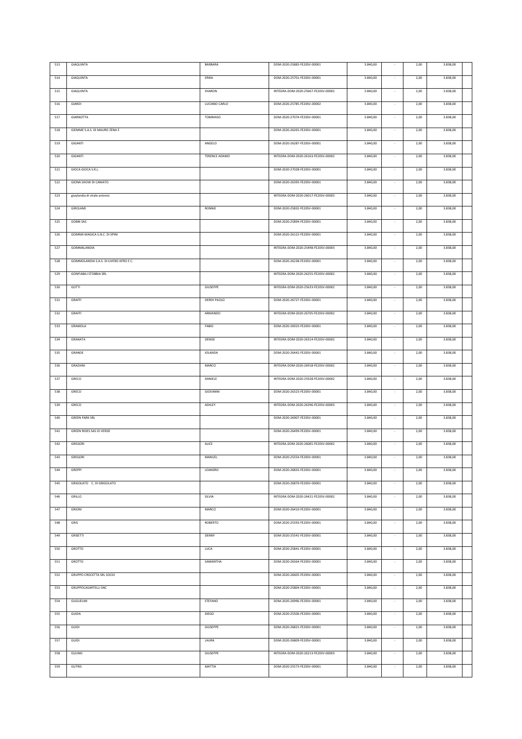| 513 | GIAQUINTA | BARBARA | DOM-2020-25883-FE20SV-00001 | 3.840,00 | - | 2,00 | 3.838,00 | |
|---|---|---|---|---|---|---|---|---|
| 514 | GIAQUINTA | ERIKA | DOM-2020-25701-FE20SV-00001 | 3.840,00 | - | 2,00 | 3.838,00 | |
| 515 | GIAQUINTA | SHARON | INTEGRA-DOM-2020-25667-FE20SV-00002 | 3.840,00 | - | 2,00 | 3.838,00 | |
| 516 | GIARDI | LUCIANO CARLO | DOM-2020-25785-FE20SV-00002 | 3.840,00 | - | 2,00 | 3.838,00 | |
| 517 | GIARNOTTA | TOMMASO | DOM-2020-27074-FE20SV-00001 | 3.840,00 | - | 2,00 | 3.838,00 | |
| 518 | GIEMME S.A.S. DI MAURO ZENA E | | DOM-2020-26265-FE20SV-00001 | 3.840,00 | - | 2,00 | 3.838,00 | |
| 519 | GIGANTI | ANGELO | DOM-2020-26287-FE20SV-00001 | 3.840,00 | - | 2,00 | 3.838,00 | |
| 520 | GIGANTI | TERENCE ADAMO | INTEGRA-DOM-2020-26163-FE20SV-00002 | 3.840,00 | - | 2,00 | 3.838,00 | |
| 521 | GIOCA GIOCA S.R.L. | | DOM-2020-27028-FE20SV-00001 | 3.840,00 | - | 2,00 | 3.838,00 | |
| 522 | GIONA SHOW DI CANIATO | | DOM-2020-26395-FE20SV-00001 | 3.840,00 | - | 2,00 | 3.838,00 | |
| 523 | gioylandia di vitale antonio | | INTEGRA-DOM-2020-26017-FE20SV-00003 | 3.840,00 | - | 2,00 | 3.838,00 | |
| 524 | GIROLAMI | RONNIE | DOM-2020-25832-FE20SV-00001 | 3.840,00 | - | 2,00 | 3.838,00 | |
| 525 | GOBBI SAS | | DOM-2020-25894-FE20SV-00001 | 3.840,00 | - | 2,00 | 3.838,00 | |
| 526 | GOMMA MAGICA S.N.C. DI SPINI | | DOM-2020-26122-FE20SV-00001 | 3.840,00 | - | 2,00 | 3.838,00 | |
| 527 | GOMMALANDIA | | INTEGRA-DOM-2020-25498-FE20SV-00003 | 3.840,00 | - | 2,00 | 3.838,00 | |
| 528 | GOMMOLANDIA S.A.S. DI LIVERO AFRO E C. | | DOM-2020-26238-FE20SV-00001 | 3.840,00 | - | 2,00 | 3.838,00 | |
| 529 | GONFIABILI STOBBIA SRL | | INTEGRA-DOM-2020-26255-FE20SV-00002 | 3.840,00 | - | 2,00 | 3.838,00 | |
| 530 | GOTTI | GIUSEPPE | INTEGRA-DOM-2020-25633-FE20SV-00002 | 3.840,00 | - | 2,00 | 3.838,00 | |
| 531 | GRAFFI | DEREK PAOLO | DOM-2020-26727-FE20SV-00001 | 3.840,00 | - | 2,00 | 3.838,00 | |
| 532 | GRAFFI | ARMANDO | INTEGRA-DOM-2020-26705-FE20SV-00002 | 3.840,00 | - | 2,00 | 3.838,00 | |
| 533 | GRAMOLA | FABIO | DOM-2020-26923-FE20SV-00001 | 3.840,00 | - | 2,00 | 3.838,00 | |
| 534 | GRANATA | DENISE | INTEGRA-DOM-2020-26314-FE20SV-00002 | 3.840,00 | - | 2,00 | 3.838,00 | |
| 535 | GRANDE | IOLANDA | DOM-2020-26442-FE20SV-00001 | 3.840,00 | - | 2,00 | 3.838,00 | |
| 536 | GRAZIANI | MARCO | INTEGRA-DOM-2020-26918-FE20SV-00002 | 3.840,00 | - | 2,00 | 3.838,00 | |
| 537 | GRECO | DANIELE | INTEGRA-DOM-2020-25928-FE20SV-00002 | 3.840,00 | - | 2,00 | 3.838,00 | |
| 538 | GRECO | GIOVANNI | DOM-2020-26323-FE20SV-00001 | 3.840,00 | - | 2,00 | 3.838,00 | |
| 539 | GRECO | ASHLEY | INTEGRA-DOM-2020-26396-FE20SV-00003 | 3.840,00 | - | 2,00 | 3.838,00 | |
| 540 | GREEN PARK SRL | | DOM-2020-26907-FE20SV-00001 | 3.840,00 | - | 2,00 | 3.838,00 | |
| 541 | GREEN RIDES SAS DI VERDE | | DOM-2020-26499-FE20SV-00001 | 3.840,00 | - | 2,00 | 3.838,00 | |
| 542 | GREGORI | ALICE | INTEGRA-DOM-2020-26065-FE20SV-00002 | 3.840,00 | - | 2,00 | 3.838,00 | |
| 543 | GREGORI | MANUEL | DOM-2020-25554-FE20SV-00001 | 3.840,00 | - | 2,00 | 3.838,00 | |
| 544 | GREPPI | LEANDRO | DOM-2020-26833-FE20SV-00001 | 3.840,00 | - | 2,00 | 3.838,00 | |
| 545 | GRIGOLATO C. DI GRIGOLATO | | DOM-2020-26870-FE20SV-00001 | 3.840,00 | - | 2,00 | 3.838,00 | |
| 546 | GRILLO | SILVIA | INTEGRA-DOM-2020-26421-FE20SV-00002 | 3.840,00 | - | 2,00 | 3.838,00 | |
| 547 | GRIONI | MARCO | DOM-2020-26410-FE20SV-00001 | 3.840,00 | - | 2,00 | 3.838,00 | |
| 548 | GRIS | ROBERTO | DOM-2020-25593-FE20SV-00001 | 3.840,00 | - | 2,00 | 3.838,00 | |
| 549 | GRISETTI | DENNY | DOM-2020-25541-FE20SV-00001 | 3.840,00 | - | 2,00 | 3.838,00 | |
| 550 | GROTTO | LUCA | DOM-2020-25841-FE20SV-00001 | 3.840,00 | - | 2,00 | 3.838,00 | |
| 551 | GROTTO | SAMANTHA | DOM-2020-26564-FE20SV-00001 | 3.840,00 | - | 2,00 | 3.838,00 | |
| 552 | GRUPPO CROCETTA SRL SOCIO | | DOM-2020-26605-FE20SV-00001 | 3.840,00 | - | 2,00 | 3.838,00 | |
| 553 | GRUPPOCASARTELLI SNC | | DOM-2020-25804-FE20SV-00001 | 3.840,00 | - | 2,00 | 3.838,00 | |
| 554 | GUGLIELMI | STEFANO | DOM-2020-26996-FE20SV-00001 | 3.840,00 | - | 2,00 | 3.838,00 | |
| 555 | GUIDA | DIEGO | DOM-2020-25506-FE20SV-00001 | 3.840,00 | - | 2,00 | 3.838,00 | |
| 556 | GUIDI | GIUSEPPE | DOM-2020-26821-FE20SV-00001 | 3.840,00 | - | 2,00 | 3.838,00 | |
| 557 | GUIDI | LAURA | DOM-2020-26809-FE20SV-00001 | 3.840,00 | - | 2,00 | 3.838,00 | |
| 558 | GULINO | GIUSEPPE | INTEGRA-DOM-2020-26213-FE20SV-00003 | 3.840,00 | - | 2,00 | 3.838,00 | |
| 559 | GUTRIS | MATTIA | DOM-2020-25573-FE20SV-00001 | 3.840,00 | - | 2,00 | 3.838,00 | |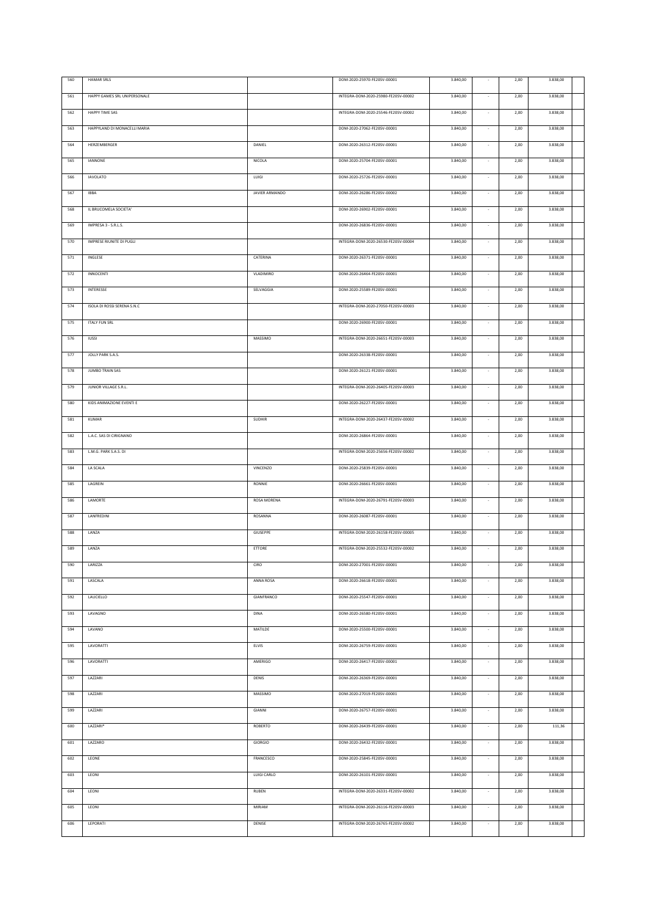| | | | | | | | | |
|---|---|---|---|---|---|---|---|---|
| 560 | HAMAR SRLS | | DOM-2020-25970-FE20SV-00001 | 3.840,00 | - | 2,00 | 3.838,00 | |
| 561 | HAPPY GAMES SRL UNIPERSONALE | | INTEGRA-DOM-2020-25980-FE20SV-00002 | 3.840,00 | - | 2,00 | 3.838,00 | |
| 562 | HAPPY TIME SAS | | INTEGRA-DOM-2020-25546-FE20SV-00002 | 3.840,00 | - | 2,00 | 3.838,00 | |
| 563 | HAPPYLAND DI MONACELLI MARIA | | DOM-2020-27062-FE20SV-00001 | 3.840,00 | - | 2,00 | 3.838,00 | |
| 564 | HERZEMBERGER | DANIEL | DOM-2020-26312-FE20SV-00001 | 3.840,00 | - | 2,00 | 3.838,00 | |
| 565 | IANNONE | NICOLA | DOM-2020-25704-FE20SV-00001 | 3.840,00 | - | 2,00 | 3.838,00 | |
| 566 | IAVOLATO | LUIGI | DOM-2020-25726-FE20SV-00001 | 3.840,00 | - | 2,00 | 3.838,00 | |
| 567 | IBBA | JAVIER ARMANDO | DOM-2020-26286-FE20SV-00002 | 3.840,00 | - | 2,00 | 3.838,00 | |
| 568 | IL BRUCOMELA SOCIETA' | | DOM-2020-26902-FE20SV-00001 | 3.840,00 | - | 2,00 | 3.838,00 | |
| 569 | IMPRESA 3 - S.R.L.S. | | DOM-2020-26836-FE20SV-00001 | 3.840,00 | - | 2,00 | 3.838,00 | |
| 570 | IMPRESE RIUNITE DI PUGLI | | INTEGRA-DOM-2020-26530-FE20SV-00004 | 3.840,00 | - | 2,00 | 3.838,00 | |
| 571 | INGLESE | CATERINA | DOM-2020-26371-FE20SV-00001 | 3.840,00 | - | 2,00 | 3.838,00 | |
| 572 | INNOCENTI | VLADIMIRO | DOM-2020-26464-FE20SV-00001 | 3.840,00 | - | 2,00 | 3.838,00 | |
| 573 | INTERESSE | SELVAGGIA | DOM-2020-25589-FE20SV-00001 | 3.840,00 | - | 2,00 | 3.838,00 | |
| 574 | ISOLA DI ROSSI SERENA S.N.C | | INTEGRA-DOM-2020-27050-FE20SV-00003 | 3.840,00 | - | 2,00 | 3.838,00 | |
| 575 | ITALY FUN SRL | | DOM-2020-26900-FE20SV-00001 | 3.840,00 | - | 2,00 | 3.838,00 | |
| 576 | IUSSI | MASSIMO | INTEGRA-DOM-2020-26651-FE20SV-00003 | 3.840,00 | - | 2,00 | 3.838,00 | |
| 577 | JOLLY PARK S.A.S. | | DOM-2020-26338-FE20SV-00001 | 3.840,00 | - | 2,00 | 3.838,00 | |
| 578 | JUMBO TRAIN SAS | | DOM-2020-26121-FE20SV-00001 | 3.840,00 | - | 2,00 | 3.838,00 | |
| 579 | JUNIOR VILLAGE S.R.L. | | INTEGRA-DOM-2020-26405-FE20SV-00003 | 3.840,00 | - | 2,00 | 3.838,00 | |
| 580 | KIDS ANIMAZIONE EVENTI E | | DOM-2020-26227-FE20SV-00001 | 3.840,00 | - | 2,00 | 3.838,00 | |
| 581 | KUMAR | SUDHIR | INTEGRA-DOM-2020-26437-FE20SV-00002 | 3.840,00 | - | 2,00 | 3.838,00 | |
| 582 | L.A.C. SAS DI CIRIGNANO | | DOM-2020-26864-FE20SV-00001 | 3.840,00 | - | 2,00 | 3.838,00 | |
| 583 | L.M.G. PARK S.A.S. DI | | INTEGRA-DOM-2020-25656-FE20SV-00002 | 3.840,00 | - | 2,00 | 3.838,00 | |
| 584 | LA SCALA | VINCENZO | DOM-2020-25839-FE20SV-00001 | 3.840,00 | - | 2,00 | 3.838,00 | |
| 585 | LAGREIN | RONNIE | DOM-2020-26661-FE20SV-00001 | 3.840,00 | - | 2,00 | 3.838,00 | |
| 586 | LAMORTE | ROSA MORENA | INTEGRA-DOM-2020-26791-FE20SV-00003 | 3.840,00 | - | 2,00 | 3.838,00 | |
| 587 | LANFREDINI | ROSANNA | DOM-2020-26087-FE20SV-00001 | 3.840,00 | - | 2,00 | 3.838,00 | |
| 588 | LANZA | GIUSEPPE | INTEGRA-DOM-2020-26158-FE20SV-00005 | 3.840,00 | - | 2,00 | 3.838,00 | |
| 589 | LANZA | ETTORE | INTEGRA-DOM-2020-25532-FE20SV-00002 | 3.840,00 | - | 2,00 | 3.838,00 | |
| 590 | LARIZZA | CIRO | DOM-2020-27001-FE20SV-00001 | 3.840,00 | - | 2,00 | 3.838,00 | |
| 591 | LASCALA | ANNA ROSA | DOM-2020-26618-FE20SV-00001 | 3.840,00 | - | 2,00 | 3.838,00 | |
| 592 | LAUCIELLO | GIANFRANCO | DOM-2020-25547-FE20SV-00001 | 3.840,00 | - | 2,00 | 3.838,00 | |
| 593 | LAVAGNO | DINA | DOM-2020-26580-FE20SV-00001 | 3.840,00 | - | 2,00 | 3.838,00 | |
| 594 | LAVANO | MATILDE | DOM-2020-25500-FE20SV-00001 | 3.840,00 | - | 2,00 | 3.838,00 | |
| 595 | LAVORATTI | ELVIS | DOM-2020-26759-FE20SV-00001 | 3.840,00 | - | 2,00 | 3.838,00 | |
| 596 | LAVORATTI | AMERIGO | DOM-2020-26417-FE20SV-00001 | 3.840,00 | - | 2,00 | 3.838,00 | |
| 597 | LAZZARI | DENIS | DOM-2020-26369-FE20SV-00001 | 3.840,00 | - | 2,00 | 3.838,00 | |
| 598 | LAZZARI | MASSIMO | DOM-2020-27019-FE20SV-00001 | 3.840,00 | - | 2,00 | 3.838,00 | |
| 599 | LAZZARI | GIANNI | DOM-2020-26757-FE20SV-00001 | 3.840,00 | - | 2,00 | 3.838,00 | |
| 600 | LAZZARI* | ROBERTO | DOM-2020-26439-FE20SV-00001 | 3.840,00 | - | 2,00 | 111,36 | |
| 601 | LAZZARO | GIORGIO | DOM-2020-26432-FE20SV-00001 | 3.840,00 | - | 2,00 | 3.838,00 | |
| 602 | LEONE | FRANCESCO | DOM-2020-25845-FE20SV-00001 | 3.840,00 | - | 2,00 | 3.838,00 | |
| 603 | LEONI | LUIGI CARLO | DOM-2020-26101-FE20SV-00001 | 3.840,00 | - | 2,00 | 3.838,00 | |
| 604 | LEONI | RUBEN | INTEGRA-DOM-2020-26331-FE20SV-00002 | 3.840,00 | - | 2,00 | 3.838,00 | |
| 605 | LEONI | MIRIAM | INTEGRA-DOM-2020-26116-FE20SV-00003 | 3.840,00 | - | 2,00 | 3.838,00 | |
| 606 | LEPORATI | DENISE | INTEGRA-DOM-2020-26765-FE20SV-00002 | 3.840,00 | - | 2,00 | 3.838,00 | |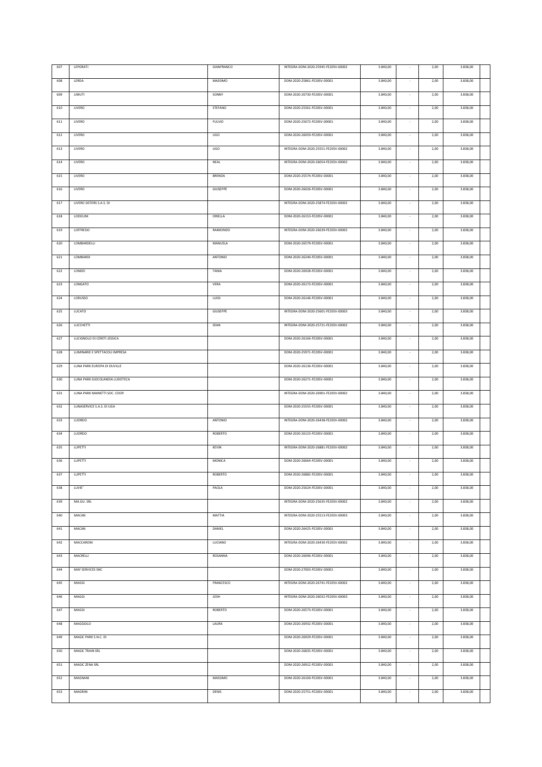| 607 | LEPORATI | GIANFRANCO | INTEGRA-DOM-2020-25945-FE205V-00002 | 3.840,00 | - | 2,00 | 3.838,00 | |
|---|---|---|---|---|---|---|---|---|
| 608 | LERDA | MASSIMO | DOM-2020-25861-FE205V-00001 | 3.840,00 | - | 2,00 | 3.838,00 | |
| 609 | LIMUTI | SONNY | DOM-2020-26730-FE205V-00001 | 3.840,00 | - | 2,00 | 3.838,00 | |
| 610 | LIVERO | STEFANO | DOM-2020-25561-FE205V-00001 | 3.840,00 | - | 2,00 | 3.838,00 | |
| 611 | LIVERO | FULVIO | DOM-2020-25672-FE205V-00001 | 3.840,00 | - | 2,00 | 3.838,00 | |
| 612 | LIVERO | UGO | DOM-2020-26059-FE205V-00001 | 3.840,00 | - | 2,00 | 3.838,00 | |
| 613 | LIVERO | UGO | INTEGRA-DOM-2020-25551-FE205V-00002 | 3.840,00 | - | 2,00 | 3.838,00 | |
| 614 | LIVERO | NEAL | INTEGRA-DOM-2020-26054-FE205V-00002 | 3.840,00 | - | 2,00 | 3.838,00 | |
| 615 | LIVERO | BRENDA | DOM-2020-25574-FE205V-00001 | 3.840,00 | - | 2,00 | 3.838,00 | |
| 616 | LIVERO | GIUSEPPE | DOM-2020-26026-FE205V-00001 | 3.840,00 | - | 2,00 | 3.838,00 | |
| 617 | LIVERO SISTERS S.A.S. DI | | INTEGRA-DOM-2020-25874-FE205V-00002 | 3.840,00 | - | 2,00 | 3.838,00 | |
| 618 | LODOLINI | ORIELLA | DOM-2020-26153-FE205V-00001 | 3.840,00 | - | 2,00 | 3.838,00 | |
| 619 | LOFFREDO | RAIMONDO | INTEGRA-DOM-2020-26639-FE205V-00002 | 3.840,00 | - | 2,00 | 3.838,00 | |
| 620 | LOMBARDELLI | MANUELA | DOM-2020-26579-FE205V-00001 | 3.840,00 | - | 2,00 | 3.838,00 | |
| 621 | LOMBARDI | ANTONIO | DOM-2020-26240-FE205V-00001 | 3.840,00 | - | 2,00 | 3.838,00 | |
| 622 | LONDEI | TANIA | DOM-2020-26928-FE205V-00001 | 3.840,00 | - | 2,00 | 3.838,00 | |
| 623 | LONGATO | VERA | DOM-2020-26173-FE205V-00001 | 3.840,00 | - | 2,00 | 3.838,00 | |
| 624 | LORUSSO | LUIGI | DOM-2020-26146-FE205V-00001 | 3.840,00 | - | 2,00 | 3.838,00 | |
| 625 | LUCATO | GIUSEPPE | INTEGRA-DOM-2020-25601-FE205V-00003 | 3.840,00 | - | 2,00 | 3.838,00 | |
| 626 | LUCCHETTI | SEAN | INTEGRA-DOM-2020-25721-FE205V-00002 | 3.840,00 | - | 2,00 | 3.838,00 | |
| 627 | LUCIGNOLO DI CERETI JESSICA | | DOM-2020-26166-FE205V-00001 | 3.840,00 | - | 2,00 | 3.838,00 | |
| 628 | LUMINARIE E SPETTACOLI IMPRESA | | DOM-2020-25971-FE205V-00001 | 3.840,00 | - | 2,00 | 3.838,00 | |
| 629 | LUNA PARK EUROPA DI DUVILLE | | DOM-2020-26136-FE205V-00001 | 3.840,00 | - | 2,00 | 3.838,00 | |
| 630 | LUNA PARK GIOCOLANDIA LUDOTECA | | DOM-2020-26271-FE205V-00001 | 3.840,00 | - | 2,00 | 3.838,00 | |
| 631 | LUNA PARK MAINETTI SOC. COOP. | | INTEGRA-DOM-2020-26901-FE205V-00002 | 3.840,00 | - | 2,00 | 3.838,00 | |
| 632 | LUNASERVICE S.A.S. DI UGA | | DOM-2020-25555-FE205V-00001 | 3.840,00 | - | 2,00 | 3.838,00 | |
| 633 | LUORDO | ANTONIO | INTEGRA-DOM-2020-26438-FE205V-00002 | 3.840,00 | - | 2,00 | 3.838,00 | |
| 634 | LUORDO | ROBERTO | DOM-2020-26123-FE205V-00001 | 3.840,00 | - | 2,00 | 3.838,00 | |
| 635 | LUPETTI | KEVIN | INTEGRA-DOM-2020-26881-FE205V-00002 | 3.840,00 | - | 2,00 | 3.838,00 | |
| 636 | LUPETTI | MONICA | DOM-2020-26664-FE205V-00001 | 3.840,00 | - | 2,00 | 3.838,00 | |
| 637 | LUPETTI | ROBERTO | DOM-2020-26882-FE205V-00001 | 3.840,00 | - | 2,00 | 3.838,00 | |
| 638 | LUVIE' | PAOLA | DOM-2020-25624-FE205V-00001 | 3.840,00 | - | 2,00 | 3.838,00 | |
| 639 | MA.GU. SRL | | INTEGRA-DOM-2020-25635-FE205V-00002 | 3.840,00 | - | 2,00 | 3.838,00 | |
| 640 | MACAN | MATTIA | INTEGRA-DOM-2020-25513-FE205V-00003 | 3.840,00 | - | 2,00 | 3.838,00 | |
| 641 | MACAN | DANIEL | DOM-2020-26425-FE205V-00001 | 3.840,00 | - | 2,00 | 3.838,00 | |
| 642 | MACCARONI | LUCIANO | INTEGRA-DOM-2020-26430-FE205V-00002 | 3.840,00 | - | 2,00 | 3.838,00 | |
| 643 | MACRELLI | ROSANNA | DOM-2020-26696-FE205V-00001 | 3.840,00 | - | 2,00 | 3.838,00 | |
| 644 | MAF SERVICES SNC | | DOM-2020-27003-FE205V-00001 | 3.840,00 | - | 2,00 | 3.838,00 | |
| 645 | MAGGI | FRANCESCO | INTEGRA-DOM-2020-26741-FE205V-00002 | 3.840,00 | - | 2,00 | 3.838,00 | |
| 646 | MAGGI | JOSH | INTEGRA-DOM-2020-26032-FE205V-00003 | 3.840,00 | - | 2,00 | 3.838,00 | |
| 647 | MAGGI | ROBERTO | DOM-2020-26573-FE205V-00001 | 3.840,00 | - | 2,00 | 3.838,00 | |
| 648 | MAGGIOLO | LAURA | DOM-2020-26932-FE205V-00001 | 3.840,00 | - | 2,00 | 3.838,00 | |
| 649 | MAGIC PARK S.N.C. DI | | DOM-2020-26929-FE205V-00001 | 3.840,00 | - | 2,00 | 3.838,00 | |
| 650 | MAGIC TRAIN SRL | | DOM-2020-26835-FE205V-00001 | 3.840,00 | - | 2,00 | 3.838,00 | |
| 651 | MAGIC ZENA SRL | | DOM-2020-26912-FE205V-00001 | 3.840,00 | - | 2,00 | 3.838,00 | |
| 652 | MAGNANI | MASSIMO | DOM-2020-26100-FE205V-00001 | 3.840,00 | - | 2,00 | 3.838,00 | |
| 653 | MAGRINI | DENIS | DOM-2020-25751-FE205V-00001 | 3.840,00 | - | 2,00 | 3.838,00 | |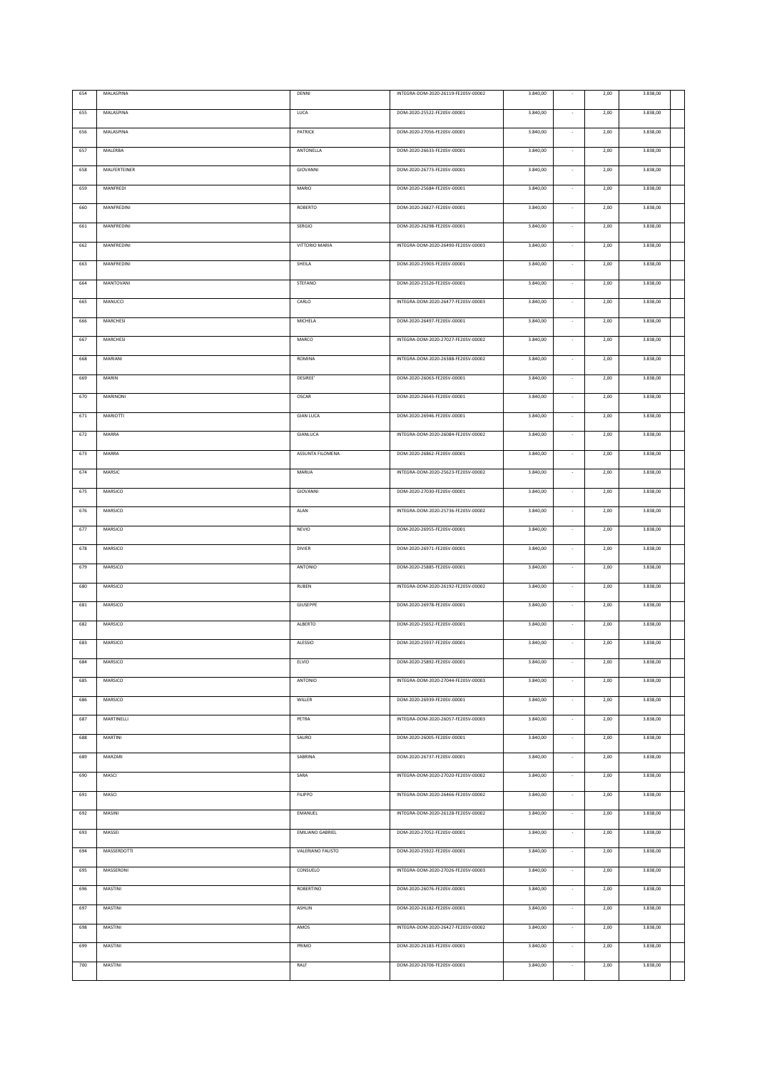| 654 | MALASPINA | DENNI | INTEGRA-DOM-2020-26119-FE20SV-00002 | 3.840,00 | - | 2,00 | 3.838,00 | |
|---|---|---|---|---|---|---|---|---|
| 655 | MALASPINA | LUCA | DOM-2020-25522-FE20SV-00001 | 3.840,00 | - | 2,00 | 3.838,00 | |
| 656 | MALASPINA | PATRICK | DOM-2020-27056-FE20SV-00001 | 3.840,00 | - | 2,00 | 3.838,00 | |
| 657 | MALERBA | ANTONELLA | DOM-2020-26633-FE20SV-00001 | 3.840,00 | - | 2,00 | 3.838,00 | |
| 658 | MALFERTEINER | GIOVANNI | DOM-2020-26773-FE20SV-00001 | 3.840,00 | - | 2,00 | 3.838,00 | |
| 659 | MANFREDI | MARIO | DOM-2020-25684-FE20SV-00001 | 3.840,00 | - | 2,00 | 3.838,00 | |
| 660 | MANFREDINI | ROBERTO | DOM-2020-26827-FE20SV-00001 | 3.840,00 | - | 2,00 | 3.838,00 | |
| 661 | MANFREDINI | SERGIO | DOM-2020-26298-FE20SV-00001 | 3.840,00 | - | 2,00 | 3.838,00 | |
| 662 | MANFREDINI | VITTORIO MARIA | INTEGRA-DOM-2020-26490-FE20SV-00003 | 3.840,00 | - | 2,00 | 3.838,00 | |
| 663 | MANFREDINI | SHEILA | DOM-2020-25903-FE20SV-00001 | 3.840,00 | - | 2,00 | 3.838,00 | |
| 664 | MANTOVANI | STEFANO | DOM-2020-25526-FE20SV-00001 | 3.840,00 | - | 2,00 | 3.838,00 | |
| 665 | MANUCCI | CARLO | INTEGRA-DOM-2020-26477-FE20SV-00003 | 3.840,00 | - | 2,00 | 3.838,00 | |
| 666 | MARCHESI | MICHELA | DOM-2020-26497-FE20SV-00001 | 3.840,00 | - | 2,00 | 3.838,00 | |
| 667 | MARCHESI | MARCO | INTEGRA-DOM-2020-27027-FE20SV-00002 | 3.840,00 | - | 2,00 | 3.838,00 | |
| 668 | MARIANI | ROMINA | INTEGRA-DOM-2020-26388-FE20SV-00002 | 3.840,00 | - | 2,00 | 3.838,00 | |
| 669 | MARIN | DESIREE' | DOM-2020-26063-FE20SV-00001 | 3.840,00 | - | 2,00 | 3.838,00 | |
| 670 | MARINONI | OSCAR | DOM-2020-26643-FE20SV-00001 | 3.840,00 | - | 2,00 | 3.838,00 | |
| 671 | MARIOTTI | GIAN LUCA | DOM-2020-26946-FE20SV-00001 | 3.840,00 | - | 2,00 | 3.838,00 | |
| 672 | MARRA | GIANLUCA | INTEGRA-DOM-2020-26084-FE20SV-00002 | 3.840,00 | - | 2,00 | 3.838,00 | |
| 673 | MARRA | ASSUNTA FILOMENA | DOM-2020-26862-FE20SV-00001 | 3.840,00 | - | 2,00 | 3.838,00 | |
| 674 | MARSIC | MARIJA | INTEGRA-DOM-2020-25623-FE20SV-00002 | 3.840,00 | - | 2,00 | 3.838,00 | |
| 675 | MARSICO | GIOVANNI | DOM-2020-27030-FE20SV-00001 | 3.840,00 | - | 2,00 | 3.838,00 | |
| 676 | MARSICO | ALAN | INTEGRA-DOM-2020-25736-FE20SV-00002 | 3.840,00 | - | 2,00 | 3.838,00 | |
| 677 | MARSICO | NEVIO | DOM-2020-26955-FE20SV-00001 | 3.840,00 | - | 2,00 | 3.838,00 | |
| 678 | MARSICO | DIVIER | DOM-2020-26971-FE20SV-00001 | 3.840,00 | - | 2,00 | 3.838,00 | |
| 679 | MARSICO | ANTONIO | DOM-2020-25885-FE20SV-00001 | 3.840,00 | - | 2,00 | 3.838,00 | |
| 680 | MARSICO | RUBEN | INTEGRA-DOM-2020-26192-FE20SV-00002 | 3.840,00 | - | 2,00 | 3.838,00 | |
| 681 | MARSICO | GIUSEPPE | DOM-2020-26978-FE20SV-00001 | 3.840,00 | - | 2,00 | 3.838,00 | |
| 682 | MARSICO | ALBERTO | DOM-2020-25652-FE20SV-00001 | 3.840,00 | - | 2,00 | 3.838,00 | |
| 683 | MARSICO | ALESSIO | DOM-2020-25937-FE20SV-00001 | 3.840,00 | - | 2,00 | 3.838,00 | |
| 684 | MARSICO | ELVIO | DOM-2020-25892-FE20SV-00001 | 3.840,00 | - | 2,00 | 3.838,00 | |
| 685 | MARSICO | ANTONIO | INTEGRA-DOM-2020-27044-FE20SV-00003 | 3.840,00 | - | 2,00 | 3.838,00 | |
| 686 | MARSICO | WILLER | DOM-2020-26939-FE20SV-00001 | 3.840,00 | - | 2,00 | 3.838,00 | |
| 687 | MARTINELLI | PETRA | INTEGRA-DOM-2020-26057-FE20SV-00003 | 3.840,00 | - | 2,00 | 3.838,00 | |
| 688 | MARTINI | SAURO | DOM-2020-26005-FE20SV-00001 | 3.840,00 | - | 2,00 | 3.838,00 | |
| 689 | MARZARI | SABRINA | DOM-2020-26737-FE20SV-00001 | 3.840,00 | - | 2,00 | 3.838,00 | |
| 690 | MASCI | SARA | INTEGRA-DOM-2020-27020-FE20SV-00002 | 3.840,00 | - | 2,00 | 3.838,00 | |
| 691 | MASCI | FILIPPO | INTEGRA-DOM-2020-26466-FE20SV-00002 | 3.840,00 | - | 2,00 | 3.838,00 | |
| 692 | MASINI | EMANUEL | INTEGRA-DOM-2020-26128-FE20SV-00002 | 3.840,00 | - | 2,00 | 3.838,00 | |
| 693 | MASSEI | EMILIANO GABRIEL | DOM-2020-27052-FE20SV-00001 | 3.840,00 | - | 2,00 | 3.838,00 | |
| 694 | MASSERDOTTI | VALERIANO FAUSTO | DOM-2020-25922-FE20SV-00001 | 3.840,00 | - | 2,00 | 3.838,00 | |
| 695 | MASSERONI | CONSUELO | INTEGRA-DOM-2020-27026-FE20SV-00003 | 3.840,00 | - | 2,00 | 3.838,00 | |
| 696 | MASTINI | ROBERTINO | DOM-2020-26076-FE20SV-00001 | 3.840,00 | - | 2,00 | 3.838,00 | |
| 697 | MASTINI | ASHLIN | DOM-2020-26182-FE20SV-00001 | 3.840,00 | - | 2,00 | 3.838,00 | |
| 698 | MASTINI | AMOS | INTEGRA-DOM-2020-26427-FE20SV-00002 | 3.840,00 | - | 2,00 | 3.838,00 | |
| 699 | MASTINI | PRIMO | DOM-2020-26183-FE20SV-00001 | 3.840,00 | - | 2,00 | 3.838,00 | |
| 700 | MASTINI | RALF | DOM-2020-26706-FE20SV-00001 | 3.840,00 | - | 2,00 | 3.838,00 | |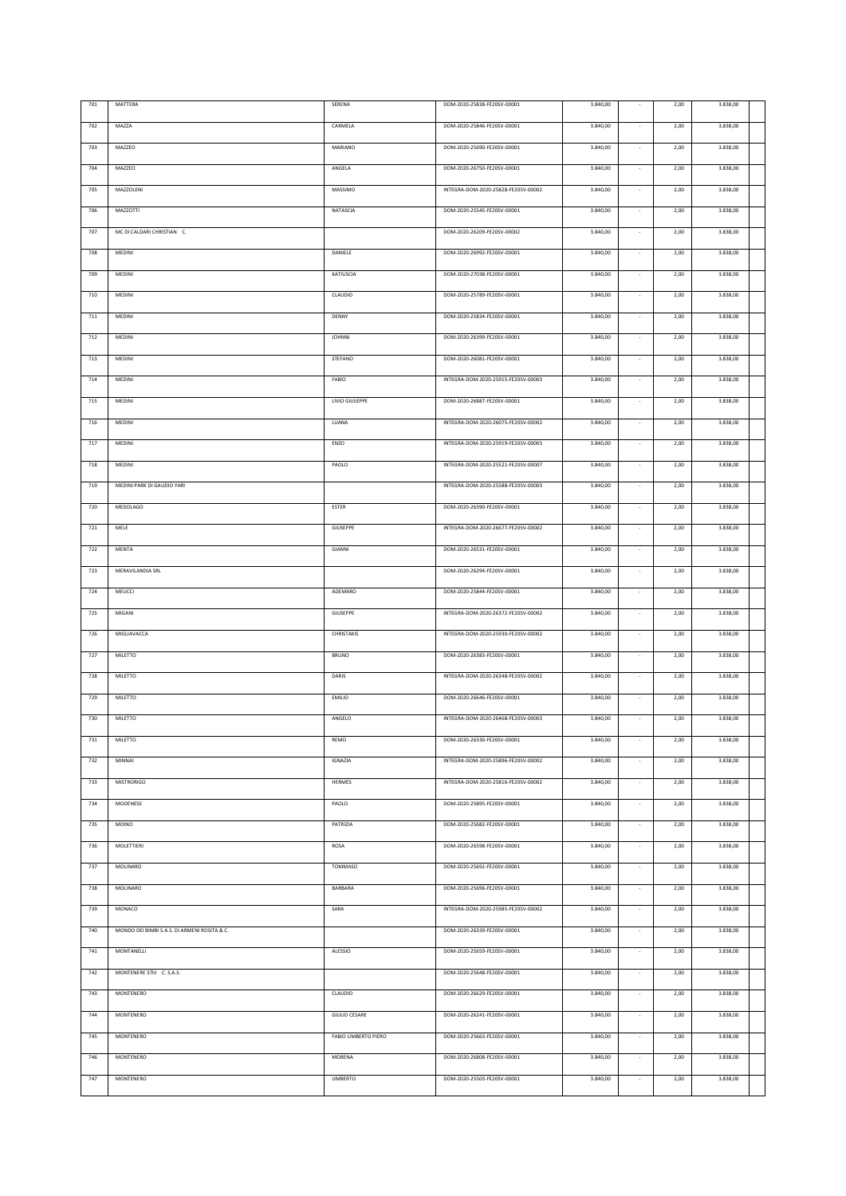| 701 | MATTERA | SERENA | DOM-2020-25838-FE20SV-00001 | 3.840,00 | - | 2,00 | 3.838,00 | |
|---|---|---|---|---|---|---|---|---|
| 702 | MAZZA | CARMELA | DOM-2020-25846-FE20SV-00001 | 3.840,00 | - | 2,00 | 3.838,00 | |
| 703 | MAZZEO | MARIANO | DOM-2020-25690-FE20SV-00001 | 3.840,00 | - | 2,00 | 3.838,00 | |
| 704 | MAZZEO | ANGELA | DOM-2020-26750-FE20SV-00001 | 3.840,00 | - | 2,00 | 3.838,00 | |
| 705 | MAZZOLENI | MASSIMO | INTEGRA-DOM-2020-25828-FE20SV-00002 | 3.840,00 | - | 2,00 | 3.838,00 | |
| 706 | MAZZOTTI | NATASCIA | DOM-2020-25545-FE20SV-00001 | 3.840,00 | - | 2,00 | 3.838,00 | |
| 707 | MC DI CALDARI CHRISTIAN C. | | DOM-2020-26209-FE20SV-00002 | 3.840,00 | - | 2,00 | 3.838,00 | |
| 708 | MEDINI | DANIELE | DOM-2020-26992-FE20SV-00001 | 3.840,00 | - | 2,00 | 3.838,00 | |
| 709 | MEDINI | KATIUSCIA | DOM-2020-27038-FE20SV-00001 | 3.840,00 | - | 2,00 | 3.838,00 | |
| 710 | MEDINI | CLAUDIO | DOM-2020-25789-FE20SV-00001 | 3.840,00 | - | 2,00 | 3.838,00 | |
| 711 | MEDINI | DENNY | DOM-2020-25834-FE20SV-00001 | 3.840,00 | - | 2,00 | 3.838,00 | |
| 712 | MEDINI | JOHNNI | DOM-2020-26399-FE20SV-00001 | 3.840,00 | - | 2,00 | 3.838,00 | |
| 713 | MEDINI | STEFANO | DOM-2020-26081-FE20SV-00001 | 3.840,00 | - | 2,00 | 3.838,00 | |
| 714 | MEDINI | FABIO | INTEGRA-DOM-2020-25915-FE20SV-00003 | 3.840,00 | - | 2,00 | 3.838,00 | |
| 715 | MEDINI | LIVIO GIUSEPPE | DOM-2020-26887-FE20SV-00001 | 3.840,00 | - | 2,00 | 3.838,00 | |
| 716 | MEDINI | LUANA | INTEGRA-DOM-2020-26075-FE20SV-00002 | 3.840,00 | - | 2,00 | 3.838,00 | |
| 717 | MEDINI | ENZO | INTEGRA-DOM-2020-25919-FE20SV-00003 | 3.840,00 | - | 2,00 | 3.838,00 | |
| 718 | MEDINI | PAOLO | INTEGRA-DOM-2020-25521-FE20SV-00007 | 3.840,00 | - | 2,00 | 3.838,00 | |
| 719 | MEDINI PARK DI GAUDIO YARI | | INTEGRA-DOM-2020-25588-FE20SV-00003 | 3.840,00 | - | 2,00 | 3.838,00 | |
| 720 | MEDOLAGO | ESTER | DOM-2020-26390-FE20SV-00001 | 3.840,00 | - | 2,00 | 3.838,00 | |
| 721 | MELE | GIUSEPPE | INTEGRA-DOM-2020-26677-FE20SV-00002 | 3.840,00 | - | 2,00 | 3.838,00 | |
| 722 | MENTA | GIANNI | DOM-2020-26531-FE20SV-00001 | 3.840,00 | - | 2,00 | 3.838,00 | |
| 723 | MERAVILANDIA SRL | | DOM-2020-26294-FE20SV-00001 | 3.840,00 | - | 2,00 | 3.838,00 | |
| 724 | MEUCCI | ADEMARO | DOM-2020-25844-FE20SV-00001 | 3.840,00 | - | 2,00 | 3.838,00 | |
| 725 | MIGANI | GIUSEPPE | INTEGRA-DOM-2020-26372-FE20SV-00002 | 3.840,00 | - | 2,00 | 3.838,00 | |
| 726 | MIGLIAVACCA | CHRISTAKIS | INTEGRA-DOM-2020-25930-FE20SV-00002 | 3.840,00 | - | 2,00 | 3.838,00 | |
| 727 | MILETTO | BRUNO | DOM-2020-26383-FE20SV-00001 | 3.840,00 | - | 2,00 | 3.838,00 | |
| 728 | MILETTO | DARIS | INTEGRA-DOM-2020-26348-FE20SV-00002 | 3.840,00 | - | 2,00 | 3.838,00 | |
| 729 | MILETTO | EMILIO | DOM-2020-26646-FE20SV-00001 | 3.840,00 | - | 2,00 | 3.838,00 | |
| 730 | MILETTO | ANGELO | INTEGRA-DOM-2020-26468-FE20SV-00003 | 3.840,00 | - | 2,00 | 3.838,00 | |
| 731 | MILETTO | REMO | DOM-2020-26330-FE20SV-00001 | 3.840,00 | - | 2,00 | 3.838,00 | |
| 732 | MINNAI | IGNAZIA | INTEGRA-DOM-2020-25896-FE20SV-00002 | 3.840,00 | - | 2,00 | 3.838,00 | |
| 733 | MISTRORIGO | HERMES | INTEGRA-DOM-2020-25816-FE20SV-00002 | 3.840,00 | - | 2,00 | 3.838,00 | |
| 734 | MODENESE | PAOLO | DOM-2020-25895-FE20SV-00001 | 3.840,00 | - | 2,00 | 3.838,00 | |
| 735 | MOINO | PATRIZIA | DOM-2020-25682-FE20SV-00001 | 3.840,00 | - | 2,00 | 3.838,00 | |
| 736 | MOLETTIERI | ROSA | DOM-2020-26598-FE20SV-00001 | 3.840,00 | - | 2,00 | 3.838,00 | |
| 737 | MOLINARO | TOMMASO | DOM-2020-25692-FE20SV-00001 | 3.840,00 | - | 2,00 | 3.838,00 | |
| 738 | MOLINARO | BARBARA | DOM-2020-25696-FE20SV-00001 | 3.840,00 | - | 2,00 | 3.838,00 | |
| 739 | MONACO | SARA | INTEGRA-DOM-2020-25985-FE20SV-00002 | 3.840,00 | - | 2,00 | 3.838,00 | |
| 740 | MONDO DEI BIMBI S.A.S. DI ARMENI ROSITA & C. | | DOM-2020-26339-FE20SV-00001 | 3.840,00 | - | 2,00 | 3.838,00 | |
| 741 | MONTANELLI | ALESSIO | DOM-2020-25659-FE20SV-00001 | 3.840,00 | - | 2,00 | 3.838,00 | |
| 742 | MONTENERE STIV C. S.A.S. | | DOM-2020-25648-FE20SV-00001 | 3.840,00 | - | 2,00 | 3.838,00 | |
| 743 | MONTENERO | CLAUDIO | DOM-2020-26629-FE20SV-00001 | 3.840,00 | - | 2,00 | 3.838,00 | |
| 744 | MONTENERO | GIULIO CESARE | DOM-2020-26241-FE20SV-00001 | 3.840,00 | - | 2,00 | 3.838,00 | |
| 745 | MONTENERO | FABIO UMBERTO PIERO | DOM-2020-25663-FE20SV-00001 | 3.840,00 | - | 2,00 | 3.838,00 | |
| 746 | MONTENERO | MORENA | DOM-2020-26808-FE20SV-00001 | 3.840,00 | - | 2,00 | 3.838,00 | |
| 747 | MONTENERO | UMBERTO | DOM-2020-25503-FE20SV-00001 | 3.840,00 | - | 2,00 | 3.838,00 | |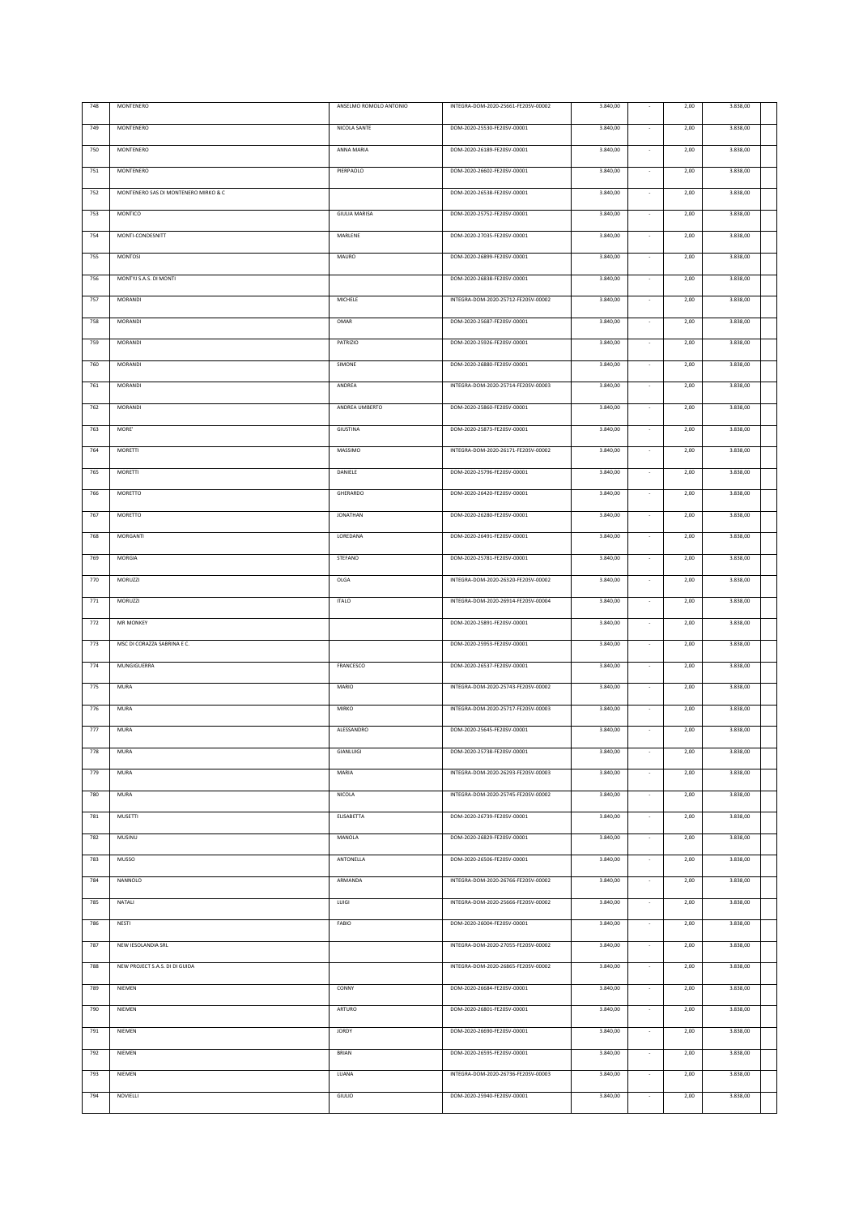| | | | | | | | | |
|---|---|---|---|---|---|---|---|---|
| 748 | MONTENERO | ANSELMO ROMOLO ANTONIO | INTEGRA-DOM-2020-25661-FE20SV-00002 | 3.840,00 | - | 2,00 | 3.838,00 | |
| 749 | MONTENERO | NICOLA SANTE | DOM-2020-25530-FE20SV-00001 | 3.840,00 | - | 2,00 | 3.838,00 | |
| 750 | MONTENERO | ANNA MARIA | DOM-2020-26189-FE20SV-00001 | 3.840,00 | - | 2,00 | 3.838,00 | |
| 751 | MONTENERO | PIERPAOLO | DOM-2020-26602-FE20SV-00001 | 3.840,00 | - | 2,00 | 3.838,00 | |
| 752 | MONTENERO SAS DI MONTENERO MIRKO & C | | DOM-2020-26538-FE20SV-00001 | 3.840,00 | - | 2,00 | 3.838,00 | |
| 753 | MONTICO | GIULIA MARISA | DOM-2020-25752-FE20SV-00001 | 3.840,00 | - | 2,00 | 3.838,00 | |
| 754 | MONTI-CONDESNITT | MARLENE | DOM-2020-27035-FE20SV-00001 | 3.840,00 | - | 2,00 | 3.838,00 | |
| 755 | MONTOSI | MAURO | DOM-2020-26899-FE20SV-00001 | 3.840,00 | - | 2,00 | 3.838,00 | |
| 756 | MONTYJ S.A.S. DI MONTI | | DOM-2020-26838-FE20SV-00001 | 3.840,00 | - | 2,00 | 3.838,00 | |
| 757 | MORANDI | MICHELE | INTEGRA-DOM-2020-25712-FE20SV-00002 | 3.840,00 | - | 2,00 | 3.838,00 | |
| 758 | MORANDI | OMAR | DOM-2020-25687-FE20SV-00001 | 3.840,00 | - | 2,00 | 3.838,00 | |
| 759 | MORANDI | PATRIZIO | DOM-2020-25926-FE20SV-00001 | 3.840,00 | - | 2,00 | 3.838,00 | |
| 760 | MORANDI | SIMONE | DOM-2020-26880-FE20SV-00001 | 3.840,00 | - | 2,00 | 3.838,00 | |
| 761 | MORANDI | ANDREA | INTEGRA-DOM-2020-25714-FE20SV-00003 | 3.840,00 | - | 2,00 | 3.838,00 | |
| 762 | MORANDI | ANDREA UMBERTO | DOM-2020-25860-FE20SV-00001 | 3.840,00 | - | 2,00 | 3.838,00 | |
| 763 | MORE' | GIUSTINA | DOM-2020-25873-FE20SV-00001 | 3.840,00 | - | 2,00 | 3.838,00 | |
| 764 | MORETTI | MASSIMO | INTEGRA-DOM-2020-26171-FE20SV-00002 | 3.840,00 | - | 2,00 | 3.838,00 | |
| 765 | MORETTI | DANIELE | DOM-2020-25796-FE20SV-00001 | 3.840,00 | - | 2,00 | 3.838,00 | |
| 766 | MORETTO | GHERARDO | DOM-2020-26420-FE20SV-00001 | 3.840,00 | - | 2,00 | 3.838,00 | |
| 767 | MORETTO | JONATHAN | DOM-2020-26280-FE20SV-00001 | 3.840,00 | - | 2,00 | 3.838,00 | |
| 768 | MORGANTI | LOREDANA | DOM-2020-26491-FE20SV-00001 | 3.840,00 | - | 2,00 | 3.838,00 | |
| 769 | MORGIA | STEFANO | DOM-2020-25781-FE20SV-00001 | 3.840,00 | - | 2,00 | 3.838,00 | |
| 770 | MORUZZI | OLGA | INTEGRA-DOM-2020-26320-FE20SV-00002 | 3.840,00 | - | 2,00 | 3.838,00 | |
| 771 | MORUZZI | ITALO | INTEGRA-DOM-2020-26914-FE20SV-00004 | 3.840,00 | - | 2,00 | 3.838,00 | |
| 772 | MR MONKEY | | DOM-2020-25891-FE20SV-00001 | 3.840,00 | - | 2,00 | 3.838,00 | |
| 773 | MSC DI CORAZZA SABRINA E C. | | DOM-2020-25953-FE20SV-00001 | 3.840,00 | - | 2,00 | 3.838,00 | |
| 774 | MUNGIGUERRA | FRANCESCO | DOM-2020-26537-FE20SV-00001 | 3.840,00 | - | 2,00 | 3.838,00 | |
| 775 | MURA | MARIO | INTEGRA-DOM-2020-25743-FE20SV-00002 | 3.840,00 | - | 2,00 | 3.838,00 | |
| 776 | MURA | MIRKO | INTEGRA-DOM-2020-25717-FE20SV-00003 | 3.840,00 | - | 2,00 | 3.838,00 | |
| 777 | MURA | ALESSANDRO | DOM-2020-25645-FE20SV-00001 | 3.840,00 | - | 2,00 | 3.838,00 | |
| 778 | MURA | GIANLUIGI | DOM-2020-25738-FE20SV-00001 | 3.840,00 | - | 2,00 | 3.838,00 | |
| 779 | MURA | MARIA | INTEGRA-DOM-2020-26293-FE20SV-00003 | 3.840,00 | - | 2,00 | 3.838,00 | |
| 780 | MURA | NICOLA | INTEGRA-DOM-2020-25745-FE20SV-00002 | 3.840,00 | - | 2,00 | 3.838,00 | |
| 781 | MUSETTI | ELISABETTA | DOM-2020-26739-FE20SV-00001 | 3.840,00 | - | 2,00 | 3.838,00 | |
| 782 | MUSINU | MANOLA | DOM-2020-26829-FE20SV-00001 | 3.840,00 | - | 2,00 | 3.838,00 | |
| 783 | MUSSO | ANTONELLA | DOM-2020-26506-FE20SV-00001 | 3.840,00 | - | 2,00 | 3.838,00 | |
| 784 | NANNOLO | ARMANDA | INTEGRA-DOM-2020-26766-FE20SV-00002 | 3.840,00 | - | 2,00 | 3.838,00 | |
| 785 | NATALI | LUIGI | INTEGRA-DOM-2020-25666-FE20SV-00002 | 3.840,00 | - | 2,00 | 3.838,00 | |
| 786 | NESTI | FABIO | DOM-2020-26004-FE20SV-00001 | 3.840,00 | - | 2,00 | 3.838,00 | |
| 787 | NEW IESOLANDIA SRL | | INTEGRA-DOM-2020-27055-FE20SV-00002 | 3.840,00 | - | 2,00 | 3.838,00 | |
| 788 | NEW PROJECT S.A.S. DI DI GUIDA | | INTEGRA-DOM-2020-26865-FE20SV-00002 | 3.840,00 | - | 2,00 | 3.838,00 | |
| 789 | NIEMEN | CONNY | DOM-2020-26684-FE20SV-00001 | 3.840,00 | - | 2,00 | 3.838,00 | |
| 790 | NIEMEN | ARTURO | DOM-2020-26801-FE20SV-00001 | 3.840,00 | - | 2,00 | 3.838,00 | |
| 791 | NIEMEN | JORDY | DOM-2020-26690-FE20SV-00001 | 3.840,00 | - | 2,00 | 3.838,00 | |
| 792 | NIEMEN | BRIAN | DOM-2020-26595-FE20SV-00001 | 3.840,00 | - | 2,00 | 3.838,00 | |
| 793 | NIEMEN | LUANA | INTEGRA-DOM-2020-26736-FE20SV-00003 | 3.840,00 | - | 2,00 | 3.838,00 | |
| 794 | NOVIELLI | GIULIO | DOM-2020-25940-FE20SV-00001 | 3.840,00 | - | 2,00 | 3.838,00 | |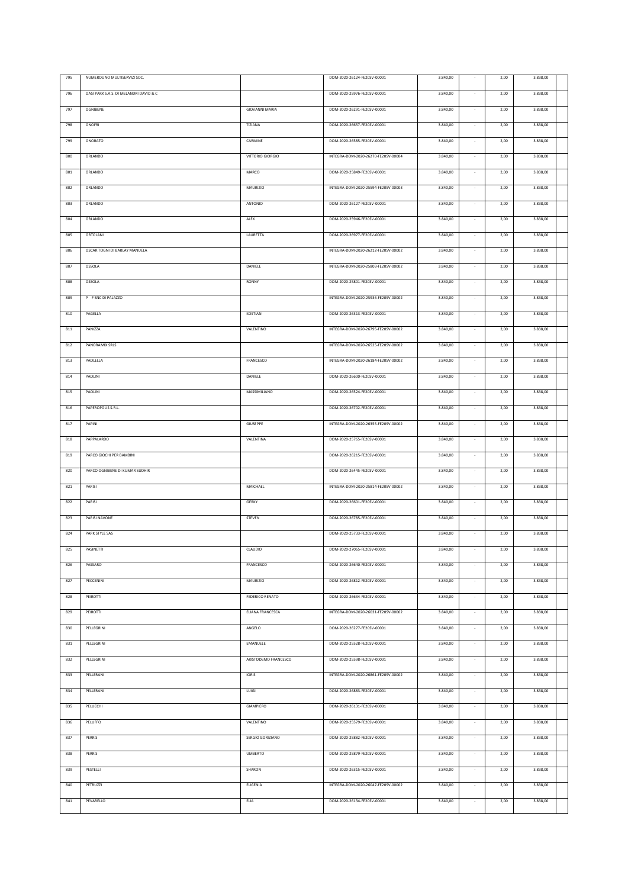| 795 | NUMEROUNO MULTISERVIZI SOC. | | DOM-2020-26124-FE20SV-00001 | 3.840,00 | - | 2,00 | 3.838,00 | |
|---|---|---|---|---|---|---|---|---|
| 796 | OASI PARK S.A.S. DI MELANDRI DAVID & C | | DOM-2020-25976-FE20SV-00001 | 3.840,00 | - | 2,00 | 3.838,00 | |
| 797 | OGNIBENE | GIOVANNI MARIA | DOM-2020-26291-FE20SV-00001 | 3.840,00 | - | 2,00 | 3.838,00 | |
| 798 | ONOFRI | TIZIANA | DOM-2020-26657-FE20SV-00001 | 3.840,00 | - | 2,00 | 3.838,00 | |
| 799 | ONORATO | CARMINE | DOM-2020-26585-FE20SV-00001 | 3.840,00 | - | 2,00 | 3.838,00 | |
| 800 | ORLANDO | VITTORIO GIORGIO | INTEGRA-DOM-2020-26270-FE20SV-00004 | 3.840,00 | - | 2,00 | 3.838,00 | |
| 801 | ORLANDO | MARCO | DOM-2020-25849-FE20SV-00001 | 3.840,00 | - | 2,00 | 3.838,00 | |
| 802 | ORLANDO | MAURIZIO | INTEGRA-DOM-2020-25594-FE20SV-00003 | 3.840,00 | - | 2,00 | 3.838,00 | |
| 803 | ORLANDO | ANTONIO | DOM-2020-26127-FE20SV-00001 | 3.840,00 | - | 2,00 | 3.838,00 | |
| 804 | ORLANDO | ALEX | DOM-2020-25946-FE20SV-00001 | 3.840,00 | - | 2,00 | 3.838,00 | |
| 805 | ORTOLANI | LAURETTA | DOM-2020-26977-FE20SV-00001 | 3.840,00 | - | 2,00 | 3.838,00 | |
| 806 | OSCAR TOGNI DI BARLAY MANUELA | | INTEGRA-DOM-2020-26212-FE20SV-00002 | 3.840,00 | - | 2,00 | 3.838,00 | |
| 807 | OSSOLA | DANIELE | INTEGRA-DOM-2020-25803-FE20SV-00002 | 3.840,00 | - | 2,00 | 3.838,00 | |
| 808 | OSSOLA | RONNY | DOM-2020-25801-FE20SV-00001 | 3.840,00 | - | 2,00 | 3.838,00 | |
| 809 | P F SNC DI PALAZZO | | INTEGRA-DOM-2020-25936-FE20SV-00002 | 3.840,00 | - | 2,00 | 3.838,00 | |
| 810 | PAGELLA | KOSTIAN | DOM-2020-26313-FE20SV-00001 | 3.840,00 | - | 2,00 | 3.838,00 | |
| 811 | PANIZZA | VALENTINO | INTEGRA-DOM-2020-26795-FE20SV-00002 | 3.840,00 | - | 2,00 | 3.838,00 | |
| 812 | PANORAMIX SRLS | | INTEGRA-DOM-2020-26525-FE20SV-00002 | 3.840,00 | - | 2,00 | 3.838,00 | |
| 813 | PAOLELLA | FRANCESCO | INTEGRA-DOM-2020-26184-FE20SV-00002 | 3.840,00 | - | 2,00 | 3.838,00 | |
| 814 | PAOLINI | DANIELE | DOM-2020-26600-FE20SV-00001 | 3.840,00 | - | 2,00 | 3.838,00 | |
| 815 | PAOLINI | MASSIMILIANO | DOM-2020-26524-FE20SV-00001 | 3.840,00 | - | 2,00 | 3.838,00 | |
| 816 | PAPEROPOLIS S.R.L. | | DOM-2020-26702-FE20SV-00001 | 3.840,00 | - | 2,00 | 3.838,00 | |
| 817 | PAPINI | GIUSEPPE | INTEGRA-DOM-2020-26355-FE20SV-00002 | 3.840,00 | - | 2,00 | 3.838,00 | |
| 818 | PAPPALARDO | VALENTINA | DOM-2020-25765-FE20SV-00001 | 3.840,00 | - | 2,00 | 3.838,00 | |
| 819 | PARCO GIOCHI PER BAMBINI | | DOM-2020-26215-FE20SV-00001 | 3.840,00 | - | 2,00 | 3.838,00 | |
| 820 | PARCO OGNIBENE DI KUMAR SUDHIR | | DOM-2020-26445-FE20SV-00001 | 3.840,00 | - | 2,00 | 3.838,00 | |
| 821 | PARISI | MAICHAEL | INTEGRA-DOM-2020-25814-FE20SV-00002 | 3.840,00 | - | 2,00 | 3.838,00 | |
| 822 | PARISI | GERKY | DOM-2020-26601-FE20SV-00001 | 3.840,00 | - | 2,00 | 3.838,00 | |
| 823 | PARISI NAVONE | STEVEN | DOM-2020-26785-FE20SV-00001 | 3.840,00 | - | 2,00 | 3.838,00 | |
| 824 | PARK STYLE SAS | | DOM-2020-25733-FE20SV-00001 | 3.840,00 | - | 2,00 | 3.838,00 | |
| 825 | PASINETTI | CLAUDIO | DOM-2020-27065-FE20SV-00001 | 3.840,00 | - | 2,00 | 3.838,00 | |
| 826 | PASSARO | FRANCESCO | DOM-2020-26640-FE20SV-00001 | 3.840,00 | - | 2,00 | 3.838,00 | |
| 827 | PECCENINI | MAURIZIO | DOM-2020-26812-FE20SV-00001 | 3.840,00 | - | 2,00 | 3.838,00 | |
| 828 | PEIROTTI | FEDERICO RENATO | DOM-2020-26634-FE20SV-00001 | 3.840,00 | - | 2,00 | 3.838,00 | |
| 829 | PEIROTTI | ELIANA FRANCESCA | INTEGRA-DOM-2020-26031-FE20SV-00002 | 3.840,00 | - | 2,00 | 3.838,00 | |
| 830 | PELLEGRINI | ANGELO | DOM-2020-26277-FE20SV-00001 | 3.840,00 | - | 2,00 | 3.838,00 | |
| 831 | PELLEGRINI | EMANUELE | DOM-2020-25528-FE20SV-00001 | 3.840,00 | - | 2,00 | 3.838,00 | |
| 832 | PELLEGRINI | ARISTODEMO FRANCESCO | DOM-2020-25598-FE20SV-00001 | 3.840,00 | - | 2,00 | 3.838,00 | |
| 833 | PELLERANI | IORIS | INTEGRA-DOM-2020-26861-FE20SV-00002 | 3.840,00 | - | 2,00 | 3.838,00 | |
| 834 | PELLERANI | LUIGI | DOM-2020-26883-FE20SV-00001 | 3.840,00 | - | 2,00 | 3.838,00 | |
| 835 | PELUCCHI | GIAMPIERO | DOM-2020-26131-FE20SV-00001 | 3.840,00 | - | 2,00 | 3.838,00 | |
| 836 | PELUFFO | VALENTINO | DOM-2020-25579-FE20SV-00001 | 3.840,00 | - | 2,00 | 3.838,00 | |
| 837 | PERRIS | SERGIO GORIZIANO | DOM-2020-25882-FE20SV-00001 | 3.840,00 | - | 2,00 | 3.838,00 | |
| 838 | PERRIS | UMBERTO | DOM-2020-25879-FE20SV-00001 | 3.840,00 | - | 2,00 | 3.838,00 | |
| 839 | PESTELLI | SHARON | DOM-2020-26315-FE20SV-00001 | 3.840,00 | - | 2,00 | 3.838,00 | |
| 840 | PETRUZZI | EUGENIA | INTEGRA-DOM-2020-26047-FE20SV-00002 | 3.840,00 | - | 2,00 | 3.838,00 | |
| 841 | PEVARELLO | ELIA | DOM-2020-26134-FE20SV-00001 | 3.840,00 | - | 2,00 | 3.838,00 | |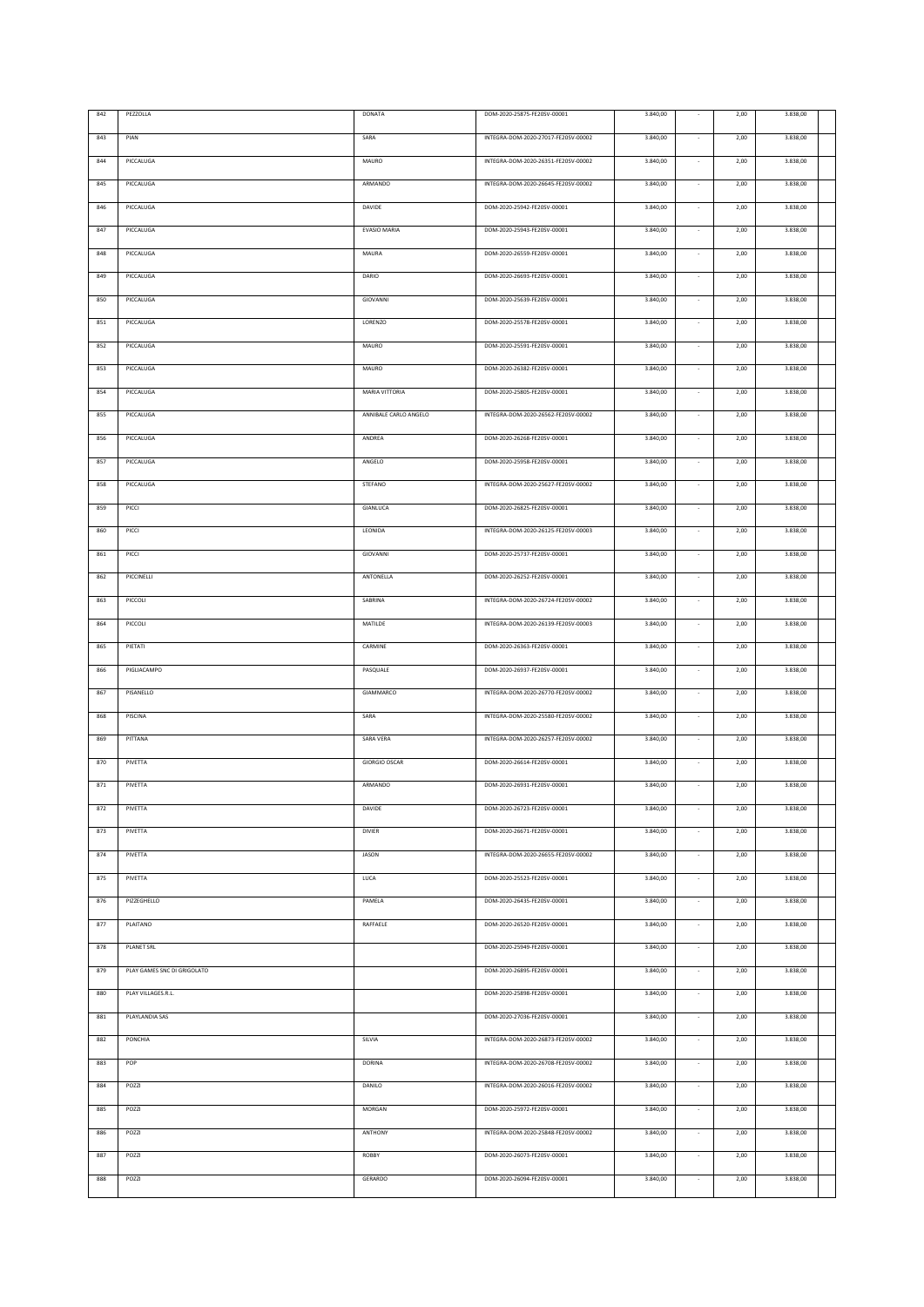| 842 | PEZZOLLA | DONATA | DOM-2020-25875-FE20SV-00001 | 3.840,00 | - | 2,00 | 3.838,00 | |
|---|---|---|---|---|---|---|---|---|
| 843 | PIAN | SARA | INTEGRA-DOM-2020-27017-FE20SV-00002 | 3.840,00 | - | 2,00 | 3.838,00 | |
| 844 | PICCALUGA | MAURO | INTEGRA-DOM-2020-26351-FE20SV-00002 | 3.840,00 | - | 2,00 | 3.838,00 | |
| 845 | PICCALUGA | ARMANDO | INTEGRA-DOM-2020-26645-FE20SV-00002 | 3.840,00 | - | 2,00 | 3.838,00 | |
| 846 | PICCALUGA | DAVIDE | DOM-2020-25942-FE20SV-00001 | 3.840,00 | - | 2,00 | 3.838,00 | |
| 847 | PICCALUGA | EVASIO MARIA | DOM-2020-25943-FE20SV-00001 | 3.840,00 | - | 2,00 | 3.838,00 | |
| 848 | PICCALUGA | MAURA | DOM-2020-26559-FE20SV-00001 | 3.840,00 | - | 2,00 | 3.838,00 | |
| 849 | PICCALUGA | DARIO | DOM-2020-26693-FE20SV-00001 | 3.840,00 | - | 2,00 | 3.838,00 | |
| 850 | PICCALUGA | GIOVANNI | DOM-2020-25639-FE20SV-00001 | 3.840,00 | - | 2,00 | 3.838,00 | |
| 851 | PICCALUGA | LORENZO | DOM-2020-25578-FE20SV-00001 | 3.840,00 | - | 2,00 | 3.838,00 | |
| 852 | PICCALUGA | MAURO | DOM-2020-25591-FE20SV-00001 | 3.840,00 | - | 2,00 | 3.838,00 | |
| 853 | PICCALUGA | MAURO | DOM-2020-26382-FE20SV-00001 | 3.840,00 | - | 2,00 | 3.838,00 | |
| 854 | PICCALUGA | MARIA VITTORIA | DOM-2020-25805-FE20SV-00001 | 3.840,00 | - | 2,00 | 3.838,00 | |
| 855 | PICCALUGA | ANNIBALE CARLO ANGELO | INTEGRA-DOM-2020-26562-FE20SV-00002 | 3.840,00 | - | 2,00 | 3.838,00 | |
| 856 | PICCALUGA | ANDREA | DOM-2020-26268-FE20SV-00001 | 3.840,00 | - | 2,00 | 3.838,00 | |
| 857 | PICCALUGA | ANGELO | DOM-2020-25958-FE20SV-00001 | 3.840,00 | - | 2,00 | 3.838,00 | |
| 858 | PICCALUGA | STEFANO | INTEGRA-DOM-2020-25627-FE20SV-00002 | 3.840,00 | - | 2,00 | 3.838,00 | |
| 859 | PICCI | GIANLUCA | DOM-2020-26825-FE20SV-00001 | 3.840,00 | - | 2,00 | 3.838,00 | |
| 860 | PICCI | LEONIDA | INTEGRA-DOM-2020-26125-FE20SV-00003 | 3.840,00 | - | 2,00 | 3.838,00 | |
| 861 | PICCI | GIOVANNI | DOM-2020-25737-FE20SV-00001 | 3.840,00 | - | 2,00 | 3.838,00 | |
| 862 | PICCINELLI | ANTONELLA | DOM-2020-26252-FE20SV-00001 | 3.840,00 | - | 2,00 | 3.838,00 | |
| 863 | PICCOLI | SABRINA | INTEGRA-DOM-2020-26724-FE20SV-00002 | 3.840,00 | - | 2,00 | 3.838,00 | |
| 864 | PICCOLI | MATILDE | INTEGRA-DOM-2020-26139-FE20SV-00003 | 3.840,00 | - | 2,00 | 3.838,00 | |
| 865 | PIETATI | CARMINE | DOM-2020-26363-FE20SV-00001 | 3.840,00 | - | 2,00 | 3.838,00 | |
| 866 | PIGLIACAMPO | PASQUALE | DOM-2020-26937-FE20SV-00001 | 3.840,00 | - | 2,00 | 3.838,00 | |
| 867 | PISANELLO | GIAMMARCO | INTEGRA-DOM-2020-26770-FE20SV-00002 | 3.840,00 | - | 2,00 | 3.838,00 | |
| 868 | PISCINA | SARA | INTEGRA-DOM-2020-25580-FE20SV-00002 | 3.840,00 | - | 2,00 | 3.838,00 | |
| 869 | PITTANA | SARA VERA | INTEGRA-DOM-2020-26257-FE20SV-00002 | 3.840,00 | - | 2,00 | 3.838,00 | |
| 870 | PIVETTA | GIORGIO OSCAR | DOM-2020-26614-FE20SV-00001 | 3.840,00 | - | 2,00 | 3.838,00 | |
| 871 | PIVETTA | ARMANDO | DOM-2020-26931-FE20SV-00001 | 3.840,00 | - | 2,00 | 3.838,00 | |
| 872 | PIVETTA | DAVIDE | DOM-2020-26723-FE20SV-00001 | 3.840,00 | - | 2,00 | 3.838,00 | |
| 873 | PIVETTA | DIVIER | DOM-2020-26671-FE20SV-00001 | 3.840,00 | - | 2,00 | 3.838,00 | |
| 874 | PIVETTA | JASON | INTEGRA-DOM-2020-26655-FE20SV-00002 | 3.840,00 | - | 2,00 | 3.838,00 | |
| 875 | PIVETTA | LUCA | DOM-2020-25523-FE20SV-00001 | 3.840,00 | - | 2,00 | 3.838,00 | |
| 876 | PIZZEGHELLO | PAMELA | DOM-2020-26435-FE20SV-00001 | 3.840,00 | - | 2,00 | 3.838,00 | |
| 877 | PLAITANO | RAFFAELE | DOM-2020-26520-FE20SV-00001 | 3.840,00 | - | 2,00 | 3.838,00 | |
| 878 | PLANET SRL | | DOM-2020-25949-FE20SV-00001 | 3.840,00 | - | 2,00 | 3.838,00 | |
| 879 | PLAY GAMES SNC DI GRIGOLATO | | DOM-2020-26895-FE20SV-00001 | 3.840,00 | - | 2,00 | 3.838,00 | |
| 880 | PLAY VILLAGE S.R.L. | | DOM-2020-25898-FE20SV-00001 | 3.840,00 | - | 2,00 | 3.838,00 | |
| 881 | PLAYLANDIA SAS | | DOM-2020-27036-FE20SV-00001 | 3.840,00 | - | 2,00 | 3.838,00 | |
| 882 | PONCHIA | SILVIA | INTEGRA-DOM-2020-26873-FE20SV-00002 | 3.840,00 | - | 2,00 | 3.838,00 | |
| 883 | POP | DORINA | INTEGRA-DOM-2020-26708-FE20SV-00002 | 3.840,00 | - | 2,00 | 3.838,00 | |
| 884 | POZZI | DANILO | INTEGRA-DOM-2020-26016-FE20SV-00002 | 3.840,00 | - | 2,00 | 3.838,00 | |
| 885 | POZZI | MORGAN | DOM-2020-25972-FE20SV-00001 | 3.840,00 | - | 2,00 | 3.838,00 | |
| 886 | POZZI | ANTHONY | INTEGRA-DOM-2020-25848-FE20SV-00002 | 3.840,00 | - | 2,00 | 3.838,00 | |
| 887 | POZZI | ROBBY | DOM-2020-26073-FE20SV-00001 | 3.840,00 | - | 2,00 | 3.838,00 | |
| 888 | POZZI | GERARDO | DOM-2020-26094-FE20SV-00001 | 3.840,00 | - | 2,00 | 3.838,00 | |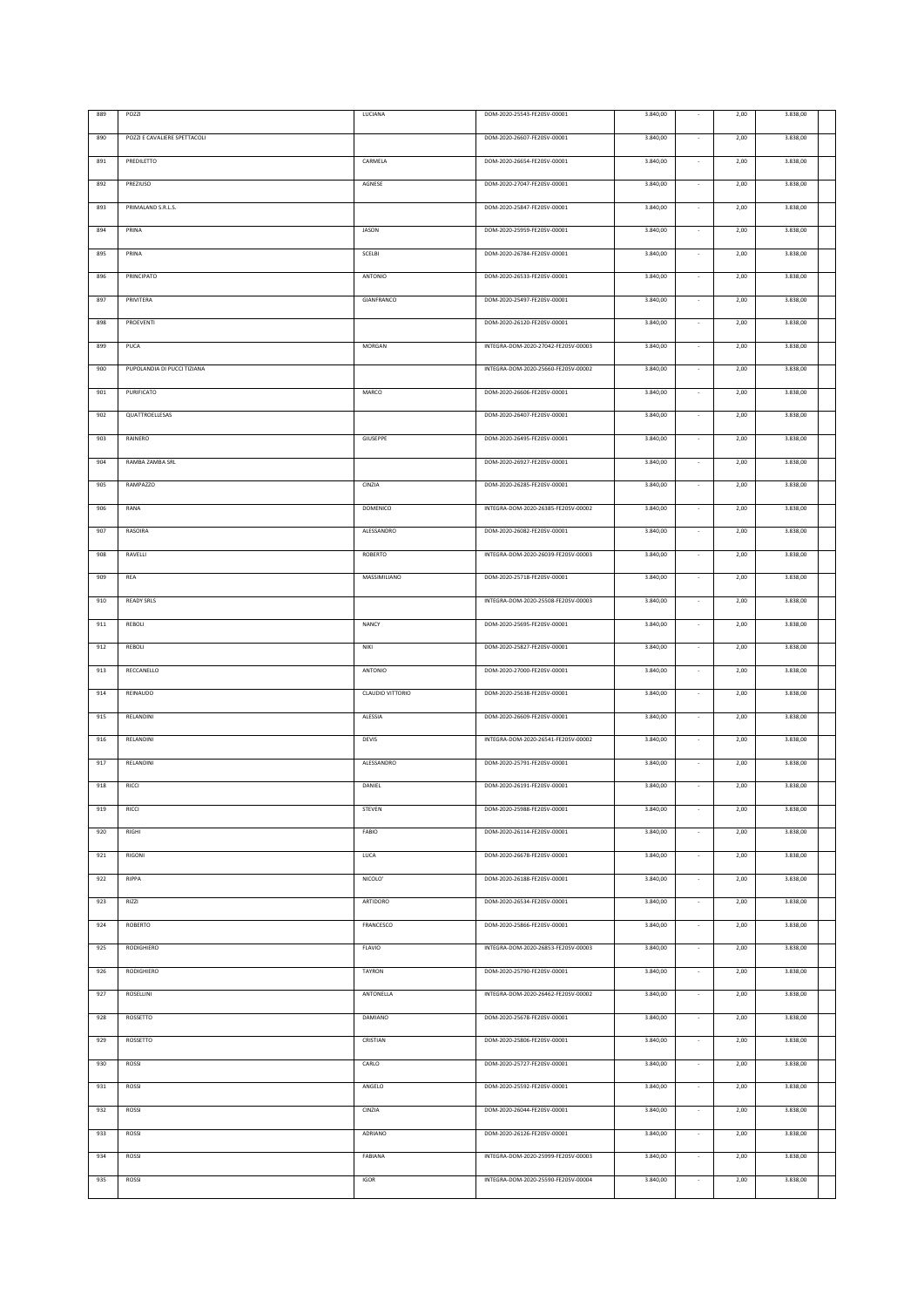| 889 | POZZI | LUCIANA | DOM-2020-25543-FE20SV-00001 | 3.840,00 | - | 2,00 | 3.838,00 | |
|---|---|---|---|---|---|---|---|---|
| 890 | POZZI E CAVALIERE SPETTACOLI | | DOM-2020-26607-FE20SV-00001 | 3.840,00 | - | 2,00 | 3.838,00 | |
| 891 | PREDILETTO | CARMELA | DOM-2020-26654-FE20SV-00001 | 3.840,00 | - | 2,00 | 3.838,00 | |
| 892 | PREZIUSO | AGNESE | DOM-2020-27047-FE20SV-00001 | 3.840,00 | - | 2,00 | 3.838,00 | |
| 893 | PRIMALAND S.R.L.S. | | DOM-2020-25847-FE20SV-00001 | 3.840,00 | - | 2,00 | 3.838,00 | |
| 894 | PRINA | JASON | DOM-2020-25959-FE20SV-00001 | 3.840,00 | - | 2,00 | 3.838,00 | |
| 895 | PRINA | SCELBI | DOM-2020-26784-FE20SV-00001 | 3.840,00 | - | 2,00 | 3.838,00 | |
| 896 | PRINCIPATO | ANTONIO | DOM-2020-26533-FE20SV-00001 | 3.840,00 | - | 2,00 | 3.838,00 | |
| 897 | PRIVITERA | GIANFRANCO | DOM-2020-25497-FE20SV-00001 | 3.840,00 | - | 2,00 | 3.838,00 | |
| 898 | PROEVENTI | | DOM-2020-26120-FE20SV-00001 | 3.840,00 | - | 2,00 | 3.838,00 | |
| 899 | PUCA | MORGAN | INTEGRA-DOM-2020-27042-FE20SV-00003 | 3.840,00 | - | 2,00 | 3.838,00 | |
| 900 | PUPOLANDIA DI PUCCI TIZIANA | | INTEGRA-DOM-2020-25660-FE20SV-00002 | 3.840,00 | - | 2,00 | 3.838,00 | |
| 901 | PURIFICATO | MARCO | DOM-2020-26606-FE20SV-00001 | 3.840,00 | - | 2,00 | 3.838,00 | |
| 902 | QUATTROELLESAS | | DOM-2020-26407-FE20SV-00001 | 3.840,00 | - | 2,00 | 3.838,00 | |
| 903 | RAINERO | GIUSEPPE | DOM-2020-26495-FE20SV-00001 | 3.840,00 | - | 2,00 | 3.838,00 | |
| 904 | RAMBA ZAMBA SRL | | DOM-2020-26927-FE20SV-00001 | 3.840,00 | - | 2,00 | 3.838,00 | |
| 905 | RAMPAZZO | CINZIA | DOM-2020-26285-FE20SV-00001 | 3.840,00 | - | 2,00 | 3.838,00 | |
| 906 | RANA | DOMENICO | INTEGRA-DOM-2020-26385-FE20SV-00002 | 3.840,00 | - | 2,00 | 3.838,00 | |
| 907 | RASOIRA | ALESSANDRO | DOM-2020-26082-FE20SV-00001 | 3.840,00 | - | 2,00 | 3.838,00 | |
| 908 | RAVELLI | ROBERTO | INTEGRA-DOM-2020-26039-FE20SV-00003 | 3.840,00 | - | 2,00 | 3.838,00 | |
| 909 | REA | MASSIMILIANO | DOM-2020-25718-FE20SV-00001 | 3.840,00 | - | 2,00 | 3.838,00 | |
| 910 | READY SRLS | | INTEGRA-DOM-2020-25508-FE20SV-00003 | 3.840,00 | - | 2,00 | 3.838,00 | |
| 911 | REBOLI | NANCY | DOM-2020-25695-FE20SV-00001 | 3.840,00 | - | 2,00 | 3.838,00 | |
| 912 | REBOLI | NIKI | DOM-2020-25827-FE20SV-00001 | 3.840,00 | - | 2,00 | 3.838,00 | |
| 913 | RECCANELLO | ANTONIO | DOM-2020-27000-FE20SV-00001 | 3.840,00 | - | 2,00 | 3.838,00 | |
| 914 | REINAUDO | CLAUDIO VITTORIO | DOM-2020-25638-FE20SV-00001 | 3.840,00 | - | 2,00 | 3.838,00 | |
| 915 | RELANDINI | ALESSIA | DOM-2020-26609-FE20SV-00001 | 3.840,00 | - | 2,00 | 3.838,00 | |
| 916 | RELANDINI | DEVIS | INTEGRA-DOM-2020-26541-FE20SV-00002 | 3.840,00 | - | 2,00 | 3.838,00 | |
| 917 | RELANDINI | ALESSANDRO | DOM-2020-25791-FE20SV-00001 | 3.840,00 | - | 2,00 | 3.838,00 | |
| 918 | RICCI | DANIEL | DOM-2020-26191-FE20SV-00001 | 3.840,00 | - | 2,00 | 3.838,00 | |
| 919 | RICCI | STEVEN | DOM-2020-25988-FE20SV-00001 | 3.840,00 | - | 2,00 | 3.838,00 | |
| 920 | RIGHI | FABIO | DOM-2020-26114-FE20SV-00001 | 3.840,00 | - | 2,00 | 3.838,00 | |
| 921 | RIGONI | LUCA | DOM-2020-26678-FE20SV-00001 | 3.840,00 | - | 2,00 | 3.838,00 | |
| 922 | RIPPA | NICOLO' | DOM-2020-26188-FE20SV-00001 | 3.840,00 | - | 2,00 | 3.838,00 | |
| 923 | RIZZI | ARTIDORO | DOM-2020-26534-FE20SV-00001 | 3.840,00 | - | 2,00 | 3.838,00 | |
| 924 | ROBERTO | FRANCESCO | DOM-2020-25866-FE20SV-00001 | 3.840,00 | - | 2,00 | 3.838,00 | |
| 925 | RODIGHIERO | FLAVIO | INTEGRA-DOM-2020-26853-FE20SV-00003 | 3.840,00 | - | 2,00 | 3.838,00 | |
| 926 | RODIGHIERO | TAYRON | DOM-2020-25790-FE20SV-00001 | 3.840,00 | - | 2,00 | 3.838,00 | |
| 927 | ROSELLINI | ANTONELLA | INTEGRA-DOM-2020-26462-FE20SV-00002 | 3.840,00 | - | 2,00 | 3.838,00 | |
| 928 | ROSSETTO | DAMIANO | DOM-2020-25678-FE20SV-00001 | 3.840,00 | - | 2,00 | 3.838,00 | |
| 929 | ROSSETTO | CRISTIAN | DOM-2020-25806-FE20SV-00001 | 3.840,00 | - | 2,00 | 3.838,00 | |
| 930 | ROSSI | CARLO | DOM-2020-25727-FE20SV-00001 | 3.840,00 | - | 2,00 | 3.838,00 | |
| 931 | ROSSI | ANGELO | DOM-2020-25592-FE20SV-00001 | 3.840,00 | - | 2,00 | 3.838,00 | |
| 932 | ROSSI | CINZIA | DOM-2020-26044-FE20SV-00001 | 3.840,00 | - | 2,00 | 3.838,00 | |
| 933 | ROSSI | ADRIANO | DOM-2020-26126-FE20SV-00001 | 3.840,00 | - | 2,00 | 3.838,00 | |
| 934 | ROSSI | FABIANA | INTEGRA-DOM-2020-25999-FE20SV-00003 | 3.840,00 | - | 2,00 | 3.838,00 | |
| 935 | ROSSI | IGOR | INTEGRA-DOM-2020-25590-FE20SV-00004 | 3.840,00 | - | 2,00 | 3.838,00 | |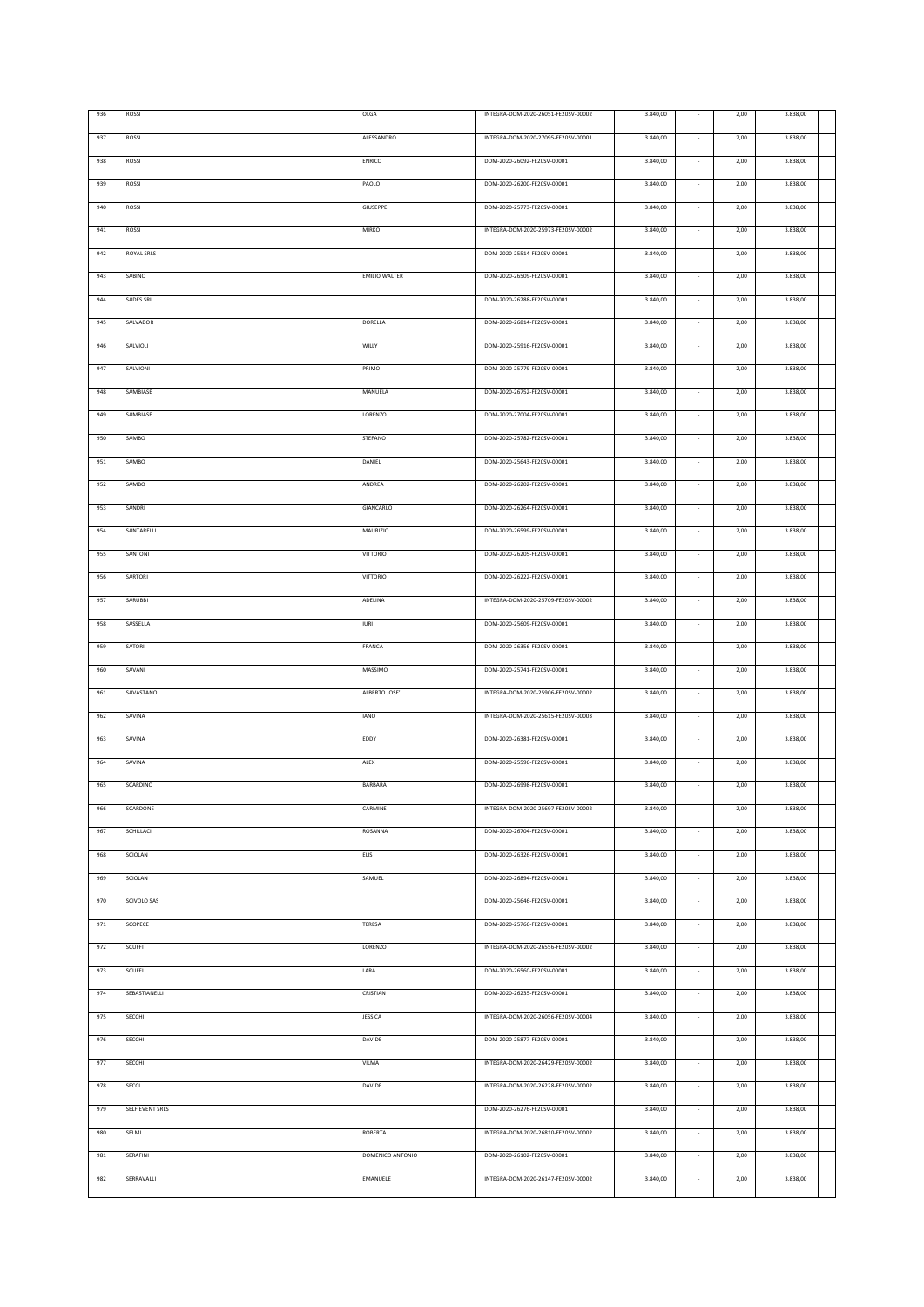| | | | | | | | | |
|---|---|---|---|---|---|---|---|---|
| 936 | ROSSI | OLGA | INTEGRA-DOM-2020-26051-FE20SV-00002 | 3.840,00 | - | 2,00 | 3.838,00 | |
| 937 | ROSSI | ALESSANDRO | INTEGRA-DOM-2020-27095-FE20SV-00001 | 3.840,00 | - | 2,00 | 3.838,00 | |
| 938 | ROSSI | ENRICO | DOM-2020-26092-FE20SV-00001 | 3.840,00 | - | 2,00 | 3.838,00 | |
| 939 | ROSSI | PAOLO | DOM-2020-26200-FE20SV-00001 | 3.840,00 | - | 2,00 | 3.838,00 | |
| 940 | ROSSI | GIUSEPPE | DOM-2020-25773-FE20SV-00001 | 3.840,00 | - | 2,00 | 3.838,00 | |
| 941 | ROSSI | MIRKO | INTEGRA-DOM-2020-25973-FE20SV-00002 | 3.840,00 | - | 2,00 | 3.838,00 | |
| 942 | ROYAL SRLS | | DOM-2020-25514-FE20SV-00001 | 3.840,00 | - | 2,00 | 3.838,00 | |
| 943 | SABINO | EMILIO WALTER | DOM-2020-26509-FE20SV-00001 | 3.840,00 | - | 2,00 | 3.838,00 | |
| 944 | SADES SRL | | DOM-2020-26288-FE20SV-00001 | 3.840,00 | - | 2,00 | 3.838,00 | |
| 945 | SALVADOR | DORELLA | DOM-2020-26814-FE20SV-00001 | 3.840,00 | - | 2,00 | 3.838,00 | |
| 946 | SALVIOLI | WILLY | DOM-2020-25916-FE20SV-00001 | 3.840,00 | - | 2,00 | 3.838,00 | |
| 947 | SALVIONI | PRIMO | DOM-2020-25779-FE20SV-00001 | 3.840,00 | - | 2,00 | 3.838,00 | |
| 948 | SAMBIASE | MANUELA | DOM-2020-26752-FE20SV-00001 | 3.840,00 | - | 2,00 | 3.838,00 | |
| 949 | SAMBIASE | LORENZO | DOM-2020-27004-FE20SV-00001 | 3.840,00 | - | 2,00 | 3.838,00 | |
| 950 | SAMBO | STEFANO | DOM-2020-25782-FE20SV-00001 | 3.840,00 | - | 2,00 | 3.838,00 | |
| 951 | SAMBO | DANIEL | DOM-2020-25643-FE20SV-00001 | 3.840,00 | - | 2,00 | 3.838,00 | |
| 952 | SAMBO | ANDREA | DOM-2020-26202-FE20SV-00001 | 3.840,00 | - | 2,00 | 3.838,00 | |
| 953 | SANDRI | GIANCARLO | DOM-2020-26264-FE20SV-00001 | 3.840,00 | - | 2,00 | 3.838,00 | |
| 954 | SANTARELLI | MAURIZIO | DOM-2020-26599-FE20SV-00001 | 3.840,00 | - | 2,00 | 3.838,00 | |
| 955 | SANTONI | VITTORIO | DOM-2020-26205-FE20SV-00001 | 3.840,00 | - | 2,00 | 3.838,00 | |
| 956 | SARTORI | VITTORIO | DOM-2020-26222-FE20SV-00001 | 3.840,00 | - | 2,00 | 3.838,00 | |
| 957 | SARUBBI | ADELINA | INTEGRA-DOM-2020-25709-FE20SV-00002 | 3.840,00 | - | 2,00 | 3.838,00 | |
| 958 | SASSELLA | IURI | DOM-2020-25609-FE20SV-00001 | 3.840,00 | - | 2,00 | 3.838,00 | |
| 959 | SATORI | FRANCA | DOM-2020-26356-FE20SV-00001 | 3.840,00 | - | 2,00 | 3.838,00 | |
| 960 | SAVANI | MASSIMO | DOM-2020-25741-FE20SV-00001 | 3.840,00 | - | 2,00 | 3.838,00 | |
| 961 | SAVASTANO | ALBERTO JOSE' | INTEGRA-DOM-2020-25906-FE20SV-00002 | 3.840,00 | - | 2,00 | 3.838,00 | |
| 962 | SAVINA | IANO | INTEGRA-DOM-2020-25615-FE20SV-00003 | 3.840,00 | - | 2,00 | 3.838,00 | |
| 963 | SAVINA | EDDY | DOM-2020-26381-FE20SV-00001 | 3.840,00 | - | 2,00 | 3.838,00 | |
| 964 | SAVINA | ALEX | DOM-2020-25596-FE20SV-00001 | 3.840,00 | - | 2,00 | 3.838,00 | |
| 965 | SCARDINO | BARBARA | DOM-2020-26998-FE20SV-00001 | 3.840,00 | - | 2,00 | 3.838,00 | |
| 966 | SCARDONE | CARMINE | INTEGRA-DOM-2020-25697-FE20SV-00002 | 3.840,00 | - | 2,00 | 3.838,00 | |
| 967 | SCHILLACI | ROSANNA | DOM-2020-26704-FE20SV-00001 | 3.840,00 | - | 2,00 | 3.838,00 | |
| 968 | SCIOLAN | ELIS | DOM-2020-26326-FE20SV-00001 | 3.840,00 | - | 2,00 | 3.838,00 | |
| 969 | SCIOLAN | SAMUEL | DOM-2020-26894-FE20SV-00001 | 3.840,00 | - | 2,00 | 3.838,00 | |
| 970 | SCIVOLO SAS | | DOM-2020-25646-FE20SV-00001 | 3.840,00 | - | 2,00 | 3.838,00 | |
| 971 | SCOPECE | TERESA | DOM-2020-25766-FE20SV-00001 | 3.840,00 | - | 2,00 | 3.838,00 | |
| 972 | SCUFFI | LORENZO | INTEGRA-DOM-2020-26556-FE20SV-00002 | 3.840,00 | - | 2,00 | 3.838,00 | |
| 973 | SCUFFI | LARA | DOM-2020-26560-FE20SV-00001 | 3.840,00 | - | 2,00 | 3.838,00 | |
| 974 | SEBASTIANELLI | CRISTIAN | DOM-2020-26235-FE20SV-00001 | 3.840,00 | - | 2,00 | 3.838,00 | |
| 975 | SECCHI | JESSICA | INTEGRA-DOM-2020-26056-FE20SV-00004 | 3.840,00 | - | 2,00 | 3.838,00 | |
| 976 | SECCHI | DAVIDE | DOM-2020-25877-FE20SV-00001 | 3.840,00 | - | 2,00 | 3.838,00 | |
| 977 | SECCHI | VILMA | INTEGRA-DOM-2020-26429-FE20SV-00002 | 3.840,00 | - | 2,00 | 3.838,00 | |
| 978 | SECCI | DAVIDE | INTEGRA-DOM-2020-26228-FE20SV-00002 | 3.840,00 | - | 2,00 | 3.838,00 | |
| 979 | SELFIEVENT SRLS | | DOM-2020-26276-FE20SV-00001 | 3.840,00 | - | 2,00 | 3.838,00 | |
| 980 | SELMI | ROBERTA | INTEGRA-DOM-2020-26810-FE20SV-00002 | 3.840,00 | - | 2,00 | 3.838,00 | |
| 981 | SERAFINI | DOMENICO ANTONIO | DOM-2020-26102-FE20SV-00001 | 3.840,00 | - | 2,00 | 3.838,00 | |
| 982 | SERRAVALLI | EMANUELE | INTEGRA-DOM-2020-26147-FE20SV-00002 | 3.840,00 | - | 2,00 | 3.838,00 | |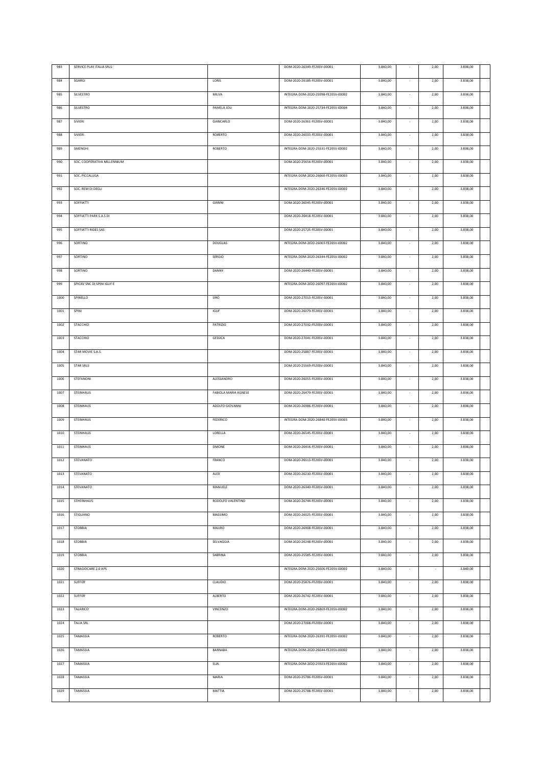| 983 | SERVICE PLAY ITALIA SRLS | | DOM-2020-26349-FE20SV-00001 | 3.840,00 | - | 2,00 | 3.838,00 | |
|---|---|---|---|---|---|---|---|---|
| 984 | SGARGI | LORIS | DOM-2020-26185-FE20SV-00001 | 3.840,00 | - | 2,00 | 3.838,00 | |
| 985 | SILVESTRO | MILVA | INTEGRA-DOM-2020-25998-FE20SV-00002 | 3.840,00 | - | 2,00 | 3.838,00 | |
| 986 | SILVESTRO | PAMELA JOLI | INTEGRA-DOM-2020-25734-FE20SV-00004 | 3.840,00 | - | 2,00 | 3.838,00 | |
| 987 | SIVIERI | GIANCARLO | DOM-2020-26361-FE20SV-00001 | 3.840,00 | - | 2,00 | 3.838,00 | |
| 988 | SIVIERI | ROBERTO | DOM-2020-26033-FE20SV-00001 | 3.840,00 | - | 2,00 | 3.838,00 | |
| 989 | SMENGHI | ROBERTO | INTEGRA-DOM-2020-25531-FE20SV-00002 | 3.840,00 | - | 2,00 | 3.838,00 | |
| 990 | SOC. COOPERATIVA MILLENNIUM | | DOM-2020-25654-FE20SV-00001 | 3.840,00 | - | 2,00 | 3.838,00 | |
| 991 | SOC. PICCALUGA | | INTEGRA-DOM-2020-26660-FE20SV-00003 | 3.840,00 | - | 2,00 | 3.838,00 | |
| 992 | SOC. REM DI DEGLI | | INTEGRA-DOM-2020-26346-FE20SV-00002 | 3.840,00 | - | 2,00 | 3.838,00 | |
| 993 | SOFFIATTI | GIANNI | DOM-2020-26045-FE20SV-00001 | 3.840,00 | - | 2,00 | 3.838,00 | |
| 994 | SOFFIATTI PARK S.A.S DI | | DOM-2020-26418-FE20SV-00001 | 3.840,00 | - | 2,00 | 3.838,00 | |
| 995 | SOFFIATTI RIDES SAS | | DOM-2020-25725-FE20SV-00001 | 3.840,00 | - | 2,00 | 3.838,00 | |
| 996 | SORTINO | DOUGLAS | INTEGRA-DOM-2020-26003-FE20SV-00002 | 3.840,00 | - | 2,00 | 3.838,00 | |
| 997 | SORTINO | SERGIO | INTEGRA-DOM-2020-26344-FE20SV-00002 | 3.840,00 | - | 2,00 | 3.838,00 | |
| 998 | SORTINO | DANNY | DOM-2020-26440-FE20SV-00001 | 3.840,00 | - | 2,00 | 3.838,00 | |
| 999 | SPICAV SNC DI SPINI IGLIF E | | INTEGRA-DOM-2020-26097-FE20SV-00002 | 3.840,00 | - | 2,00 | 3.838,00 | |
| 1000 | SPINELLO | SIRO | DOM-2020-27013-FE20SV-00001 | 3.840,00 | - | 2,00 | 3.838,00 | |
| 1001 | SPINI | IGLIF | DOM-2020-26079-FE20SV-00001 | 3.840,00 | - | 2,00 | 3.838,00 | |
| 1002 | STACCHIO | PATRIZIO | DOM-2020-27032-FE20SV-00001 | 3.840,00 | - | 2,00 | 3.838,00 | |
| 1003 | STACCHIO | GESSICA | DOM-2020-27041-FE20SV-00001 | 3.840,00 | - | 2,00 | 3.838,00 | |
| 1004 | STAR MOVIE S.A.S. | | DOM-2020-25887-FE20SV-00001 | 3.840,00 | - | 2,00 | 3.838,00 | |
| 1005 | STAR SRLS | | DOM-2020-25569-FE20SV-00001 | 3.840,00 | - | 2,00 | 3.838,00 | |
| 1006 | STEFANONI | ALESSANDRO | DOM-2020-26055-FE20SV-00001 | 3.840,00 | - | 2,00 | 3.838,00 | |
| 1007 | STEINHAUS | FABIOLA MARIA AGNESE | DOM-2020-26479-FE20SV-00001 | 3.840,00 | - | 2,00 | 3.838,00 | |
| 1008 | STEINHAUS | ADOLFO GIOVANNI | DOM-2020-26986-FE20SV-00001 | 3.840,00 | - | 2,00 | 3.838,00 | |
| 1009 | STEINHAUS | FEDERICO | INTEGRA-DOM-2020-26840-FE20SV-00003 | 3.840,00 | - | 2,00 | 3.838,00 | |
| 1010 | STEINHAUS | LORELLA | DOM-2020-26545-FE20SV-00001 | 3.840,00 | - | 2,00 | 3.838,00 | |
| 1011 | STEINHAUS | SIMONE | DOM-2020-26416-FE20SV-00001 | 3.840,00 | - | 2,00 | 3.838,00 | |
| 1012 | STEVANATO | FRANCO | DOM-2020-26513-FE20SV-00001 | 3.840,00 | - | 2,00 | 3.838,00 | |
| 1013 | STEVANATO | ALEX | DOM-2020-26230-FE20SV-00001 | 3.840,00 | - | 2,00 | 3.838,00 | |
| 1014 | STEVANATO | MANUELE | DOM-2020-26340-FE20SV-00001 | 3.840,00 | - | 2,00 | 3.838,00 | |
| 1015 | STHEINHAUS | RODOLFO VALENTINO | DOM-2020-26744-FE20SV-00001 | 3.840,00 | - | 2,00 | 3.838,00 | |
| 1016 | STIGLIANO | MASSIMO | DOM-2020-26025-FE20SV-00001 | 3.840,00 | - | 2,00 | 3.838,00 | |
| 1017 | STOBBIA | MAURO | DOM-2020-26908-FE20SV-00001 | 3.840,00 | - | 2,00 | 3.838,00 | |
| 1018 | STOBBIA | SELVAGGIA | DOM-2020-26248-FE20SV-00001 | 3.840,00 | - | 2,00 | 3.838,00 | |
| 1019 | STOBBIA | SABRINA | DOM-2020-25585-FE20SV-00001 | 3.840,00 | - | 2,00 | 3.838,00 | |
| 1020 | STRAGIOCARE 2.0 APS | | INTEGRA-DOM-2020-25606-FE20SV-00002 | 3.840,00 | - | - | 3.840,00 | |
| 1021 | SUFFER | CLAUDIO | DOM-2020-25876-FE20SV-00001 | 3.840,00 | - | 2,00 | 3.838,00 | |
| 1022 | SUFFER | ALBERTO | DOM-2020-26742-FE20SV-00001 | 3.840,00 | - | 2,00 | 3.838,00 | |
| 1023 | TALARICO | VINCENZO | INTEGRA-DOM-2020-26869-FE20SV-00002 | 3.840,00 | - | 2,00 | 3.838,00 | |
| 1024 | TALIA SRL | | DOM-2020-27008-FE20SV-00001 | 3.840,00 | - | 2,00 | 3.838,00 | |
| 1025 | TAMASSIA | ROBERTO | INTEGRA-DOM-2020-26391-FE20SV-00002 | 3.840,00 | - | 2,00 | 3.838,00 | |
| 1026 | TAMASSIA | BARNABA | INTEGRA-DOM-2020-26644-FE20SV-00002 | 3.840,00 | - | 2,00 | 3.838,00 | |
| 1027 | TAMASSIA | ELIA | INTEGRA-DOM-2020-25923-FE20SV-00002 | 3.840,00 | - | 2,00 | 3.838,00 | |
| 1028 | TAMASSIA | MARIA | DOM-2020-25786-FE20SV-00001 | 3.840,00 | - | 2,00 | 3.838,00 | |
| 1029 | TAMASSIA | MATTIA | DOM-2020-25788-FE20SV-00001 | 3.840,00 | - | 2,00 | 3.838,00 | |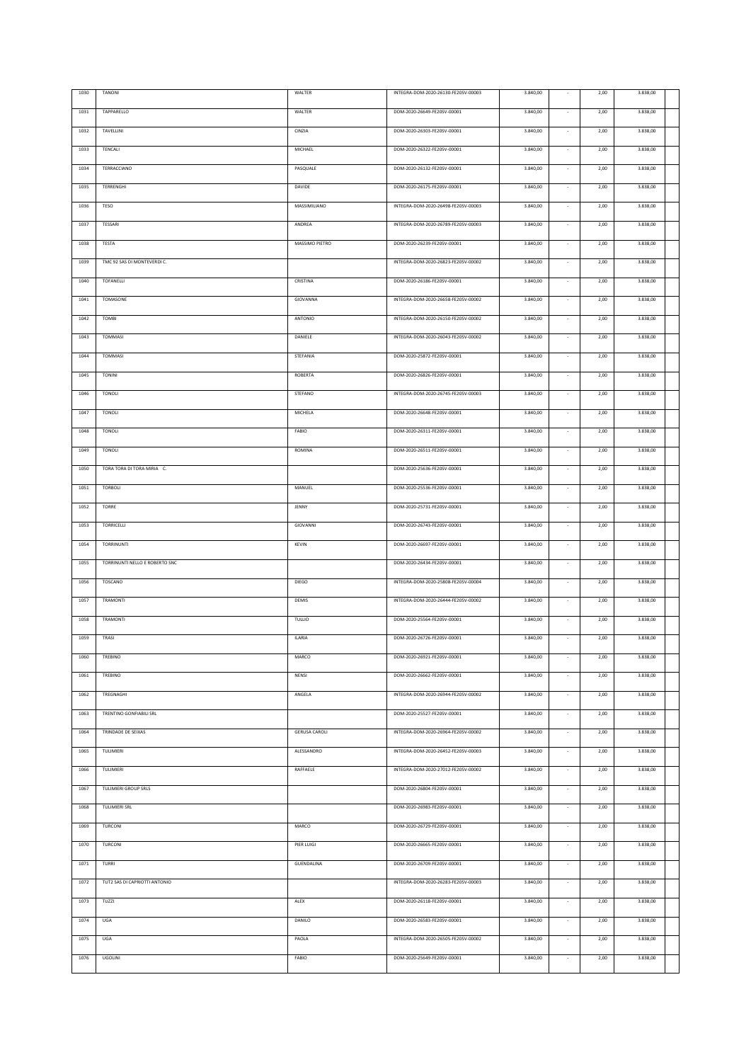| 1030 | TANONI | WALTER | INTEGRA-DOM-2020-26130-FE20SV-00003 | 3.840,00 | - | 2,00 | 3.838,00 | |
|---|---|---|---|---|---|---|---|---|
| 1031 | TAPPARELLO | WALTER | DOM-2020-26649-FE20SV-00001 | 3.840,00 | - | 2,00 | 3.838,00 | |
| 1032 | TAVELLINI | CINZIA | DOM-2020-26303-FE20SV-00001 | 3.840,00 | - | 2,00 | 3.838,00 | |
| 1033 | TENCALI | MICHAEL | DOM-2020-26322-FE20SV-00001 | 3.840,00 | - | 2,00 | 3.838,00 | |
| 1034 | TERRACCIANO | PASQUALE | DOM-2020-26132-FE20SV-00001 | 3.840,00 | - | 2,00 | 3.838,00 | |
| 1035 | TERRENGHI | DAVIDE | DOM-2020-26175-FE20SV-00001 | 3.840,00 | - | 2,00 | 3.838,00 | |
| 1036 | TESO | MASSIMILIANO | INTEGRA-DOM-2020-26498-FE20SV-00003 | 3.840,00 | - | 2,00 | 3.838,00 | |
| 1037 | TESSARI | ANDREA | INTEGRA-DOM-2020-26789-FE20SV-00003 | 3.840,00 | - | 2,00 | 3.838,00 | |
| 1038 | TESTA | MASSIMO PIETRO | DOM-2020-26239-FE20SV-00001 | 3.840,00 | - | 2,00 | 3.838,00 | |
| 1039 | TMC 92 SAS DI MONTEVERDI C. | | INTEGRA-DOM-2020-26823-FE20SV-00002 | 3.840,00 | - | 2,00 | 3.838,00 | |
| 1040 | TOFANELLI | CRISTINA | DOM-2020-26186-FE20SV-00001 | 3.840,00 | - | 2,00 | 3.838,00 | |
| 1041 | TOMASONE | GIOVANNA | INTEGRA-DOM-2020-26658-FE20SV-00002 | 3.840,00 | - | 2,00 | 3.838,00 | |
| 1042 | TOMBI | ANTONIO | INTEGRA-DOM-2020-26150-FE20SV-00002 | 3.840,00 | - | 2,00 | 3.838,00 | |
| 1043 | TOMMASI | DANIELE | INTEGRA-DOM-2020-26043-FE20SV-00002 | 3.840,00 | - | 2,00 | 3.838,00 | |
| 1044 | TOMMASI | STEFANIA | DOM-2020-25872-FE20SV-00001 | 3.840,00 | - | 2,00 | 3.838,00 | |
| 1045 | TONINI | ROBERTA | DOM-2020-26826-FE20SV-00001 | 3.840,00 | - | 2,00 | 3.838,00 | |
| 1046 | TONOLI | STEFANO | INTEGRA-DOM-2020-26745-FE20SV-00003 | 3.840,00 | - | 2,00 | 3.838,00 | |
| 1047 | TONOLI | MICHELA | DOM-2020-26648-FE20SV-00001 | 3.840,00 | - | 2,00 | 3.838,00 | |
| 1048 | TONOLI | FABIO | DOM-2020-26311-FE20SV-00001 | 3.840,00 | - | 2,00 | 3.838,00 | |
| 1049 | TONOLI | ROMINA | DOM-2020-26511-FE20SV-00001 | 3.840,00 | - | 2,00 | 3.838,00 | |
| 1050 | TORA TORA DI TORA MIRIA C. | | DOM-2020-25636-FE20SV-00001 | 3.840,00 | - | 2,00 | 3.838,00 | |
| 1051 | TORBOLI | MANUEL | DOM-2020-25536-FE20SV-00001 | 3.840,00 | - | 2,00 | 3.838,00 | |
| 1052 | TORRE | JENNY | DOM-2020-25731-FE20SV-00001 | 3.840,00 | - | 2,00 | 3.838,00 | |
| 1053 | TORRICELLI | GIOVANNI | DOM-2020-26743-FE20SV-00001 | 3.840,00 | - | 2,00 | 3.838,00 | |
| 1054 | TORRINUNTI | KEVIN | DOM-2020-26697-FE20SV-00001 | 3.840,00 | - | 2,00 | 3.838,00 | |
| 1055 | TORRINUNTI NELLO E ROBERTO SNC | | DOM-2020-26434-FE20SV-00001 | 3.840,00 | - | 2,00 | 3.838,00 | |
| 1056 | TOSCANO | DIEGO | INTEGRA-DOM-2020-25808-FE20SV-00004 | 3.840,00 | - | 2,00 | 3.838,00 | |
| 1057 | TRAMONTI | DEMIS | INTEGRA-DOM-2020-26444-FE20SV-00002 | 3.840,00 | - | 2,00 | 3.838,00 | |
| 1058 | TRAMONTI | TULLIO | DOM-2020-25564-FE20SV-00001 | 3.840,00 | - | 2,00 | 3.838,00 | |
| 1059 | TRASI | ILARIA | DOM-2020-26726-FE20SV-00001 | 3.840,00 | - | 2,00 | 3.838,00 | |
| 1060 | TREBINO | MARCO | DOM-2020-26921-FE20SV-00001 | 3.840,00 | - | 2,00 | 3.838,00 | |
| 1061 | TREBINO | NENSI | DOM-2020-26662-FE20SV-00001 | 3.840,00 | - | 2,00 | 3.838,00 | |
| 1062 | TREGNAGHI | ANGELA | INTEGRA-DOM-2020-26944-FE20SV-00002 | 3.840,00 | - | 2,00 | 3.838,00 | |
| 1063 | TRENTINO GONFIABILI SRL | | DOM-2020-25527-FE20SV-00001 | 3.840,00 | - | 2,00 | 3.838,00 | |
| 1064 | TRINDADE DE SEIXAS | GERUSA CAROLI | INTEGRA-DOM-2020-26964-FE20SV-00002 | 3.840,00 | - | 2,00 | 3.838,00 | |
| 1065 | TULIMIERI | ALESSANDRO | INTEGRA-DOM-2020-26452-FE20SV-00003 | 3.840,00 | - | 2,00 | 3.838,00 | |
| 1066 | TULIMIERI | RAFFAELE | INTEGRA-DOM-2020-27012-FE20SV-00002 | 3.840,00 | - | 2,00 | 3.838,00 | |
| 1067 | TULIMIERI GROUP SRLS | | DOM-2020-26804-FE20SV-00001 | 3.840,00 | - | 2,00 | 3.838,00 | |
| 1068 | TULIMIERI SRL | | DOM-2020-26983-FE20SV-00001 | 3.840,00 | - | 2,00 | 3.838,00 | |
| 1069 | TURCONI | MARCO | DOM-2020-26729-FE20SV-00001 | 3.840,00 | - | 2,00 | 3.838,00 | |
| 1070 | TURCONI | PIER LUIGI | DOM-2020-26665-FE20SV-00001 | 3.840,00 | - | 2,00 | 3.838,00 | |
| 1071 | TURRI | GUENDALINA | DOM-2020-26709-FE20SV-00001 | 3.840,00 | - | 2,00 | 3.838,00 | |
| 1072 | TUT2 SAS DI CAPRIOTTI ANTONIO | | INTEGRA-DOM-2020-26283-FE20SV-00003 | 3.840,00 | - | 2,00 | 3.838,00 | |
| 1073 | TUZZI | ALEX | DOM-2020-26118-FE20SV-00001 | 3.840,00 | - | 2,00 | 3.838,00 | |
| 1074 | UGA | DANILO | DOM-2020-26583-FE20SV-00001 | 3.840,00 | - | 2,00 | 3.838,00 | |
| 1075 | UGA | PAOLA | INTEGRA-DOM-2020-26505-FE20SV-00002 | 3.840,00 | - | 2,00 | 3.838,00 | |
| 1076 | UGOLINI | FABIO | DOM-2020-25649-FE20SV-00001 | 3.840,00 | - | 2,00 | 3.838,00 | |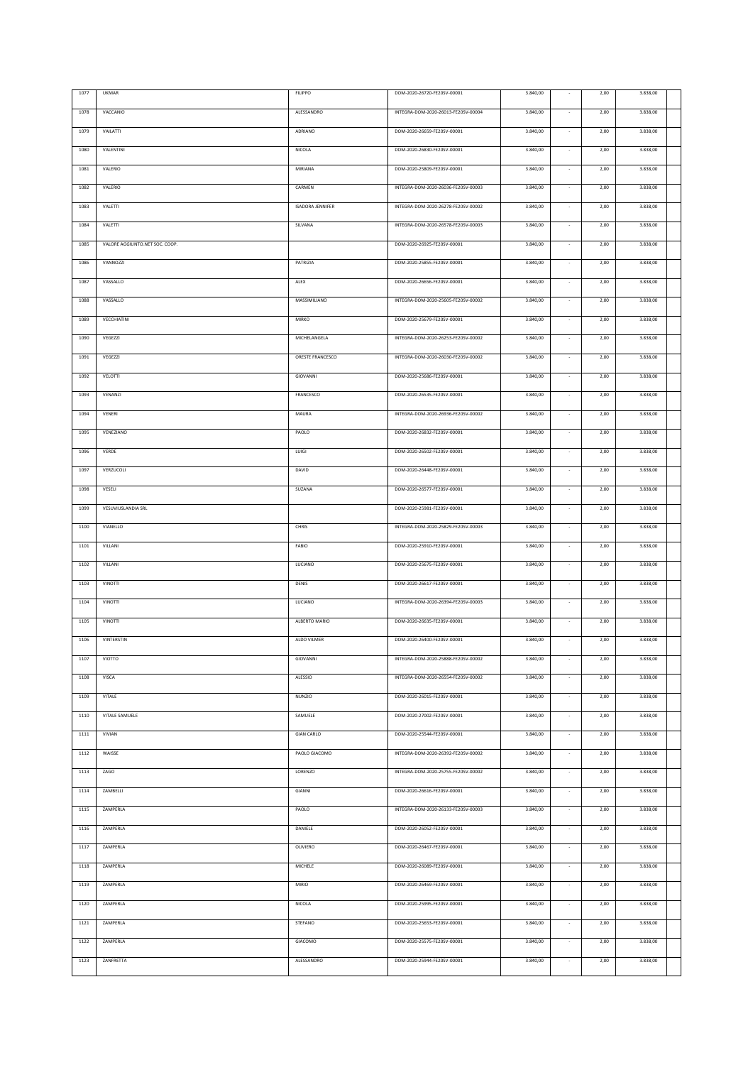| 1077 | UKMAR | FILIPPO | DOM-2020-26720-FE20SV-00001 | 3.840,00 | - | 2,00 | 3.838,00 | |
|---|---|---|---|---|---|---|---|---|
| 1078 | VACCANIO | ALESSANDRO | INTEGRA-DOM-2020-26013-FE20SV-00004 | 3.840,00 | - | 2,00 | 3.838,00 | |
| 1079 | VAILATTI | ADRIANO | DOM-2020-26659-FE20SV-00001 | 3.840,00 | - | 2,00 | 3.838,00 | |
| 1080 | VALENTINI | NICOLA | DOM-2020-26830-FE20SV-00001 | 3.840,00 | - | 2,00 | 3.838,00 | |
| 1081 | VALERIO | MIRIANA | DOM-2020-25809-FE20SV-00001 | 3.840,00 | - | 2,00 | 3.838,00 | |
| 1082 | VALERIO | CARMEN | INTEGRA-DOM-2020-26036-FE20SV-00003 | 3.840,00 | - | 2,00 | 3.838,00 | |
| 1083 | VALETTI | ISADORA JENNIFER | INTEGRA-DOM-2020-26278-FE20SV-00002 | 3.840,00 | - | 2,00 | 3.838,00 | |
| 1084 | VALETTI | SILVANA | INTEGRA-DOM-2020-26578-FE20SV-00003 | 3.840,00 | - | 2,00 | 3.838,00 | |
| 1085 | VALORE AGGIUNTO.NET SOC. COOP. | | DOM-2020-26925-FE20SV-00001 | 3.840,00 | - | 2,00 | 3.838,00 | |
| 1086 | VANNOZZI | PATRIZIA | DOM-2020-25855-FE20SV-00001 | 3.840,00 | - | 2,00 | 3.838,00 | |
| 1087 | VASSALLO | ALEX | DOM-2020-26656-FE20SV-00001 | 3.840,00 | - | 2,00 | 3.838,00 | |
| 1088 | VASSALLO | MASSIMILIANO | INTEGRA-DOM-2020-25605-FE20SV-00002 | 3.840,00 | - | 2,00 | 3.838,00 | |
| 1089 | VECCHIATINI | MIRKO | DOM-2020-25679-FE20SV-00001 | 3.840,00 | - | 2,00 | 3.838,00 | |
| 1090 | VEGEZZI | MICHELANGELA | INTEGRA-DOM-2020-26253-FE20SV-00002 | 3.840,00 | - | 2,00 | 3.838,00 | |
| 1091 | VEGEZZI | ORESTE FRANCESCO | INTEGRA-DOM-2020-26030-FE20SV-00002 | 3.840,00 | - | 2,00 | 3.838,00 | |
| 1092 | VELOTTI | GIOVANNI | DOM-2020-25686-FE20SV-00001 | 3.840,00 | - | 2,00 | 3.838,00 | |
| 1093 | VENANZI | FRANCESCO | DOM-2020-26535-FE20SV-00001 | 3.840,00 | - | 2,00 | 3.838,00 | |
| 1094 | VENERI | MAURA | INTEGRA-DOM-2020-26936-FE20SV-00002 | 3.840,00 | - | 2,00 | 3.838,00 | |
| 1095 | VENEZIANO | PAOLO | DOM-2020-26832-FE20SV-00001 | 3.840,00 | - | 2,00 | 3.838,00 | |
| 1096 | VERDE | LUIGI | DOM-2020-26502-FE20SV-00001 | 3.840,00 | - | 2,00 | 3.838,00 | |
| 1097 | VERZUCOLI | DAVID | DOM-2020-26448-FE20SV-00001 | 3.840,00 | - | 2,00 | 3.838,00 | |
| 1098 | VESELI | SUZANA | DOM-2020-26577-FE20SV-00001 | 3.840,00 | - | 2,00 | 3.838,00 | |
| 1099 | VESUVIUSLANDIA SRL | | DOM-2020-25981-FE20SV-00001 | 3.840,00 | - | 2,00 | 3.838,00 | |
| 1100 | VIANELLO | CHRIS | INTEGRA-DOM-2020-25829-FE20SV-00003 | 3.840,00 | - | 2,00 | 3.838,00 | |
| 1101 | VILLANI | FABIO | DOM-2020-25910-FE20SV-00001 | 3.840,00 | - | 2,00 | 3.838,00 | |
| 1102 | VILLANI | LUCIANO | DOM-2020-25675-FE20SV-00001 | 3.840,00 | - | 2,00 | 3.838,00 | |
| 1103 | VINOTTI | DENIS | DOM-2020-26617-FE20SV-00001 | 3.840,00 | - | 2,00 | 3.838,00 | |
| 1104 | VINOTTI | LUCIANO | INTEGRA-DOM-2020-26394-FE20SV-00003 | 3.840,00 | - | 2,00 | 3.838,00 | |
| 1105 | VINOTTI | ALBERTO MARIO | DOM-2020-26635-FE20SV-00001 | 3.840,00 | - | 2,00 | 3.838,00 | |
| 1106 | VINTERSTIN | ALDO VILMER | DOM-2020-26400-FE20SV-00001 | 3.840,00 | - | 2,00 | 3.838,00 | |
| 1107 | VIOTTO | GIOVANNI | INTEGRA-DOM-2020-25888-FE20SV-00002 | 3.840,00 | - | 2,00 | 3.838,00 | |
| 1108 | VISCA | ALESSIO | INTEGRA-DOM-2020-26554-FE20SV-00002 | 3.840,00 | - | 2,00 | 3.838,00 | |
| 1109 | VITALE | NUNZIO | DOM-2020-26015-FE20SV-00001 | 3.840,00 | - | 2,00 | 3.838,00 | |
| 1110 | VITALE SAMUELE | SAMUELE | DOM-2020-27002-FE20SV-00001 | 3.840,00 | - | 2,00 | 3.838,00 | |
| 1111 | VIVIAN | GIAN CARLO | DOM-2020-25544-FE20SV-00001 | 3.840,00 | - | 2,00 | 3.838,00 | |
| 1112 | WAISSE | PAOLO GIACOMO | INTEGRA-DOM-2020-26392-FE20SV-00002 | 3.840,00 | - | 2,00 | 3.838,00 | |
| 1113 | ZAGO | LORENZO | INTEGRA-DOM-2020-25755-FE20SV-00002 | 3.840,00 | - | 2,00 | 3.838,00 | |
| 1114 | ZAMBELLI | GIANNI | DOM-2020-26616-FE20SV-00001 | 3.840,00 | - | 2,00 | 3.838,00 | |
| 1115 | ZAMPERLA | PAOLO | INTEGRA-DOM-2020-26133-FE20SV-00003 | 3.840,00 | - | 2,00 | 3.838,00 | |
| 1116 | ZAMPERLA | DANIELE | DOM-2020-26052-FE20SV-00001 | 3.840,00 | - | 2,00 | 3.838,00 | |
| 1117 | ZAMPERLA | OLIVIERO | DOM-2020-26467-FE20SV-00001 | 3.840,00 | - | 2,00 | 3.838,00 | |
| 1118 | ZAMPERLA | MICHELE | DOM-2020-26089-FE20SV-00001 | 3.840,00 | - | 2,00 | 3.838,00 | |
| 1119 | ZAMPERLA | MIRIO | DOM-2020-26469-FE20SV-00001 | 3.840,00 | - | 2,00 | 3.838,00 | |
| 1120 | ZAMPERLA | NICOLA | DOM-2020-25995-FE20SV-00001 | 3.840,00 | - | 2,00 | 3.838,00 | |
| 1121 | ZAMPERLA | STEFANO | DOM-2020-25653-FE20SV-00001 | 3.840,00 | - | 2,00 | 3.838,00 | |
| 1122 | ZAMPERLA | GIACOMO | DOM-2020-25575-FE20SV-00001 | 3.840,00 | - | 2,00 | 3.838,00 | |
| 1123 | ZANFRETTA | ALESSANDRO | DOM-2020-25944-FE20SV-00001 | 3.840,00 | - | 2,00 | 3.838,00 | |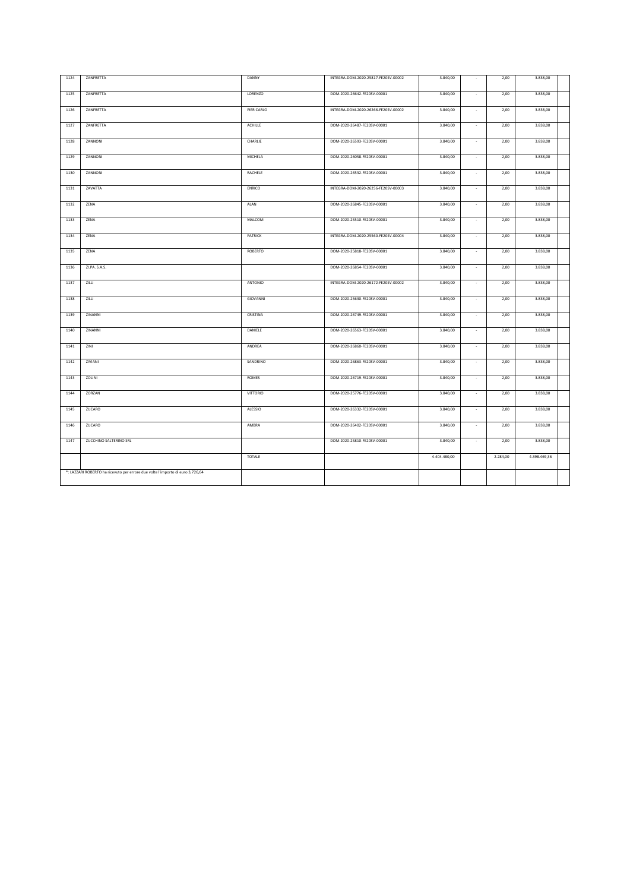| | | | | | | | | |
|---|---|---|---|---|---|---|---|---|
| 1124 | ZANFRETTA | DANNY | INTEGRA-DOM-2020-25817-FE20SV-00002 | 3.840,00 | - | 2,00 | 3.838,00 | |
| 1125 | ZANFRETTA | LORENZO | DOM-2020-26642-FE20SV-00001 | 3.840,00 | - | 2,00 | 3.838,00 | |
| 1126 | ZANFRETTA | PIER CARLO | INTEGRA-DOM-2020-26266-FE20SV-00002 | 3.840,00 | - | 2,00 | 3.838,00 | |
| 1127 | ZANFRETTA | ACHILLE | DOM-2020-26487-FE20SV-00001 | 3.840,00 | - | 2,00 | 3.838,00 | |
| 1128 | ZANNONI | CHARLIE | DOM-2020-26593-FE20SV-00001 | 3.840,00 | - | 2,00 | 3.838,00 | |
| 1129 | ZANNONI | MICHELA | DOM-2020-26058-FE20SV-00001 | 3.840,00 | - | 2,00 | 3.838,00 | |
| 1130 | ZANNONI | RACHELE | DOM-2020-26532-FE20SV-00001 | 3.840,00 | - | 2,00 | 3.838,00 | |
| 1131 | ZAVATTA | ENRICO | INTEGRA-DOM-2020-26256-FE20SV-00003 | 3.840,00 | - | 2,00 | 3.838,00 | |
| 1132 | ZENA | ALAN | DOM-2020-26845-FE20SV-00001 | 3.840,00 | - | 2,00 | 3.838,00 | |
| 1133 | ZENA | MALCOM | DOM-2020-25510-FE20SV-00001 | 3.840,00 | - | 2,00 | 3.838,00 | |
| 1134 | ZENA | PATRICK | INTEGRA-DOM-2020-25560-FE20SV-00004 | 3.840,00 | - | 2,00 | 3.838,00 | |
| 1135 | ZENA | ROBERTO | DOM-2020-25818-FE20SV-00001 | 3.840,00 | - | 2,00 | 3.838,00 | |
| 1136 | ZI.PA. S.A.S. | | DOM-2020-26854-FE20SV-00001 | 3.840,00 | - | 2,00 | 3.838,00 | |
| 1137 | ZILLI | ANTONIO | INTEGRA-DOM-2020-26172-FE20SV-00002 | 3.840,00 | - | 2,00 | 3.838,00 | |
| 1138 | ZILLI | GIOVANNI | DOM-2020-25630-FE20SV-00001 | 3.840,00 | - | 2,00 | 3.838,00 | |
| 1139 | ZINANNI | CRISTINA | DOM-2020-26749-FE20SV-00001 | 3.840,00 | - | 2,00 | 3.838,00 | |
| 1140 | ZINANNI | DANIELE | DOM-2020-26563-FE20SV-00001 | 3.840,00 | - | 2,00 | 3.838,00 | |
| 1141 | ZINI | ANDREA | DOM-2020-26860-FE20SV-00001 | 3.840,00 | - | 2,00 | 3.838,00 | |
| 1142 | ZIVIANI | SANDRINO | DOM-2020-26863-FE20SV-00001 | 3.840,00 | - | 2,00 | 3.838,00 | |
| 1143 | ZOLINI | ROMES | DOM-2020-26719-FE20SV-00001 | 3.840,00 | - | 2,00 | 3.838,00 | |
| 1144 | ZORZAN | VITTORIO | DOM-2020-25776-FE20SV-00001 | 3.840,00 | - | 2,00 | 3.838,00 | |
| 1145 | ZUCARO | ALESSIO | DOM-2020-26332-FE20SV-00001 | 3.840,00 | - | 2,00 | 3.838,00 | |
| 1146 | ZUCARO | AMBRA | DOM-2020-26402-FE20SV-00001 | 3.840,00 | - | 2,00 | 3.838,00 | |
| 1147 | ZUCCHINO SALTERINO SRL | | DOM-2020-25810-FE20SV-00001 | 3.840,00 | - | 2,00 | 3.838,00 | |
| | | TOTALE | | 4.404.480,00 | | 2.284,00 | 4.398.469,36 | |
| *: LAZZARI ROBERTO ha ricevuto per errore due volte l'importo di euro 3.726,64 | | | | | | | | |